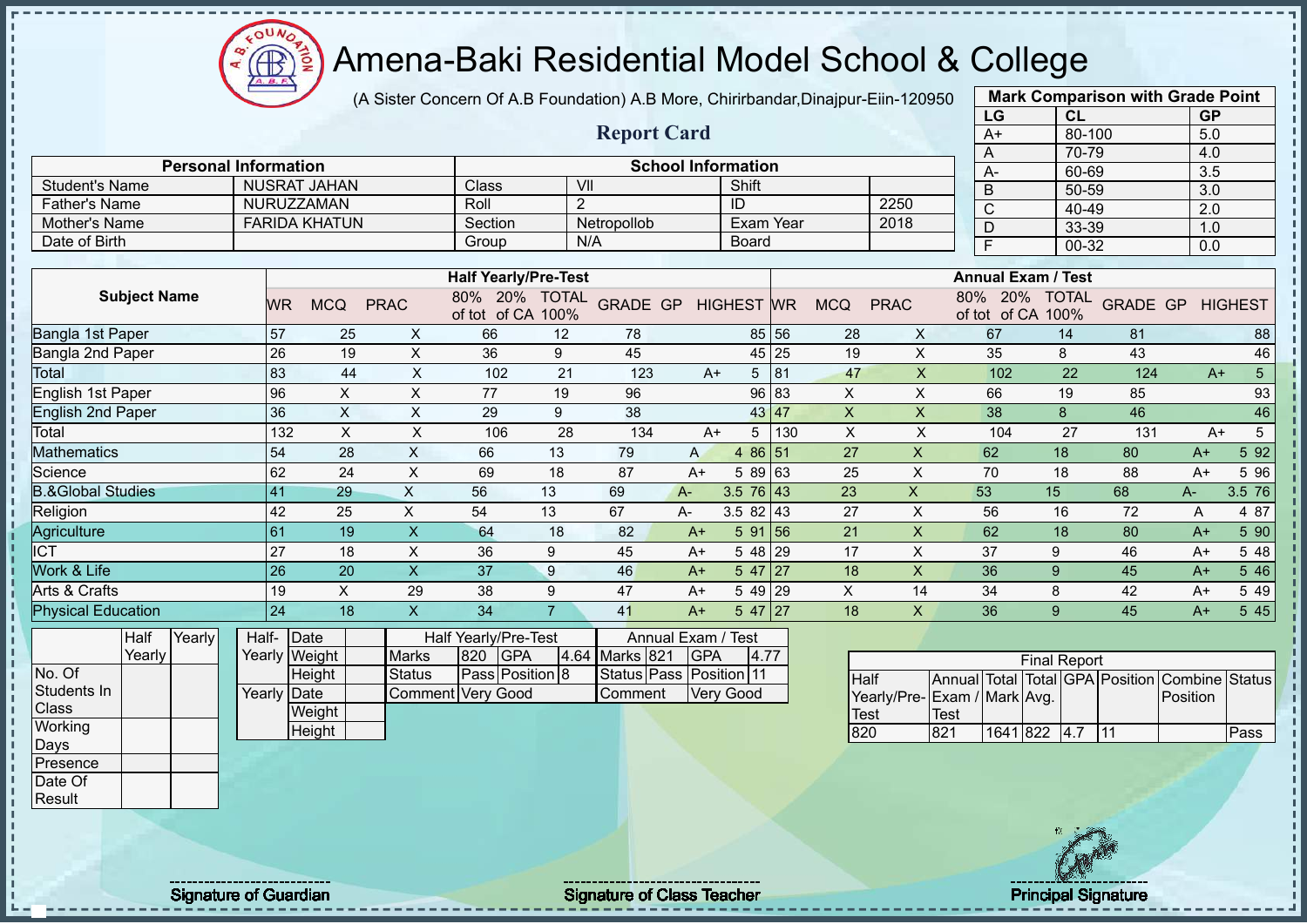# Amena-Baki Residential Model School & College

(A Sister Concern Of A.B Foundation) A.B More, Chirirbandar,Dinajpur-Eiin-120950

## Report Card

| Mark Comparison with Grade Point | | |
|---|---|---|
| LG | CL | GP |
| A+ | 80-100 | 5.0 |
| A | 70-79 | 4.0 |
| A- | 60-69 | 3.5 |
| B | 50-59 | 3.0 |
| C | 40-49 | 2.0 |
| D | 33-39 | 1.0 |
| F | 00-32 | 0.0 |

| Personal Information | | School Information | | | |
|---|---|---|---|---|---|
| Student's Name | NUSRAT JAHAN | Class | VII | Shift | |
| Father's Name | NURUZZAMAN | Roll | 2 | ID | 2250 |
| Mother's Name | FARIDA KHATUN | Section | Netropollob | Exam Year | 2018 |
| Date of Birth | | Group | N/A | Board | |

| Subject Name | Half Yearly/Pre-Test | | | | | | | | | Annual Exam / Test | | | | | | | | |
|---|---|---|---|---|---|---|---|---|---|---|---|---|---|---|---|---|---|---|
| | WR | MCQ | PRAC | 80% of tot | 20% of CA | TOTAL 100% | GRADE | GP | HIGHEST | WR | MCQ | PRAC | 80% of tot | 20% of CA | TOTAL 100% | GRADE | GP | HIGHEST |
| Bangla 1st Paper | 57 | 25 | X | 66 | 12 | 78 | | | 85 | 56 | 28 | X | 67 | 14 | 81 | | | 88 |
| Bangla 2nd Paper | 26 | 19 | X | 36 | 9 | 45 | | | 45 | 25 | 19 | X | 35 | 8 | 43 | | | 46 |
| Total | 83 | 44 | X | 102 | 21 | 123 | A+ | 5 | | 81 | 47 | X | 102 | 22 | 124 | A+ | 5 | |
| English 1st Paper | 96 | X | X | 77 | 19 | 96 | | | 96 | 83 | X | X | 66 | 19 | 85 | | | 93 |
| English 2nd Paper | 36 | X | X | 29 | 9 | 38 | | | 43 | 47 | X | X | 38 | 8 | 46 | | | 46 |
| Total | 132 | X | X | 106 | 28 | 134 | A+ | 5 | | 130 | X | X | 104 | 27 | 131 | A+ | 5 | |
| Mathematics | 54 | 28 | X | 66 | 13 | 79 | A | 4 | 86 | 51 | 27 | X | 62 | 18 | 80 | A+ | 5 | 92 |
| Science | 62 | 24 | X | 69 | 18 | 87 | A+ | 5 | 89 | 63 | 25 | X | 70 | 18 | 88 | A+ | 5 | 96 |
| B.&Global Studies | 41 | 29 | X | 56 | 13 | 69 | A- | 3.5 | 76 | 43 | 23 | X | 53 | 15 | 68 | A- | 3.5 | 76 |
| Religion | 42 | 25 | X | 54 | 13 | 67 | A- | 3.5 | 82 | 43 | 27 | X | 56 | 16 | 72 | A | 4 | 87 |
| Agriculture | 61 | 19 | X | 64 | 18 | 82 | A+ | 5 | 91 | 56 | 21 | X | 62 | 18 | 80 | A+ | 5 | 90 |
| ICT | 27 | 18 | X | 36 | 9 | 45 | A+ | 5 | 48 | 29 | 17 | X | 37 | 9 | 46 | A+ | 5 | 48 |
| Work & Life | 26 | 20 | X | 37 | 9 | 46 | A+ | 5 | 47 | 27 | 18 | X | 36 | 9 | 45 | A+ | 5 | 46 |
| Arts & Crafts | 19 | X | 29 | 38 | 9 | 47 | A+ | 5 | 49 | 29 | X | 14 | 34 | 8 | 42 | A+ | 5 | 49 |
| Physical Education | 24 | 18 | X | 34 | 7 | 41 | A+ | 5 | 47 | 27 | 18 | X | 36 | 9 | 45 | A+ | 5 | 45 |

| | Half Yearly | Yearly |
|---|---|---|
| No. Of Students In Class | | |
| Working Days | | |
| Presence | | |
| Date Of Result | | |

| | | |
|---|---|---|
| Half-Yearly | Date | |
| | Weight | |
| | Height | |
| Yearly | Date | |
| | Weight | |
| | Height | |

| Half Yearly/Pre-Test | | | | Annual Exam / Test | | | |
|---|---|---|---|---|---|---|---|
| Marks | 820 | GPA | 4.64 | Marks | 821 | GPA | 4.77 |
| Status | Pass | Position | 8 | Status | Pass | Position | 11 |
| Comment | Very Good | | | Comment | Very Good | | |

| Final Report | | | | | | | |
|---|---|---|---|---|---|---|---|
| Half Yearly/Pre-Test | Annual Exam / Test | Total Mark | Total Avg. | GPA | Position | Combine Position | Status |
| 820 | 821 | 1641 | 822 | 4.7 | 11 | | Pass |

Signature of Guardian

Signature of Class Teacher

Principal Signature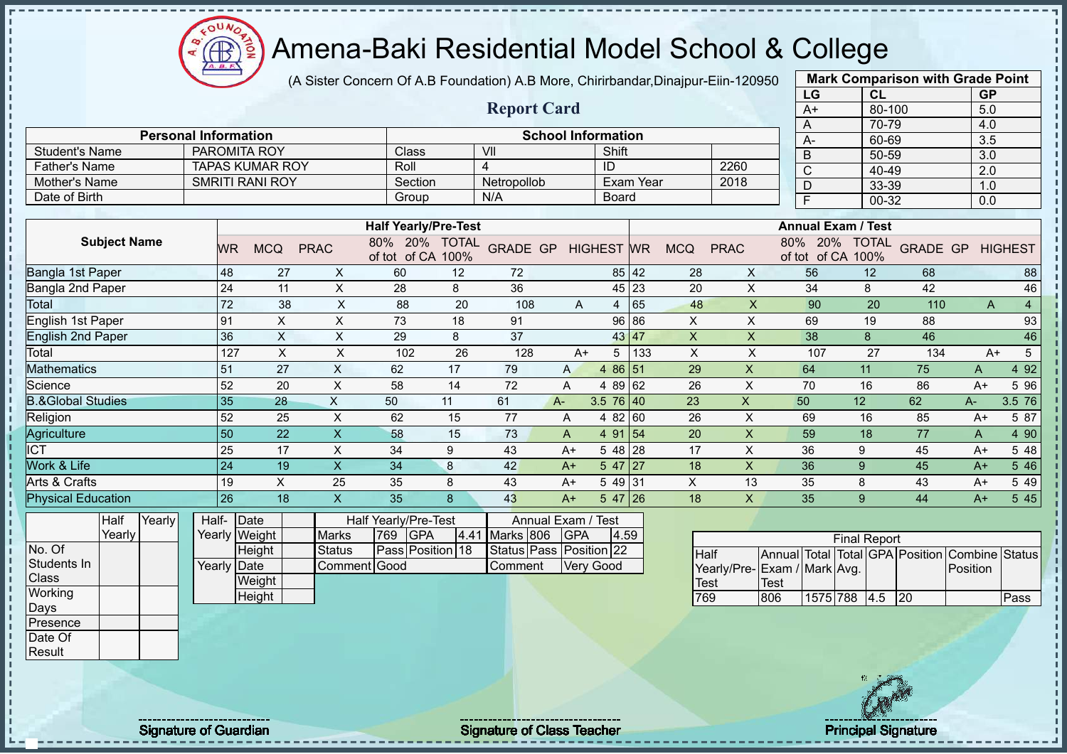# Amena-Baki Residential Model School & College

(A Sister Concern Of A.B Foundation) A.B More, Chirirbandar,Dinajpur-Eiin-120950

## Report Card

| Mark Comparison with Grade Point | | |
|---|---|---|
| LG | CL | GP |
| A+ | 80-100 | 5.0 |
| A | 70-79 | 4.0 |
| A- | 60-69 | 3.5 |
| B | 50-59 | 3.0 |
| C | 40-49 | 2.0 |
| D | 33-39 | 1.0 |
| F | 00-32 | 0.0 |

| Personal Information | | School Information | | | |
|---|---|---|---|---|---|
| Student's Name | PAROMITA ROY | Class | VII | Shift | |
| Father's Name | TAPAS KUMAR ROY | Roll | 4 | ID | 2260 |
| Mother's Name | SMRITI RANI ROY | Section | Netropollob | Exam Year | 2018 |
| Date of Birth | | Group | N/A | Board | |

| Subject Name | Half Yearly/Pre-Test | | | | | | | | | Annual Exam / Test | | | | | | | | |
|---|---|---|---|---|---|---|---|---|---|---|---|---|---|---|---|---|---|---|
| | WR | MCQ | PRAC | 80% of tot | 20% of CA | TOTAL 100% | GRADE | GP | HIGHEST | WR | MCQ | PRAC | 80% of tot | 20% of CA | TOTAL 100% | GRADE | GP | HIGHEST |
| Bangla 1st Paper | 48 | 27 | X | 60 | 12 | 72 | | | 85 | 42 | 28 | X | 56 | 12 | 68 | | | 88 |
| Bangla 2nd Paper | 24 | 11 | X | 28 | 8 | 36 | | | 45 | 23 | 20 | X | 34 | 8 | 42 | | | 46 |
| Total | 72 | 38 | X | 88 | 20 | 108 | A | 4 | | 65 | 48 | X | 90 | 20 | 110 | A | 4 | |
| English 1st Paper | 91 | X | X | 73 | 18 | 91 | | | 96 | 86 | X | X | 69 | 19 | 88 | | | 93 |
| English 2nd Paper | 36 | X | X | 29 | 8 | 37 | | | 43 | 47 | X | X | 38 | 8 | 46 | | | 46 |
| Total | 127 | X | X | 102 | 26 | 128 | A+ | 5 | | 133 | X | X | 107 | 27 | 134 | A+ | 5 | |
| Mathematics | 51 | 27 | X | 62 | 17 | 79 | A | 4 | 86 | 51 | 29 | X | 64 | 11 | 75 | A | 4 | 92 |
| Science | 52 | 20 | X | 58 | 14 | 72 | A | 4 | 89 | 62 | 26 | X | 70 | 16 | 86 | A+ | 5 | 96 |
| B.&Global Studies | 35 | 28 | X | 50 | 11 | 61 | A- | 3.5 | 76 | 40 | 23 | X | 50 | 12 | 62 | A- | 3.5 | 76 |
| Religion | 52 | 25 | X | 62 | 15 | 77 | A | 4 | 82 | 60 | 26 | X | 69 | 16 | 85 | A+ | 5 | 87 |
| Agriculture | 50 | 22 | X | 58 | 15 | 73 | A | 4 | 91 | 54 | 20 | X | 59 | 18 | 77 | A | 4 | 90 |
| ICT | 25 | 17 | X | 34 | 9 | 43 | A+ | 5 | 48 | 28 | 17 | X | 36 | 9 | 45 | A+ | 5 | 48 |
| Work & Life | 24 | 19 | X | 34 | 8 | 42 | A+ | 5 | 47 | 27 | 18 | X | 36 | 9 | 45 | A+ | 5 | 46 |
| Arts & Crafts | 19 | X | 25 | 35 | 8 | 43 | A+ | 5 | 49 | 31 | X | 13 | 35 | 8 | 43 | A+ | 5 | 49 |
| Physical Education | 26 | 18 | X | 35 | 8 | 43 | A+ | 5 | 47 | 26 | 18 | X | 35 | 9 | 44 | A+ | 5 | 45 |

| | Half Yearly | Yearly |
|---|---|---|
| No. Of Students In Class | | |
| Working Days | | |
| Presence | | |
| Date Of Result | | |

| | | |
|---|---|---|
| Half-Yearly | Date | |
| | Weight | |
| | Height | |
| Yearly | Date | |
| | Weight | |
| | Height | |

| Half Yearly/Pre-Test | | | | Annual Exam / Test | | | |
|---|---|---|---|---|---|---|---|
| Marks | 769 | GPA | 4.41 | Marks | 806 | GPA | 4.59 |
| Status | Pass | Position | 18 | Status | Pass | Position | 22 |
| Comment | Good | | | Comment | Very Good | | |

| Final Report | | | | | | | |
|---|---|---|---|---|---|---|---|
| Half Yearly/Pre-Test | Annual Exam / Test | Total Mark | Total Avg. | GPA | Position | Combine Position | Status |
| 769 | 806 | 1575 | 788 | 4.5 | 20 | | Pass |

Signature of Guardian | Signature of Class Teacher | Principal Signature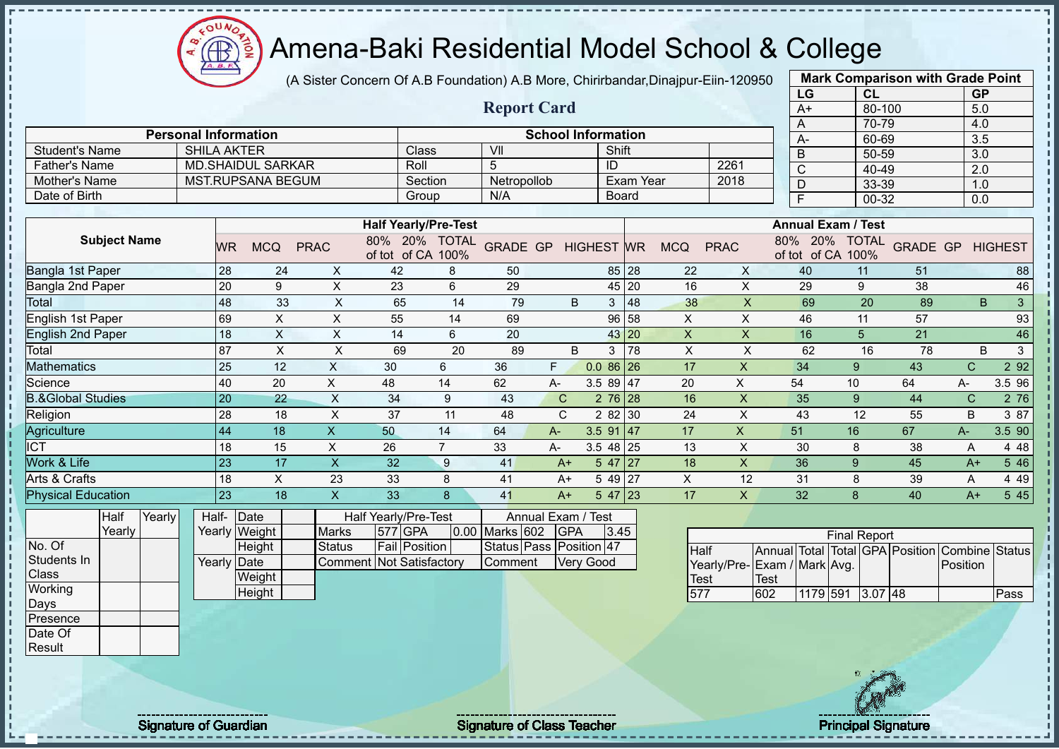# Amena-Baki Residential Model School & College

(A Sister Concern Of A.B Foundation) A.B More, Chirirbandar,Dinajpur-Eiin-120950

## Report Card

| Mark Comparison with Grade Point | | |
|---|---|---|
| LG | CL | GP |
| A+ | 80-100 | 5.0 |
| A | 70-79 | 4.0 |
| A- | 60-69 | 3.5 |
| B | 50-59 | 3.0 |
| C | 40-49 | 2.0 |
| D | 33-39 | 1.0 |
| F | 00-32 | 0.0 |

| Personal Information | | School Information | | | |
|---|---|---|---|---|---|
| Student's Name | SHILA AKTER | Class | VII | Shift | |
| Father's Name | MD.SHAIDUL SARKAR | Roll | 5 | ID | 2261 |
| Mother's Name | MST.RUPSANA BEGUM | Section | Netropollob | Exam Year | 2018 |
| Date of Birth | | Group | N/A | Board | |

| Subject Name | Half Yearly/Pre-Test | | | | | | | | | Annual Exam / Test | | | | | | | | |
|---|---|---|---|---|---|---|---|---|---|---|---|---|---|---|---|---|---|---|
| | WR | MCQ | PRAC | 80% of tot | 20% of CA | TOTAL 100% | GRADE | GP | HIGHEST | WR | MCQ | PRAC | 80% of tot | 20% of CA | TOTAL 100% | GRADE | GP | HIGHEST |
| Bangla 1st Paper | 28 | 24 | X | 42 | 8 | 50 | | | 85 | 28 | 22 | X | 40 | 11 | 51 | | | 88 |
| Bangla 2nd Paper | 20 | 9 | X | 23 | 6 | 29 | | | 45 | 20 | 16 | X | 29 | 9 | 38 | | | 46 |
| Total | 48 | 33 | X | 65 | 14 | 79 | B | 3 | | 48 | 38 | X | 69 | 20 | 89 | B | 3 | |
| English 1st Paper | 69 | X | X | 55 | 14 | 69 | | | 96 | 58 | X | X | 46 | 11 | 57 | | | 93 |
| English 2nd Paper | 18 | X | X | 14 | 6 | 20 | | | 43 | 20 | X | X | 16 | 5 | 21 | | | 46 |
| Total | 87 | X | X | 69 | 20 | 89 | B | 3 | | 78 | X | X | 62 | 16 | 78 | B | 3 | |
| Mathematics | 25 | 12 | X | 30 | 6 | 36 | F | 0.0 | 86 | 26 | 17 | X | 34 | 9 | 43 | C | 2 | 92 |
| Science | 40 | 20 | X | 48 | 14 | 62 | A- | 3.5 | 89 | 47 | 20 | X | 54 | 10 | 64 | A- | 3.5 | 96 |
| B.&Global Studies | 20 | 22 | X | 34 | 9 | 43 | C | 2 | 76 | 28 | 16 | X | 35 | 9 | 44 | C | 2 | 76 |
| Religion | 28 | 18 | X | 37 | 11 | 48 | C | 2 | 82 | 30 | 24 | X | 43 | 12 | 55 | B | 3 | 87 |
| Agriculture | 44 | 18 | X | 50 | 14 | 64 | A- | 3.5 | 91 | 47 | 17 | X | 51 | 16 | 67 | A- | 3.5 | 90 |
| ICT | 18 | 15 | X | 26 | 7 | 33 | A- | 3.5 | 48 | 25 | 13 | X | 30 | 8 | 38 | A | 4 | 48 |
| Work & Life | 23 | 17 | X | 32 | 9 | 41 | A+ | 5 | 47 | 27 | 18 | X | 36 | 9 | 45 | A+ | 5 | 46 |
| Arts & Crafts | 18 | X | 23 | 33 | 8 | 41 | A+ | 5 | 49 | 27 | X | 12 | 31 | 8 | 39 | A | 4 | 49 |
| Physical Education | 23 | 18 | X | 33 | 8 | 41 | A+ | 5 | 47 | 23 | 17 | X | 32 | 8 | 40 | A+ | 5 | 45 |

| | Half Yearly | Yearly |
|---|---|---|
| No. Of Students In Class | | |
| Working Days | | |
| Presence | | |
| Date Of Result | | |

| | | |
|---|---|---|
| Half-Yearly | Date | |
| | Weight | |
| | Height | |
| Yearly | Date | |
| | Weight | |
| | Height | |

| Half Yearly/Pre-Test | | | | Annual Exam / Test | | | |
|---|---|---|---|---|---|---|---|
| Marks | 577 | GPA | 0.00 | Marks | 602 | GPA | 3.45 |
| Status | Fail | Position | | Status | Pass | Position | 47 |
| Comment | Not Satisfactory | | | Comment | Very Good | | |

| Final Report | | | | | | | |
|---|---|---|---|---|---|---|---|
| Half Yearly/Pre-Test | Annual Exam / Test | Total Mark | Total Avg. | GPA | Position | Combine Position | Status |
| 577 | 602 | 1179 | 591 | 3.07 | 48 | | Pass |

Signature of Guardian

Signature of Class Teacher

Principal Signature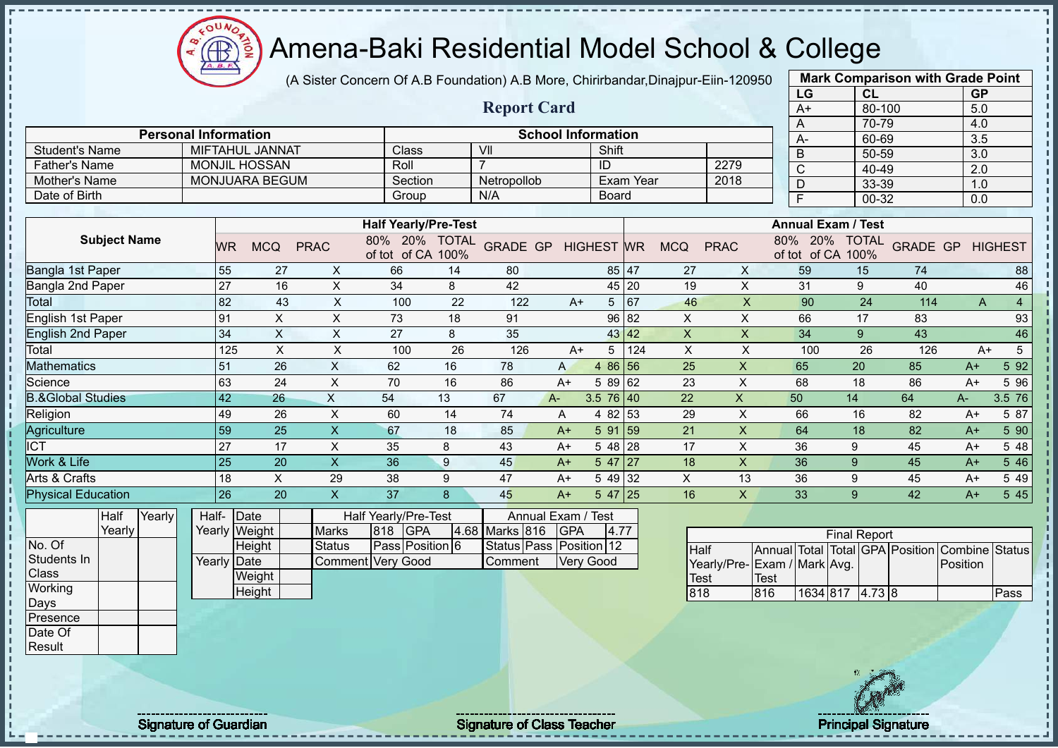# Amena-Baki Residential Model School & College

(A Sister Concern Of A.B Foundation) A.B More, Chirirbandar,Dinajpur-Eiin-120950

## Report Card

| Mark Comparison with Grade Point | | |
|---|---|---|
| LG | CL | GP |
| A+ | 80-100 | 5.0 |
| A | 70-79 | 4.0 |
| A- | 60-69 | 3.5 |
| B | 50-59 | 3.0 |
| C | 40-49 | 2.0 |
| D | 33-39 | 1.0 |
| F | 00-32 | 0.0 |

| Personal Information | | School Information | | | |
|---|---|---|---|---|---|
| Student's Name | MIFTAHUL JANNAT | Class | VII | Shift | |
| Father's Name | MONJIL HOSSAN | Roll | 7 | ID | 2279 |
| Mother's Name | MONJUARA BEGUM | Section | Netropollob | Exam Year | 2018 |
| Date of Birth | | Group | N/A | Board | |

| Subject Name | Half Yearly/Pre-Test | | | | | | | | | Annual Exam / Test | | | | | | | | |
|---|---|---|---|---|---|---|---|---|---|---|---|---|---|---|---|---|---|---|
| | WR | MCQ | PRAC | 80% of tot | 20% of CA | TOTAL 100% | GRADE | GP | HIGHEST | WR | MCQ | PRAC | 80% of tot | 20% of CA | TOTAL 100% | GRADE | GP | HIGHEST |
| Bangla 1st Paper | 55 | 27 | X | 66 | 14 | 80 | | | 85 | 47 | 27 | X | 59 | 15 | 74 | | | 88 |
| Bangla 2nd Paper | 27 | 16 | X | 34 | 8 | 42 | | | 45 | 20 | 19 | X | 31 | 9 | 40 | | | 46 |
| Total | 82 | 43 | X | 100 | 22 | 122 | A+ | 5 | | 67 | 46 | X | 90 | 24 | 114 | A | 4 | |
| English 1st Paper | 91 | X | X | 73 | 18 | 91 | | | 96 | 82 | X | X | 66 | 17 | 83 | | | 93 |
| English 2nd Paper | 34 | X | X | 27 | 8 | 35 | | | 43 | 42 | X | X | 34 | 9 | 43 | | | 46 |
| Total | 125 | X | X | 100 | 26 | 126 | A+ | 5 | | 124 | X | X | 100 | 26 | 126 | A+ | 5 | |
| Mathematics | 51 | 26 | X | 62 | 16 | 78 | A | 4 | 86 | 56 | 25 | X | 65 | 20 | 85 | A+ | 5 | 92 |
| Science | 63 | 24 | X | 70 | 16 | 86 | A+ | 5 | 89 | 62 | 23 | X | 68 | 18 | 86 | A+ | 5 | 96 |
| B.&Global Studies | 42 | 26 | X | 54 | 13 | 67 | A- | 3.5 | 76 | 40 | 22 | X | 50 | 14 | 64 | A- | 3.5 | 76 |
| Religion | 49 | 26 | X | 60 | 14 | 74 | A | 4 | 82 | 53 | 29 | X | 66 | 16 | 82 | A+ | 5 | 87 |
| Agriculture | 59 | 25 | X | 67 | 18 | 85 | A+ | 5 | 91 | 59 | 21 | X | 64 | 18 | 82 | A+ | 5 | 90 |
| ICT | 27 | 17 | X | 35 | 8 | 43 | A+ | 5 | 48 | 28 | 17 | X | 36 | 9 | 45 | A+ | 5 | 48 |
| Work & Life | 25 | 20 | X | 36 | 9 | 45 | A+ | 5 | 47 | 27 | 18 | X | 36 | 9 | 45 | A+ | 5 | 46 |
| Arts & Crafts | 18 | X | 29 | 38 | 9 | 47 | A+ | 5 | 49 | 32 | X | 13 | 36 | 9 | 45 | A+ | 5 | 49 |
| Physical Education | 26 | 20 | X | 37 | 8 | 45 | A+ | 5 | 47 | 25 | 16 | X | 33 | 9 | 42 | A+ | 5 | 45 |

| | Half Yearly | Yearly |
|---|---|---|
| No. Of Students In Class | | |
| Working Days | | |
| Presence | | |
| Date Of Result | | |

| | | |
|---|---|---|
| Half-Yearly | Date | |
| | Weight | |
| | Height | |
| Yearly | Date | |
| | Weight | |
| | Height | |

| Half Yearly/Pre-Test | | | | Annual Exam / Test | | | |
|---|---|---|---|---|---|---|---|
| Marks | 818 | GPA | 4.68 | Marks | 816 | GPA | 4.77 |
| Status | Pass | Position | 6 | Status | Pass | Position | 12 |
| Comment | Very Good | | | Comment | Very Good | | |

| Final Report | | | | | | | |
|---|---|---|---|---|---|---|---|
| Half Yearly/Pre-Test | Annual Exam / Test | Total Mark | Total Avg. | GPA | Position | Combine Position | Status |
| 818 | 816 | 1634 | 817 | 4.73 | 8 | | Pass |

Signature of Guardian

Signature of Class Teacher

Principal Signature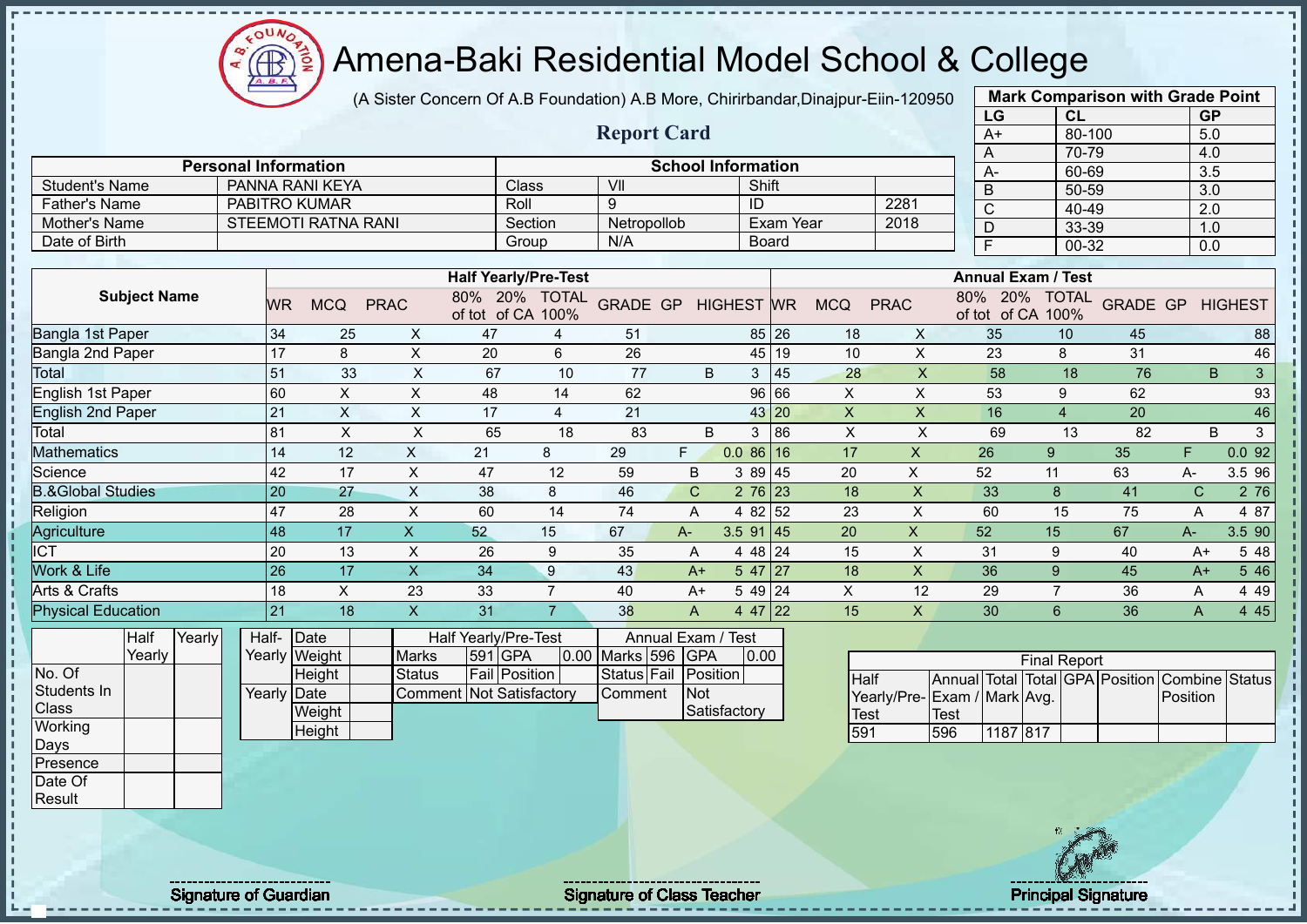# Amena-Baki Residential Model School & College

(A Sister Concern Of A.B Foundation) A.B More, Chirirbandar,Dinajpur-Eiin-120950

## Report Card

| Mark Comparison with Grade Point | | |
|---|---|---|
| LG | CL | GP |
| A+ | 80-100 | 5.0 |
| A | 70-79 | 4.0 |
| A- | 60-69 | 3.5 |
| B | 50-59 | 3.0 |
| C | 40-49 | 2.0 |
| D | 33-39 | 1.0 |
| F | 00-32 | 0.0 |

| Personal Information | | School Information | | | |
|---|---|---|---|---|---|
| Student's Name | PANNA RANI KEYA | Class | VII | Shift | |
| Father's Name | PABITRO KUMAR | Roll | 9 | ID | 2281 |
| Mother's Name | STEEMOTI RATNA RANI | Section | Netropollob | Exam Year | 2018 |
| Date of Birth | | Group | N/A | Board | |

| Subject Name | Half Yearly/Pre-Test | | | | | | | | | Annual Exam / Test | | | | | | | | |
|---|---|---|---|---|---|---|---|---|---|---|---|---|---|---|---|---|---|---|
| | WR | MCQ | PRAC | 80% of tot | 20% of CA | TOTAL 100% | GRADE | GP | HIGHEST | WR | MCQ | PRAC | 80% of tot | 20% of CA | TOTAL 100% | GRADE | GP | HIGHEST |
| Bangla 1st Paper | 34 | 25 | X | 47 | 4 | 51 | | | 85 | 26 | 18 | X | 35 | 10 | 45 | | | 88 |
| Bangla 2nd Paper | 17 | 8 | X | 20 | 6 | 26 | | | 45 | 19 | 10 | X | 23 | 8 | 31 | | | 46 |
| Total | 51 | 33 | X | 67 | 10 | 77 | B | 3 | | 45 | 28 | X | 58 | 18 | 76 | B | 3 | |
| English 1st Paper | 60 | X | X | 48 | 14 | 62 | | | 96 | 66 | X | X | 53 | 9 | 62 | | | 93 |
| English 2nd Paper | 21 | X | X | 17 | 4 | 21 | | | 43 | 20 | X | X | 16 | 4 | 20 | | | 46 |
| Total | 81 | X | X | 65 | 18 | 83 | B | 3 | | 86 | X | X | 69 | 13 | 82 | B | 3 | |
| Mathematics | 14 | 12 | X | 21 | 8 | 29 | F | 0.0 | 86 | 16 | 17 | X | 26 | 9 | 35 | F | 0.0 | 92 |
| Science | 42 | 17 | X | 47 | 12 | 59 | B | 3 | 89 | 45 | 20 | X | 52 | 11 | 63 | A- | 3.5 | 96 |
| B.&Global Studies | 20 | 27 | X | 38 | 8 | 46 | C | 2 | 76 | 23 | 18 | X | 33 | 8 | 41 | C | 2 | 76 |
| Religion | 47 | 28 | X | 60 | 14 | 74 | A | 4 | 82 | 52 | 23 | X | 60 | 15 | 75 | A | 4 | 87 |
| Agriculture | 48 | 17 | X | 52 | 15 | 67 | A- | 3.5 | 91 | 45 | 20 | X | 52 | 15 | 67 | A- | 3.5 | 90 |
| ICT | 20 | 13 | X | 26 | 9 | 35 | A | 4 | 48 | 24 | 15 | X | 31 | 9 | 40 | A+ | 5 | 48 |
| Work & Life | 26 | 17 | X | 34 | 9 | 43 | A+ | 5 | 47 | 27 | 18 | X | 36 | 9 | 45 | A+ | 5 | 46 |
| Arts & Crafts | 18 | X | 23 | 33 | 7 | 40 | A+ | 5 | 49 | 24 | X | 12 | 29 | 7 | 36 | A | 4 | 49 |
| Physical Education | 21 | 18 | X | 31 | 7 | 38 | A | 4 | 47 | 22 | 15 | X | 30 | 6 | 36 | A | 4 | 45 |

| | Half Yearly | Yearly |
|---|---|---|
| No. Of Students In Class | | |
| Working Days | | |
| Presence | | |
| Date Of Result | | |

| | | |
|---|---|---|
| Half-Yearly | Date | |
| | Weight | |
| | Height | |
| Yearly | Date | |
| | Weight | |
| | Height | |

| Half Yearly/Pre-Test | | | | Annual Exam / Test | | | |
|---|---|---|---|---|---|---|---|
| Marks | 591 | GPA | 0.00 | Marks | 596 | GPA | 0.00 |
| Status | Fail | Position | | Status | Fail | Position | |
| Comment | Not Satisfactory | | | Comment | | Not Satisfactory | |

| Final Report | | | | | | | |
|---|---|---|---|---|---|---|---|
| Half Yearly/Pre-Test | Annual Exam / Test | Total Mark | Total Avg. | GPA | Position | Combine Position | Status |
| 591 | 596 | 1187 | 817 | | | | |

Signature of Guardian

Signature of Class Teacher

Principal Signature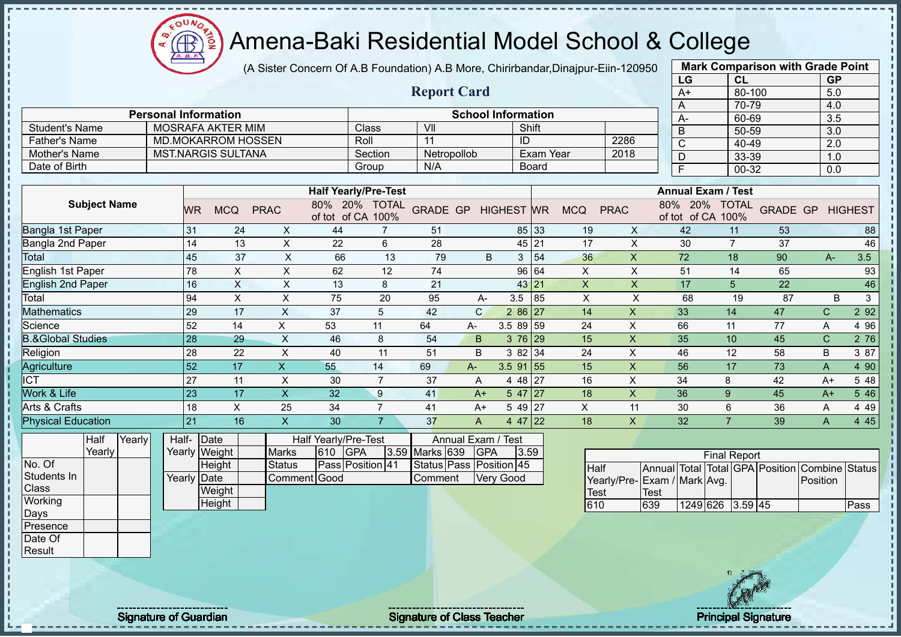# Amena-Baki Residential Model School & College

(A Sister Concern Of A.B Foundation) A.B More, Chirirbandar,Dinajpur-Eiin-120950

## Report Card

| Mark Comparison with Grade Point | | |
|---|---|---|
| LG | CL | GP |
| A+ | 80-100 | 5.0 |
| A | 70-79 | 4.0 |
| A- | 60-69 | 3.5 |
| B | 50-59 | 3.0 |
| C | 40-49 | 2.0 |
| D | 33-39 | 1.0 |
| F | 00-32 | 0.0 |

| Personal Information | | School Information | | | |
|---|---|---|---|---|---|
| Student's Name | MOSRAFA AKTER MIM | Class | VII | Shift | |
| Father's Name | MD.MOKARROM HOSSEN | Roll | 11 | ID | 2286 |
| Mother's Name | MST.NARGIS SULTANA | Section | Netropollob | Exam Year | 2018 |
| Date of Birth | | Group | N/A | Board | |

| Subject Name | Half Yearly/Pre-Test | | | | | | | | | Annual Exam / Test | | | | | | | | |
|---|---|---|---|---|---|---|---|---|---|---|---|---|---|---|---|---|---|---|
| | WR | MCQ | PRAC | 80% of tot | 20% of CA | TOTAL 100% | GRADE | GP | HIGHEST | WR | MCQ | PRAC | 80% of tot | 20% of CA | TOTAL 100% | GRADE | GP | HIGHEST |
| Bangla 1st Paper | 31 | 24 | X | 44 | 7 | 51 | | | 85 | 33 | 19 | X | 42 | 11 | 53 | | | 88 |
| Bangla 2nd Paper | 14 | 13 | X | 22 | 6 | 28 | | | 45 | 21 | 17 | X | 30 | 7 | 37 | | | 46 |
| Total | 45 | 37 | X | 66 | 13 | 79 | B | 3 | | 54 | 36 | X | 72 | 18 | 90 | A- | 3.5 | |
| English 1st Paper | 78 | X | X | 62 | 12 | 74 | | | 96 | 64 | X | X | 51 | 14 | 65 | | | 93 |
| English 2nd Paper | 16 | X | X | 13 | 8 | 21 | | | 43 | 21 | X | X | 17 | 5 | 22 | | | 46 |
| Total | 94 | X | X | 75 | 20 | 95 | A- | 3.5 | | 85 | X | X | 68 | 19 | 87 | B | 3 | |
| Mathematics | 29 | 17 | X | 37 | 5 | 42 | C | 2 | 86 | 27 | 14 | X | 33 | 14 | 47 | C | 2 | 92 |
| Science | 52 | 14 | X | 53 | 11 | 64 | A- | 3.5 | 89 | 59 | 24 | X | 66 | 11 | 77 | A | 4 | 96 |
| B.&Global Studies | 28 | 29 | X | 46 | 8 | 54 | B | 3 | 76 | 29 | 15 | X | 35 | 10 | 45 | C | 2 | 76 |
| Religion | 28 | 22 | X | 40 | 11 | 51 | B | 3 | 82 | 34 | 24 | X | 46 | 12 | 58 | B | 3 | 87 |
| Agriculture | 52 | 17 | X | 55 | 14 | 69 | A- | 3.5 | 91 | 55 | 15 | X | 56 | 17 | 73 | A | 4 | 90 |
| ICT | 27 | 11 | X | 30 | 7 | 37 | A | 4 | 48 | 27 | 16 | X | 34 | 8 | 42 | A+ | 5 | 48 |
| Work & Life | 23 | 17 | X | 32 | 9 | 41 | A+ | 5 | 47 | 27 | 18 | X | 36 | 9 | 45 | A+ | 5 | 46 |
| Arts & Crafts | 18 | X | 25 | 34 | 7 | 41 | A+ | 5 | 49 | 27 | X | 11 | 30 | 6 | 36 | A | 4 | 49 |
| Physical Education | 21 | 16 | X | 30 | 7 | 37 | A | 4 | 47 | 22 | 18 | X | 32 | 7 | 39 | A | 4 | 45 |

| | Half Yearly | Yearly |
|---|---|---|
| No. Of Students In Class | | |
| Working Days | | |
| Presence | | |
| Date Of Result | | |

| | | |
|---|---|---|
| Half-Yearly | Date | |
| | Weight | |
| | Height | |
| Yearly | Date | |
| | Weight | |
| | Height | |

| Half Yearly/Pre-Test | | | | Annual Exam / Test | | | |
|---|---|---|---|---|---|---|---|
| Marks | 610 | GPA | 3.59 | Marks | 639 | GPA | 3.59 |
| Status | Pass | Position | 41 | Status | Pass | Position | 45 |
| Comment | Good | | | Comment | Very Good | | |

| Final Report | | | | | | | |
|---|---|---|---|---|---|---|---|
| Half Yearly/Pre-Test | Annual Exam / Test | Total Mark | Total Avg. | GPA | Position | Combine Position | Status |
| 610 | 639 | 1249 | 626 | 3.59 | 45 | | Pass |

Signature of Guardian — Signature of Class Teacher — Principal Signature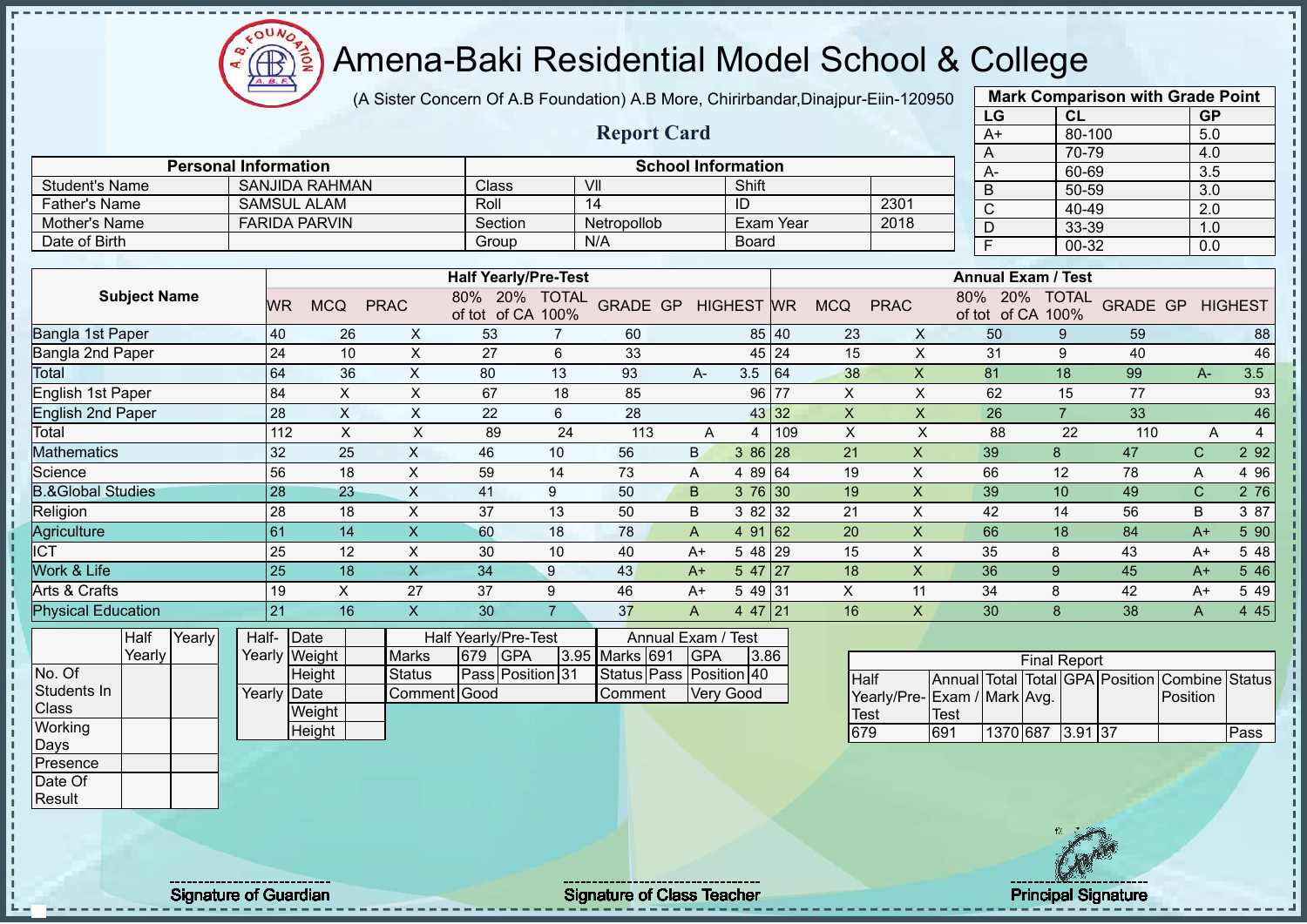# Amena-Baki Residential Model School & College

(A Sister Concern Of A.B Foundation) A.B More, Chirirbandar,Dinajpur-Eiin-120950

## Report Card

| Mark Comparison with Grade Point | | |
|---|---|---|
| LG | CL | GP |
| A+ | 80-100 | 5.0 |
| A | 70-79 | 4.0 |
| A- | 60-69 | 3.5 |
| B | 50-59 | 3.0 |
| C | 40-49 | 2.0 |
| D | 33-39 | 1.0 |
| F | 00-32 | 0.0 |

| Personal Information | | School Information | | | |
|---|---|---|---|---|---|
| Student's Name | SANJIDA RAHMAN | Class | VII | Shift | |
| Father's Name | SAMSUL ALAM | Roll | 14 | ID | 2301 |
| Mother's Name | FARIDA PARVIN | Section | Netropollob | Exam Year | 2018 |
| Date of Birth | | Group | N/A | Board | |

| Subject Name | Half Yearly/Pre-Test | | | | | | | | | Annual Exam / Test | | | | | | | | |
|---|---|---|---|---|---|---|---|---|---|---|---|---|---|---|---|---|---|---|
| | WR | MCQ | PRAC | 80% of tot | 20% of CA | TOTAL 100% | GRADE | GP | HIGHEST | WR | MCQ | PRAC | 80% of tot | 20% of CA | TOTAL 100% | GRADE | GP | HIGHEST |
| Bangla 1st Paper | 40 | 26 | X | 53 | 7 | 60 | | | 85 | 40 | 23 | X | 50 | 9 | 59 | | | 88 |
| Bangla 2nd Paper | 24 | 10 | X | 27 | 6 | 33 | | | 45 | 24 | 15 | X | 31 | 9 | 40 | | | 46 |
| Total | 64 | 36 | X | 80 | 13 | 93 | A- | 3.5 | | 64 | 38 | X | 81 | 18 | 99 | A- | 3.5 | |
| English 1st Paper | 84 | X | X | 67 | 18 | 85 | | | 96 | 77 | X | X | 62 | 15 | 77 | | | 93 |
| English 2nd Paper | 28 | X | X | 22 | 6 | 28 | | | 43 | 32 | X | X | 26 | 7 | 33 | | | 46 |
| Total | 112 | X | X | 89 | 24 | 113 | A | 4 | | 109 | X | X | 88 | 22 | 110 | A | 4 | |
| Mathematics | 32 | 25 | X | 46 | 10 | 56 | B | 3 | 86 | 28 | 21 | X | 39 | 8 | 47 | C | 2 | 92 |
| Science | 56 | 18 | X | 59 | 14 | 73 | A | 4 | 89 | 64 | 19 | X | 66 | 12 | 78 | A | 4 | 96 |
| B.&Global Studies | 28 | 23 | X | 41 | 9 | 50 | B | 3 | 76 | 30 | 19 | X | 39 | 10 | 49 | C | 2 | 76 |
| Religion | 28 | 18 | X | 37 | 13 | 50 | B | 3 | 82 | 32 | 21 | X | 42 | 14 | 56 | B | 3 | 87 |
| Agriculture | 61 | 14 | X | 60 | 18 | 78 | A | 4 | 91 | 62 | 20 | X | 66 | 18 | 84 | A+ | 5 | 90 |
| ICT | 25 | 12 | X | 30 | 10 | 40 | A+ | 5 | 48 | 29 | 15 | X | 35 | 8 | 43 | A+ | 5 | 48 |
| Work & Life | 25 | 18 | X | 34 | 9 | 43 | A+ | 5 | 47 | 27 | 18 | X | 36 | 9 | 45 | A+ | 5 | 46 |
| Arts & Crafts | 19 | X | 27 | 37 | 9 | 46 | A+ | 5 | 49 | 31 | X | 11 | 34 | 8 | 42 | A+ | 5 | 49 |
| Physical Education | 21 | 16 | X | 30 | 7 | 37 | A | 4 | 47 | 21 | 16 | X | 30 | 8 | 38 | A | 4 | 45 |

| | Half Yearly | Yearly |
|---|---|---|
| No. Of Students In Class | | |
| Working Days | | |
| Presence | | |
| Date Of Result | | |

| | | |
|---|---|---|
| Half-Yearly | Date | |
| | Weight | |
| | Height | |
| Yearly | Date | |
| | Weight | |
| | Height | |

| Half Yearly/Pre-Test | | | | Annual Exam / Test | | | |
|---|---|---|---|---|---|---|---|
| Marks | 679 | GPA | 3.95 | Marks | 691 | GPA | 3.86 |
| Status | Pass | Position | 31 | Status | Pass | Position | 40 |
| Comment | Good | | | Comment | Very Good | | |

| Final Report | | | | | | | |
|---|---|---|---|---|---|---|---|
| Half Yearly/Pre-Test | Annual Exam / Test | Total Mark | Total Avg. | GPA | Position | Combine Position | Status |
| 679 | 691 | 1370 | 687 | 3.91 | 37 | | Pass |

Signature of Guardian — Signature of Class Teacher — Principal Signature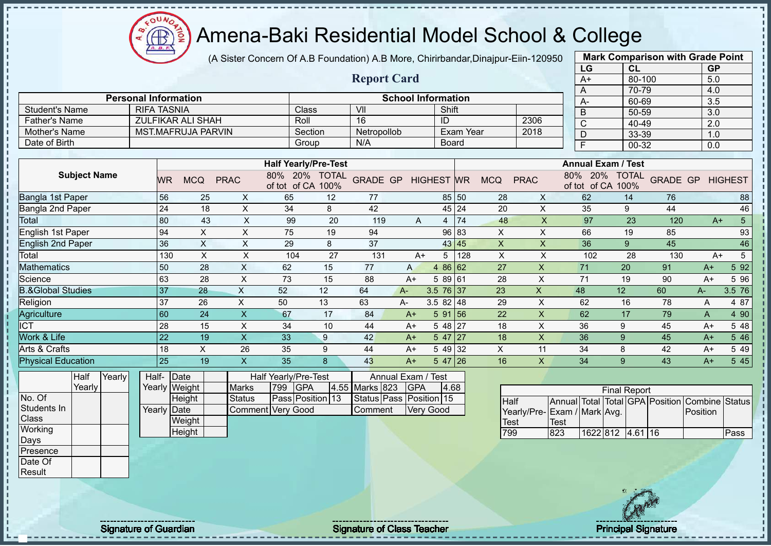# Amena-Baki Residential Model School & College

(A Sister Concern Of A.B Foundation) A.B More, Chirirbandar,Dinajpur-Eiin-120950

## Report Card

| Mark Comparison with Grade Point | | |
|---|---|---|
| LG | CL | GP |
| A+ | 80-100 | 5.0 |
| A | 70-79 | 4.0 |
| A- | 60-69 | 3.5 |
| B | 50-59 | 3.0 |
| C | 40-49 | 2.0 |
| D | 33-39 | 1.0 |
| F | 00-32 | 0.0 |

| Personal Information | | School Information | | | |
|---|---|---|---|---|---|
| Student's Name | RIFA TASNIA | Class | VII | Shift | |
| Father's Name | ZULFIKAR ALI SHAH | Roll | 16 | ID | 2306 |
| Mother's Name | MST.MAFRUJA PARVIN | Section | Netropollob | Exam Year | 2018 |
| Date of Birth | | Group | N/A | Board | |

| Subject Name | Half Yearly/Pre-Test | | | | | | | | | Annual Exam / Test | | | | | | | | |
|---|---|---|---|---|---|---|---|---|---|---|---|---|---|---|---|---|---|---|
| | WR | MCQ | PRAC | 80% of tot | 20% of CA | TOTAL 100% | GRADE | GP | HIGHEST | WR | MCQ | PRAC | 80% of tot | 20% of CA | TOTAL 100% | GRADE | GP | HIGHEST |
| Bangla 1st Paper | 56 | 25 | X | 65 | 12 | 77 | | | 85 | 50 | 28 | X | 62 | 14 | 76 | | | 88 |
| Bangla 2nd Paper | 24 | 18 | X | 34 | 8 | 42 | | | 45 | 24 | 20 | X | 35 | 9 | 44 | | | 46 |
| Total | 80 | 43 | X | 99 | 20 | 119 | A | 4 | | 74 | 48 | X | 97 | 23 | 120 | A+ | 5 | |
| English 1st Paper | 94 | X | X | 75 | 19 | 94 | | | 96 | 83 | X | X | 66 | 19 | 85 | | | 93 |
| English 2nd Paper | 36 | X | X | 29 | 8 | 37 | | | 43 | 45 | X | X | 36 | 9 | 45 | | | 46 |
| Total | 130 | X | X | 104 | 27 | 131 | A+ | 5 | | 128 | X | X | 102 | 28 | 130 | A+ | 5 | |
| Mathematics | 50 | 28 | X | 62 | 15 | 77 | A | 4 | 86 | 62 | 27 | X | 71 | 20 | 91 | A+ | 5 | 92 |
| Science | 63 | 28 | X | 73 | 15 | 88 | A+ | 5 | 89 | 61 | 28 | X | 71 | 19 | 90 | A+ | 5 | 96 |
| B.&Global Studies | 37 | 28 | X | 52 | 12 | 64 | A- | 3.5 | 76 | 37 | 23 | X | 48 | 12 | 60 | A- | 3.5 | 76 |
| Religion | 37 | 26 | X | 50 | 13 | 63 | A- | 3.5 | 82 | 48 | 29 | X | 62 | 16 | 78 | A | 4 | 87 |
| Agriculture | 60 | 24 | X | 67 | 17 | 84 | A+ | 5 | 91 | 56 | 22 | X | 62 | 17 | 79 | A | 4 | 90 |
| ICT | 28 | 15 | X | 34 | 10 | 44 | A+ | 5 | 48 | 27 | 18 | X | 36 | 9 | 45 | A+ | 5 | 48 |
| Work & Life | 22 | 19 | X | 33 | 9 | 42 | A+ | 5 | 47 | 27 | 18 | X | 36 | 9 | 45 | A+ | 5 | 46 |
| Arts & Crafts | 18 | X | 26 | 35 | 9 | 44 | A+ | 5 | 49 | 32 | X | 11 | 34 | 8 | 42 | A+ | 5 | 49 |
| Physical Education | 25 | 19 | X | 35 | 8 | 43 | A+ | 5 | 47 | 26 | 16 | X | 34 | 9 | 43 | A+ | 5 | 45 |

| | Half Yearly | Yearly |
|---|---|---|
| No. Of Students In Class | | |
| Working Days | | |
| Presence | | |
| Date Of Result | | |

| | | |
|---|---|---|
| Half-Yearly | Date | |
| | Weight | |
| | Height | |
| Yearly | Date | |
| | Weight | |
| | Height | |

| Half Yearly/Pre-Test | | | | Annual Exam / Test | | | |
|---|---|---|---|---|---|---|---|
| Marks | 799 | GPA | 4.55 | Marks | 823 | GPA | 4.68 |
| Status | Pass | Position | 13 | Status | Pass | Position | 15 |
| Comment | Very Good | | | Comment | Very Good | | |

| Final Report | | | | | | | |
|---|---|---|---|---|---|---|---|
| Half Yearly/Pre-Test | Annual Exam / Test | Total Mark | Total Avg. | GPA | Position | Combine Position | Status |
| 799 | 823 | 1622 | 812 | 4.61 | 16 | | Pass |

Signature of Guardian

Signature of Class Teacher

Principal Signature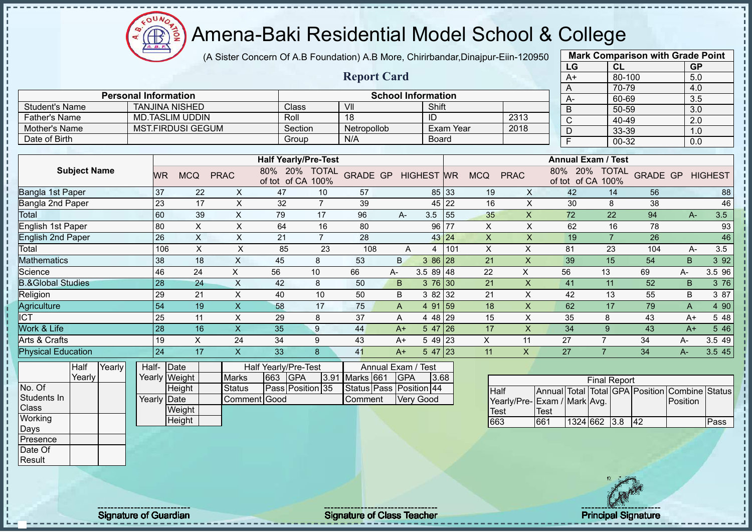# Amena-Baki Residential Model School & College

(A Sister Concern Of A.B Foundation) A.B More, Chirirbandar,Dinajpur-Eiin-120950

## Report Card

| Mark Comparison with Grade Point | | |
|---|---|---|
| LG | CL | GP |
| A+ | 80-100 | 5.0 |
| A | 70-79 | 4.0 |
| A- | 60-69 | 3.5 |
| B | 50-59 | 3.0 |
| C | 40-49 | 2.0 |
| D | 33-39 | 1.0 |
| F | 00-32 | 0.0 |

| Personal Information | | School Information | | | |
|---|---|---|---|---|---|
| Student's Name | TANJINA NISHED | Class | VII | Shift | |
| Father's Name | MD.TASLIM UDDIN | Roll | 18 | ID | 2313 |
| Mother's Name | MST.FIRDUSI GEGUM | Section | Netropollob | Exam Year | 2018 |
| Date of Birth | | Group | N/A | Board | |

| Subject Name | Half Yearly/Pre-Test | | | | | | | | | Annual Exam / Test | | | | | | | | |
|---|---|---|---|---|---|---|---|---|---|---|---|---|---|---|---|---|---|---|
| | WR | MCQ | PRAC | 80% of tot | 20% of CA | TOTAL 100% | GRADE | GP | HIGHEST | WR | MCQ | PRAC | 80% of tot | 20% of CA | TOTAL 100% | GRADE | GP | HIGHEST |
| Bangla 1st Paper | 37 | 22 | X | 47 | 10 | 57 | | | 85 | 33 | 19 | X | 42 | 14 | 56 | | | 88 |
| Bangla 2nd Paper | 23 | 17 | X | 32 | 7 | 39 | | | 45 | 22 | 16 | X | 30 | 8 | 38 | | | 46 |
| Total | 60 | 39 | X | 79 | 17 | 96 | A- | 3.5 | | 55 | 35 | X | 72 | 22 | 94 | A- | 3.5 | |
| English 1st Paper | 80 | X | X | 64 | 16 | 80 | | | 96 | 77 | X | X | 62 | 16 | 78 | | | 93 |
| English 2nd Paper | 26 | X | X | 21 | 7 | 28 | | | 43 | 24 | X | X | 19 | 7 | 26 | | | 46 |
| Total | 106 | X | X | 85 | 23 | 108 | A | 4 | | 101 | X | X | 81 | 23 | 104 | A- | 3.5 | |
| Mathematics | 38 | 18 | X | 45 | 8 | 53 | B | 3 | 86 | 28 | 21 | X | 39 | 15 | 54 | B | 3 | 92 |
| Science | 46 | 24 | X | 56 | 10 | 66 | A- | 3.5 | 89 | 48 | 22 | X | 56 | 13 | 69 | A- | 3.5 | 96 |
| B.&Global Studies | 28 | 24 | X | 42 | 8 | 50 | B | 3 | 76 | 30 | 21 | X | 41 | 11 | 52 | B | 3 | 76 |
| Religion | 29 | 21 | X | 40 | 10 | 50 | B | 3 | 82 | 32 | 21 | X | 42 | 13 | 55 | B | 3 | 87 |
| Agriculture | 54 | 19 | X | 58 | 17 | 75 | A | 4 | 91 | 59 | 18 | X | 62 | 17 | 79 | A | 4 | 90 |
| ICT | 25 | 11 | X | 29 | 8 | 37 | A | 4 | 48 | 29 | 15 | X | 35 | 8 | 43 | A+ | 5 | 48 |
| Work & Life | 28 | 16 | X | 35 | 9 | 44 | A+ | 5 | 47 | 26 | 17 | X | 34 | 9 | 43 | A+ | 5 | 46 |
| Arts & Crafts | 19 | X | 24 | 34 | 9 | 43 | A+ | 5 | 49 | 23 | X | 11 | 27 | 7 | 34 | A- | 3.5 | 49 |
| Physical Education | 24 | 17 | X | 33 | 8 | 41 | A+ | 5 | 47 | 23 | 11 | X | 27 | 7 | 34 | A- | 3.5 | 45 |

| | Half Yearly | Yearly |
|---|---|---|
| No. Of Students In Class | | |
| Working Days | | |
| Presence | | |
| Date Of Result | | |

| | | |
|---|---|---|
| Half-Yearly | Date | |
| | Weight | |
| | Height | |
| Yearly | Date | |
| | Weight | |
| | Height | |

| Half Yearly/Pre-Test | | | | Annual Exam / Test | | | |
|---|---|---|---|---|---|---|---|
| Marks | 663 | GPA | 3.91 | Marks | 661 | GPA | 3.68 |
| Status | Pass | Position | 35 | Status | Pass | Position | 44 |
| Comment | Good | | | Comment | Very Good | | |

| Final Report | | | | | | | |
|---|---|---|---|---|---|---|---|
| Half Yearly/Pre-Test | Annual Exam / Test | Total Mark | Total Avg. | GPA | Position | Combine Position | Status |
| 663 | 661 | 1324 | 662 | 3.8 | 42 | | Pass |

Signature of Guardian

Signature of Class Teacher

Principal Signature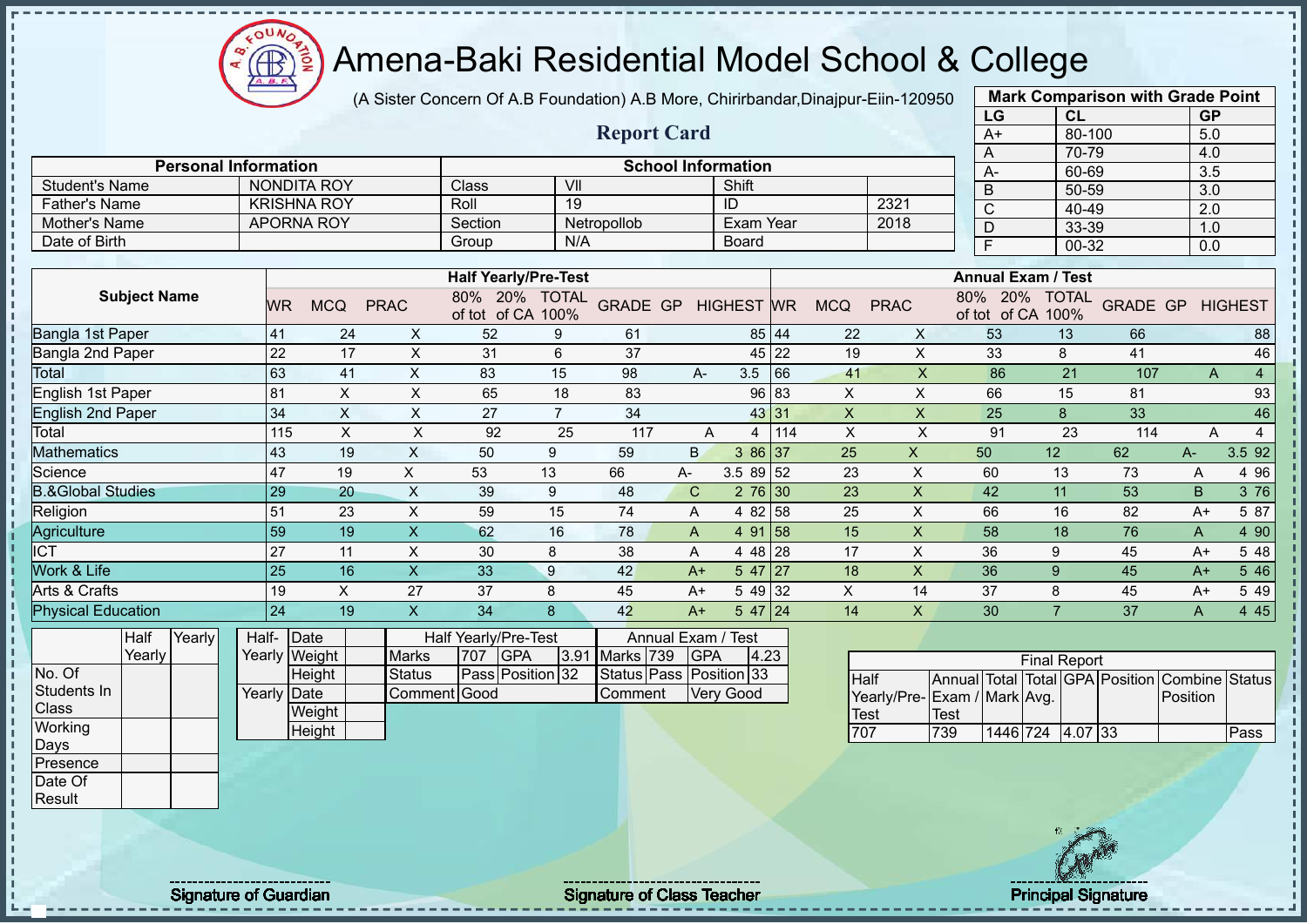# Amena-Baki Residential Model School & College

(A Sister Concern Of A.B Foundation) A.B More, Chirirbandar,Dinajpur-Eiin-120950

## Report Card

| Mark Comparison with Grade Point | | |
|---|---|---|
| LG | CL | GP |
| A+ | 80-100 | 5.0 |
| A | 70-79 | 4.0 |
| A- | 60-69 | 3.5 |
| B | 50-59 | 3.0 |
| C | 40-49 | 2.0 |
| D | 33-39 | 1.0 |
| F | 00-32 | 0.0 |

| Personal Information | | School Information | | | |
|---|---|---|---|---|---|
| Student's Name | NONDITA ROY | Class | VII | Shift | |
| Father's Name | KRISHNA ROY | Roll | 19 | ID | 2321 |
| Mother's Name | APORNA ROY | Section | Netropollob | Exam Year | 2018 |
| Date of Birth | | Group | N/A | Board | |

| Subject Name | Half Yearly/Pre-Test | | | | | | | | | Annual Exam / Test | | | | | | | | |
|---|---|---|---|---|---|---|---|---|---|---|---|---|---|---|---|---|---|---|
| | WR | MCQ | PRAC | 80% of tot | 20% of CA | TOTAL 100% | GRADE | GP | HIGHEST | WR | MCQ | PRAC | 80% of tot | 20% of CA | TOTAL 100% | GRADE | GP | HIGHEST |
| Bangla 1st Paper | 41 | 24 | X | 52 | 9 | 61 | | | 85 | 44 | 22 | X | 53 | 13 | 66 | | | 88 |
| Bangla 2nd Paper | 22 | 17 | X | 31 | 6 | 37 | | | 45 | 22 | 19 | X | 33 | 8 | 41 | | | 46 |
| Total | 63 | 41 | X | 83 | 15 | 98 | A- | 3.5 | | 66 | 41 | X | 86 | 21 | 107 | A | 4 | |
| English 1st Paper | 81 | X | X | 65 | 18 | 83 | | | 96 | 83 | X | X | 66 | 15 | 81 | | | 93 |
| English 2nd Paper | 34 | X | X | 27 | 7 | 34 | | | 43 | 31 | X | X | 25 | 8 | 33 | | | 46 |
| Total | 115 | X | X | 92 | 25 | 117 | A | 4 | | 114 | X | X | 91 | 23 | 114 | A | 4 | |
| Mathematics | 43 | 19 | X | 50 | 9 | 59 | B | 3 | 86 | 37 | 25 | X | 50 | 12 | 62 | A- | 3.5 | 92 |
| Science | 47 | 19 | X | 53 | 13 | 66 | A- | 3.5 | 89 | 52 | 23 | X | 60 | 13 | 73 | A | 4 | 96 |
| B.&Global Studies | 29 | 20 | X | 39 | 9 | 48 | C | 2 | 76 | 30 | 23 | X | 42 | 11 | 53 | B | 3 | 76 |
| Religion | 51 | 23 | X | 59 | 15 | 74 | A | 4 | 82 | 58 | 25 | X | 66 | 16 | 82 | A+ | 5 | 87 |
| Agriculture | 59 | 19 | X | 62 | 16 | 78 | A | 4 | 91 | 58 | 15 | X | 58 | 18 | 76 | A | 4 | 90 |
| ICT | 27 | 11 | X | 30 | 8 | 38 | A | 4 | 48 | 28 | 17 | X | 36 | 9 | 45 | A+ | 5 | 48 |
| Work & Life | 25 | 16 | X | 33 | 9 | 42 | A+ | 5 | 47 | 27 | 18 | X | 36 | 9 | 45 | A+ | 5 | 46 |
| Arts & Crafts | 19 | X | 27 | 37 | 8 | 45 | A+ | 5 | 49 | 32 | X | 14 | 37 | 8 | 45 | A+ | 5 | 49 |
| Physical Education | 24 | 19 | X | 34 | 8 | 42 | A+ | 5 | 47 | 24 | 14 | X | 30 | 7 | 37 | A | 4 | 45 |

| | Half Yearly | Yearly |
|---|---|---|
| No. Of Students In Class | | |
| Working Days | | |
| Presence | | |
| Date Of Result | | |

| | | |
|---|---|---|
| Half-Yearly | Date | |
| | Weight | |
| | Height | |
| Yearly | Date | |
| | Weight | |
| | Height | |

| Half Yearly/Pre-Test | | | | Annual Exam / Test | | | |
|---|---|---|---|---|---|---|---|
| Marks | 707 | GPA | 3.91 | Marks | 739 | GPA | 4.23 |
| Status | Pass | Position | 32 | Status | Pass | Position | 33 |
| Comment | Good | | | Comment | Very Good | | |

| Final Report | | | | | | | |
|---|---|---|---|---|---|---|---|
| Half Yearly/Pre-Test | Annual Exam / Test | Total Mark | Total Avg. | GPA | Position | Combine Position | Status |
| 707 | 739 | 1446 | 724 | 4.07 | 33 | | Pass |

Signature of Guardian

Signature of Class Teacher

Principal Signature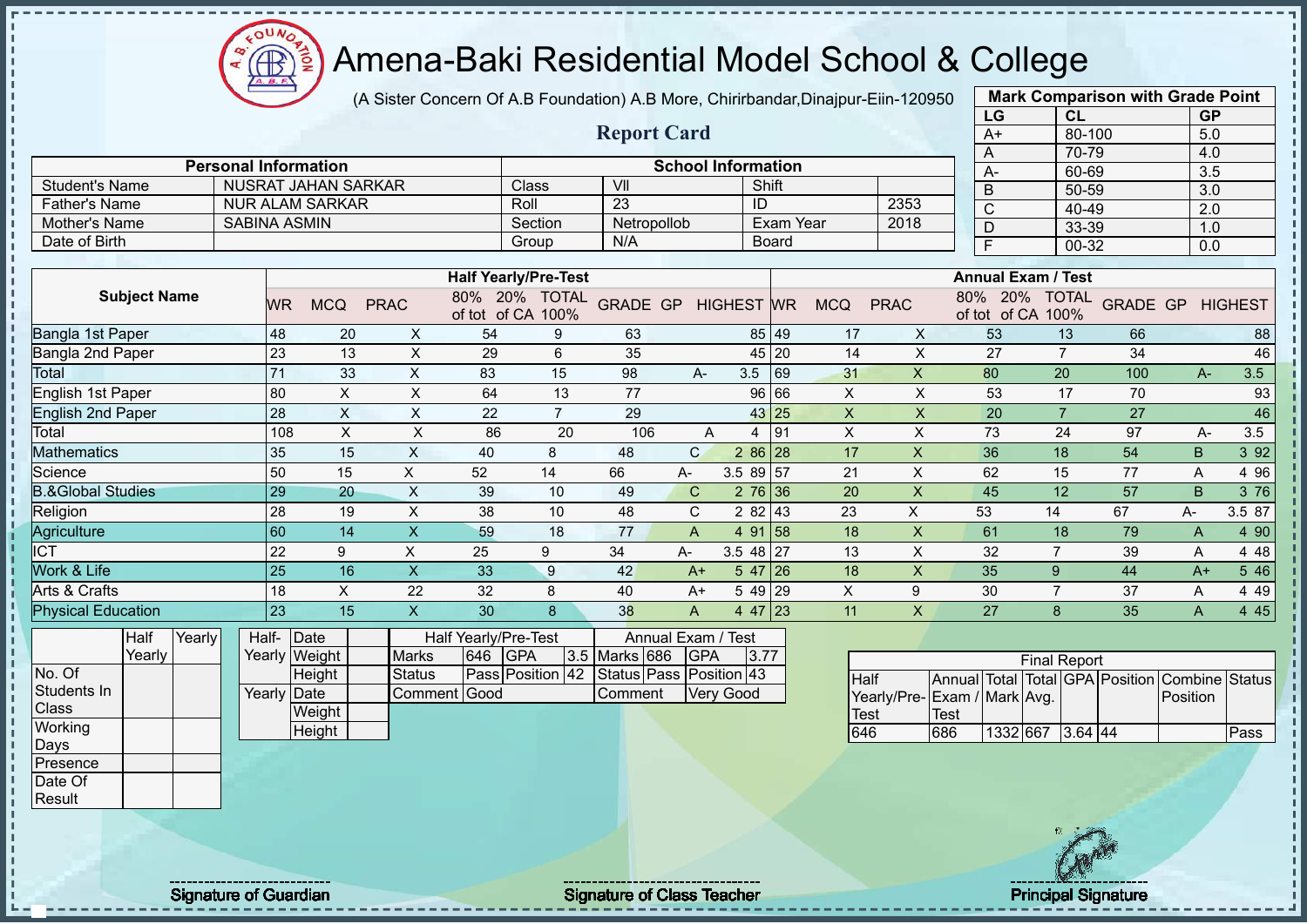# Amena-Baki Residential Model School & College

(A Sister Concern Of A.B Foundation) A.B More, Chirirbandar,Dinajpur-Eiin-120950

## Report Card

| Mark Comparison with Grade Point | | |
|---|---|---|
| LG | CL | GP |
| A+ | 80-100 | 5.0 |
| A | 70-79 | 4.0 |
| A- | 60-69 | 3.5 |
| B | 50-59 | 3.0 |
| C | 40-49 | 2.0 |
| D | 33-39 | 1.0 |
| F | 00-32 | 0.0 |

| Personal Information | | School Information | | | |
|---|---|---|---|---|---|
| Student's Name | NUSRAT JAHAN SARKAR | Class | VII | Shift | |
| Father's Name | NUR ALAM SARKAR | Roll | 23 | ID | 2353 |
| Mother's Name | SABINA ASMIN | Section | Netropollob | Exam Year | 2018 |
| Date of Birth | | Group | N/A | Board | |

| Subject Name | Half Yearly/Pre-Test | | | | | | | | | Annual Exam / Test | | | | | | | | |
|---|---|---|---|---|---|---|---|---|---|---|---|---|---|---|---|---|---|---|
| | WR | MCQ | PRAC | 80% of tot | 20% of CA | TOTAL 100% | GRADE | GP | HIGHEST | WR | MCQ | PRAC | 80% of tot | 20% of CA | TOTAL 100% | GRADE | GP | HIGHEST |
| Bangla 1st Paper | 48 | 20 | X | 54 | 9 | 63 | | | 85 | 49 | 17 | X | 53 | 13 | 66 | | | 88 |
| Bangla 2nd Paper | 23 | 13 | X | 29 | 6 | 35 | | | 45 | 20 | 14 | X | 27 | 7 | 34 | | | 46 |
| Total | 71 | 33 | X | 83 | 15 | 98 | A- | 3.5 | | 69 | 31 | X | 80 | 20 | 100 | A- | 3.5 | |
| English 1st Paper | 80 | X | X | 64 | 13 | 77 | | | 96 | 66 | X | X | 53 | 17 | 70 | | | 93 |
| English 2nd Paper | 28 | X | X | 22 | 7 | 29 | | | 43 | 25 | X | X | 20 | 7 | 27 | | | 46 |
| Total | 108 | X | X | 86 | 20 | 106 | A | 4 | | 91 | X | X | 73 | 24 | 97 | A- | 3.5 | |
| Mathematics | 35 | 15 | X | 40 | 8 | 48 | C | 2 | 86 | 28 | 17 | X | 36 | 18 | 54 | B | 3 | 92 |
| Science | 50 | 15 | X | 52 | 14 | 66 | A- | 3.5 | 89 | 57 | 21 | X | 62 | 15 | 77 | A | 4 | 96 |
| B.&Global Studies | 29 | 20 | X | 39 | 10 | 49 | C | 2 | 76 | 36 | 20 | X | 45 | 12 | 57 | B | 3 | 76 |
| Religion | 28 | 19 | X | 38 | 10 | 48 | C | 2 | 82 | 43 | 23 | X | 53 | 14 | 67 | A- | 3.5 | 87 |
| Agriculture | 60 | 14 | X | 59 | 18 | 77 | A | 4 | 91 | 58 | 18 | X | 61 | 18 | 79 | A | 4 | 90 |
| ICT | 22 | 9 | X | 25 | 9 | 34 | A- | 3.5 | 48 | 27 | 13 | X | 32 | 7 | 39 | A | 4 | 48 |
| Work & Life | 25 | 16 | X | 33 | 9 | 42 | A+ | 5 | 47 | 26 | 18 | X | 35 | 9 | 44 | A+ | 5 | 46 |
| Arts & Crafts | 18 | X | 22 | 32 | 8 | 40 | A+ | 5 | 49 | 29 | X | 9 | 30 | 7 | 37 | A | 4 | 49 |
| Physical Education | 23 | 15 | X | 30 | 8 | 38 | A | 4 | 47 | 23 | 11 | X | 27 | 8 | 35 | A | 4 | 45 |

| | Half Yearly | Yearly |
|---|---|---|
| No. Of Students In Class | | |
| Working Days | | |
| Presence | | |
| Date Of Result | | |

| | | |
|---|---|---|
| Half-Yearly | Date | |
| | Weight | |
| | Height | |
| Yearly | Date | |
| | Weight | |
| | Height | |

| Half Yearly/Pre-Test | | | | Annual Exam / Test | | | |
|---|---|---|---|---|---|---|---|
| Marks | 646 | GPA | 3.5 | Marks | 686 | GPA | 3.77 |
| Status | Pass | Position | 42 | Status | Pass | Position | 43 |
| Comment | Good | | | Comment | Very Good | | |

| Final Report | | | | | | | |
|---|---|---|---|---|---|---|---|
| Half Yearly/Pre-Test | Annual Exam / Test | Total Mark | Total Avg. | GPA | Position | Combine Position | Status |
| 646 | 686 | 1332 | 667 | 3.64 | 44 | | Pass |

Signature of Guardian

Signature of Class Teacher

Principal Signature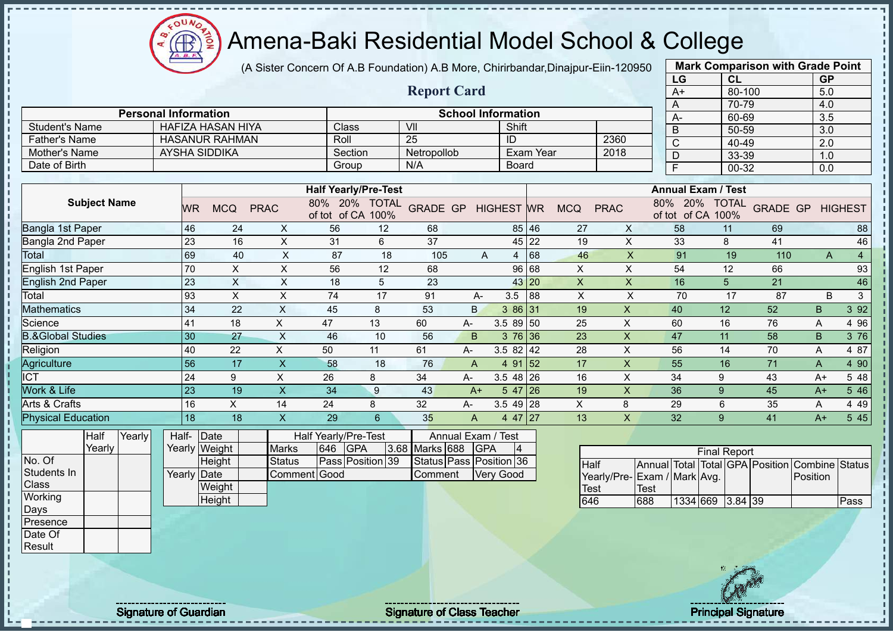# Amena-Baki Residential Model School & College

(A Sister Concern Of A.B Foundation) A.B More, Chirirbandar,Dinajpur-Eiin-120950

## Report Card

| Mark Comparison with Grade Point | | |
|---|---|---|
| LG | CL | GP |
| A+ | 80-100 | 5.0 |
| A | 70-79 | 4.0 |
| A- | 60-69 | 3.5 |
| B | 50-59 | 3.0 |
| C | 40-49 | 2.0 |
| D | 33-39 | 1.0 |
| F | 00-32 | 0.0 |

| Personal Information | | School Information | | | |
|---|---|---|---|---|---|
| Student's Name | HAFIZA HASAN HIYA | Class | VII | Shift | |
| Father's Name | HASANUR RAHMAN | Roll | 25 | ID | 2360 |
| Mother's Name | AYSHA SIDDIKA | Section | Netropollob | Exam Year | 2018 |
| Date of Birth | | Group | N/A | Board | |

| Subject Name | Half Yearly/Pre-Test | | | | | | | | | Annual Exam / Test | | | | | | | | |
|---|---|---|---|---|---|---|---|---|---|---|---|---|---|---|---|---|---|---|
| | WR | MCQ | PRAC | 80% of tot | 20% of CA | TOTAL 100% | GRADE | GP | HIGHEST | WR | MCQ | PRAC | 80% of tot | 20% of CA | TOTAL 100% | GRADE | GP | HIGHEST |
| Bangla 1st Paper | 46 | 24 | X | 56 | 12 | 68 | | | 85 | 46 | 27 | X | 58 | 11 | 69 | | | 88 |
| Bangla 2nd Paper | 23 | 16 | X | 31 | 6 | 37 | | | 45 | 22 | 19 | X | 33 | 8 | 41 | | | 46 |
| Total | 69 | 40 | X | 87 | 18 | 105 | A | 4 | | 68 | 46 | X | 91 | 19 | 110 | A | 4 | |
| English 1st Paper | 70 | X | X | 56 | 12 | 68 | | | 96 | 68 | X | X | 54 | 12 | 66 | | | 93 |
| English 2nd Paper | 23 | X | X | 18 | 5 | 23 | | | 43 | 20 | X | X | 16 | 5 | 21 | | | 46 |
| Total | 93 | X | X | 74 | 17 | 91 | A- | 3.5 | | 88 | X | X | 70 | 17 | 87 | B | 3 | |
| Mathematics | 34 | 22 | X | 45 | 8 | 53 | B | 3 | 86 | 31 | 19 | X | 40 | 12 | 52 | B | 3 | 92 |
| Science | 41 | 18 | X | 47 | 13 | 60 | A- | 3.5 | 89 | 50 | 25 | X | 60 | 16 | 76 | A | 4 | 96 |
| B.&Global Studies | 30 | 27 | X | 46 | 10 | 56 | B | 3 | 76 | 36 | 23 | X | 47 | 11 | 58 | B | 3 | 76 |
| Religion | 40 | 22 | X | 50 | 11 | 61 | A- | 3.5 | 82 | 42 | 28 | X | 56 | 14 | 70 | A | 4 | 87 |
| Agriculture | 56 | 17 | X | 58 | 18 | 76 | A | 4 | 91 | 52 | 17 | X | 55 | 16 | 71 | A | 4 | 90 |
| ICT | 24 | 9 | X | 26 | 8 | 34 | A- | 3.5 | 48 | 26 | 16 | X | 34 | 9 | 43 | A+ | 5 | 48 |
| Work & Life | 23 | 19 | X | 34 | 9 | 43 | A+ | 5 | 47 | 26 | 19 | X | 36 | 9 | 45 | A+ | 5 | 46 |
| Arts & Crafts | 16 | X | 14 | 24 | 8 | 32 | A- | 3.5 | 49 | 28 | X | 8 | 29 | 6 | 35 | A | 4 | 49 |
| Physical Education | 18 | 18 | X | 29 | 6 | 35 | A | 4 | 47 | 27 | 13 | X | 32 | 9 | 41 | A+ | 5 | 45 |

| | Half Yearly | Yearly |
|---|---|---|
| No. Of Students In Class | | |
| Working Days | | |
| Presence | | |
| Date Of Result | | |

| | | |
|---|---|---|
| Half-Yearly | Date | |
| | Weight | |
| | Height | |
| Yearly | Date | |
| | Weight | |
| | Height | |

| Half Yearly/Pre-Test | | | | Annual Exam / Test | | | |
|---|---|---|---|---|---|---|---|
| Marks | 646 | GPA | 3.68 | Marks | 688 | GPA | 4 |
| Status | Pass | Position | 39 | Status | Pass | Position | 36 |
| Comment | Good | | | Comment | Very Good | | |

| Final Report | | | | | | | |
|---|---|---|---|---|---|---|---|
| Half Yearly/Pre-Test | Annual Exam / Test | Total Mark | Total Avg. | GPA | Position | Combine Position | Status |
| 646 | 688 | 1334 | 669 | 3.84 | 39 | | Pass |

Signature of Guardian

Signature of Class Teacher

Principal Signature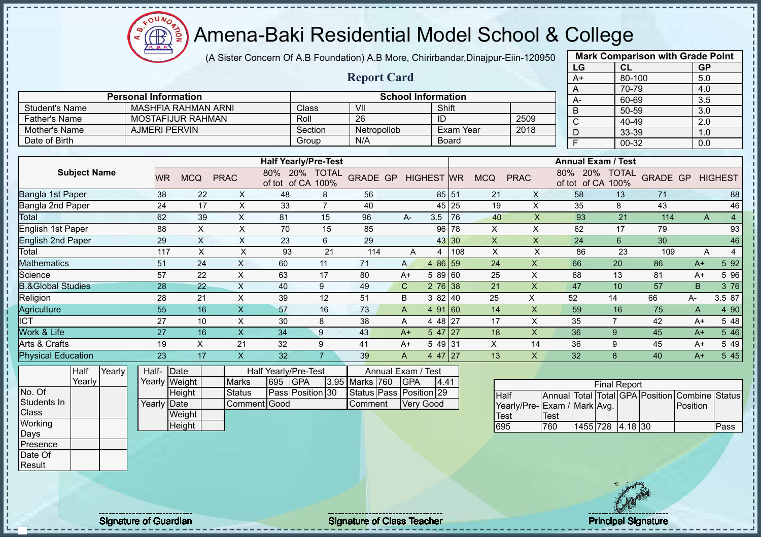# Amena-Baki Residential Model School & College

(A Sister Concern Of A.B Foundation) A.B More, Chirirbandar,Dinajpur-Eiin-120950

## Report Card

| Mark Comparison with Grade Point | | |
|---|---|---|
| LG | CL | GP |
| A+ | 80-100 | 5.0 |
| A | 70-79 | 4.0 |
| A- | 60-69 | 3.5 |
| B | 50-59 | 3.0 |
| C | 40-49 | 2.0 |
| D | 33-39 | 1.0 |
| F | 00-32 | 0.0 |

| Personal Information | | School Information | | | |
|---|---|---|---|---|---|
| Student's Name | MASHFIA RAHMAN ARNI | Class | VII | Shift | |
| Father's Name | MOSTAFIJUR RAHMAN | Roll | 26 | ID | 2509 |
| Mother's Name | AJMERI PERVIN | Section | Netropollob | Exam Year | 2018 |
| Date of Birth | | Group | N/A | Board | |

| Subject Name | Half Yearly/Pre-Test | | | | | | | | | Annual Exam / Test | | | | | | | | |
|---|---|---|---|---|---|---|---|---|---|---|---|---|---|---|---|---|---|---|
| | WR | MCQ | PRAC | 80% of tot | 20% of CA | TOTAL 100% | GRADE | GP | HIGHEST | WR | MCQ | PRAC | 80% of tot | 20% of CA | TOTAL 100% | GRADE | GP | HIGHEST |
| Bangla 1st Paper | 38 | 22 | X | 48 | 8 | 56 | | | 85 | 51 | 21 | X | 58 | 13 | 71 | | | 88 |
| Bangla 2nd Paper | 24 | 17 | X | 33 | 7 | 40 | | | 45 | 25 | 19 | X | 35 | 8 | 43 | | | 46 |
| Total | 62 | 39 | X | 81 | 15 | 96 | A- | 3.5 | | 76 | 40 | X | 93 | 21 | 114 | A | 4 | |
| English 1st Paper | 88 | X | X | 70 | 15 | 85 | | | 96 | 78 | X | X | 62 | 17 | 79 | | | 93 |
| English 2nd Paper | 29 | X | X | 23 | 6 | 29 | | | 43 | 30 | X | X | 24 | 6 | 30 | | | 46 |
| Total | 117 | X | X | 93 | 21 | 114 | A | 4 | | 108 | X | X | 86 | 23 | 109 | A | 4 | |
| Mathematics | 51 | 24 | X | 60 | 11 | 71 | A | 4 | 86 | 59 | 24 | X | 66 | 20 | 86 | A+ | 5 | 92 |
| Science | 57 | 22 | X | 63 | 17 | 80 | A+ | 5 | 89 | 60 | 25 | X | 68 | 13 | 81 | A+ | 5 | 96 |
| B.&Global Studies | 28 | 22 | X | 40 | 9 | 49 | C | 2 | 76 | 38 | 21 | X | 47 | 10 | 57 | B | 3 | 76 |
| Religion | 28 | 21 | X | 39 | 12 | 51 | B | 3 | 82 | 40 | 25 | X | 52 | 14 | 66 | A- | 3.5 | 87 |
| Agriculture | 55 | 16 | X | 57 | 16 | 73 | A | 4 | 91 | 60 | 14 | X | 59 | 16 | 75 | A | 4 | 90 |
| ICT | 27 | 10 | X | 30 | 8 | 38 | A | 4 | 48 | 27 | 17 | X | 35 | 7 | 42 | A+ | 5 | 48 |
| Work & Life | 27 | 16 | X | 34 | 9 | 43 | A+ | 5 | 47 | 27 | 18 | X | 36 | 9 | 45 | A+ | 5 | 46 |
| Arts & Crafts | 19 | X | 21 | 32 | 9 | 41 | A+ | 5 | 49 | 31 | X | 14 | 36 | 9 | 45 | A+ | 5 | 49 |
| Physical Education | 23 | 17 | X | 32 | 7 | 39 | A | 4 | 47 | 27 | 13 | X | 32 | 8 | 40 | A+ | 5 | 45 |

| | Half Yearly | Yearly |
|---|---|---|
| No. Of Students In Class | | |
| Working Days | | |
| Presence | | |
| Date Of Result | | |

| | | |
|---|---|---|
| Half-Yearly | Date | |
| | Weight | |
| | Height | |
| Yearly | Date | |
| | Weight | |
| | Height | |

| Half Yearly/Pre-Test | | | | Annual Exam / Test | | | |
|---|---|---|---|---|---|---|---|
| Marks | 695 | GPA | 3.95 | Marks | 760 | GPA | 4.41 |
| Status | Pass | Position | 30 | Status | Pass | Position | 29 |
| Comment | Good | | | Comment | Very Good | | |

| Final Report | | | | | | | |
|---|---|---|---|---|---|---|---|
| Half Yearly/Pre-Test | Annual Exam / Test | Total Mark | Total Avg. | GPA | Position | Combine Position | Status |
| 695 | 760 | 1455 | 728 | 4.18 | 30 | | Pass |

Signature of Guardian

Signature of Class Teacher

Principal Signature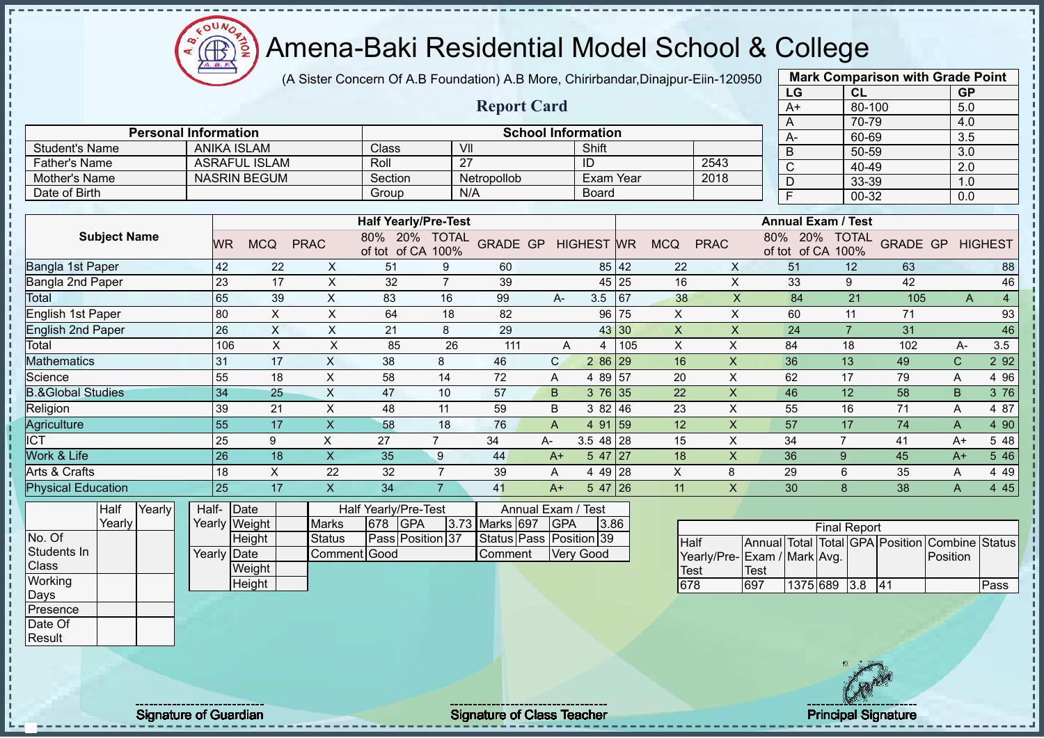# Amena-Baki Residential Model School & College

(A Sister Concern Of A.B Foundation) A.B More, Chirirbandar,Dinajpur-Eiin-120950

## Report Card

| Mark Comparison with Grade Point | | |
|---|---|---|
| LG | CL | GP |
| A+ | 80-100 | 5.0 |
| A | 70-79 | 4.0 |
| A- | 60-69 | 3.5 |
| B | 50-59 | 3.0 |
| C | 40-49 | 2.0 |
| D | 33-39 | 1.0 |
| F | 00-32 | 0.0 |

| Personal Information | | School Information | | | |
|---|---|---|---|---|---|
| Student's Name | ANIKA ISLAM | Class | VII | Shift | |
| Father's Name | ASRAFUL ISLAM | Roll | 27 | ID | 2543 |
| Mother's Name | NASRIN BEGUM | Section | Netropollob | Exam Year | 2018 |
| Date of Birth | | Group | N/A | Board | |

| Subject Name | Half Yearly/Pre-Test | | | | | | | | | Annual Exam / Test | | | | | | | | |
|---|---|---|---|---|---|---|---|---|---|---|---|---|---|---|---|---|---|---|
| | WR | MCQ | PRAC | 80% of tot | 20% of CA | TOTAL 100% | GRADE | GP | HIGHEST | WR | MCQ | PRAC | 80% of tot | 20% of CA | TOTAL 100% | GRADE | GP | HIGHEST |
| Bangla 1st Paper | 42 | 22 | X | 51 | 9 | 60 | | | 85 | 42 | 22 | X | 51 | 12 | 63 | | | 88 |
| Bangla 2nd Paper | 23 | 17 | X | 32 | 7 | 39 | | | 45 | 25 | 16 | X | 33 | 9 | 42 | | | 46 |
| Total | 65 | 39 | X | 83 | 16 | 99 | A- | 3.5 | | 67 | 38 | X | 84 | 21 | 105 | A | 4 | |
| English 1st Paper | 80 | X | X | 64 | 18 | 82 | | | 96 | 75 | X | X | 60 | 11 | 71 | | | 93 |
| English 2nd Paper | 26 | X | X | 21 | 8 | 29 | | | 43 | 30 | X | X | 24 | 7 | 31 | | | 46 |
| Total | 106 | X | X | 85 | 26 | 111 | A | 4 | | 105 | X | X | 84 | 18 | 102 | A- | 3.5 | |
| Mathematics | 31 | 17 | X | 38 | 8 | 46 | C | 2 | 86 | 29 | 16 | X | 36 | 13 | 49 | C | 2 | 92 |
| Science | 55 | 18 | X | 58 | 14 | 72 | A | 4 | 89 | 57 | 20 | X | 62 | 17 | 79 | A | 4 | 96 |
| B.&Global Studies | 34 | 25 | X | 47 | 10 | 57 | B | 3 | 76 | 35 | 22 | X | 46 | 12 | 58 | B | 3 | 76 |
| Religion | 39 | 21 | X | 48 | 11 | 59 | B | 3 | 82 | 46 | 23 | X | 55 | 16 | 71 | A | 4 | 87 |
| Agriculture | 55 | 17 | X | 58 | 18 | 76 | A | 4 | 91 | 59 | 12 | X | 57 | 17 | 74 | A | 4 | 90 |
| ICT | 25 | 9 | X | 27 | 7 | 34 | A- | 3.5 | 48 | 28 | 15 | X | 34 | 7 | 41 | A+ | 5 | 48 |
| Work & Life | 26 | 18 | X | 35 | 9 | 44 | A+ | 5 | 47 | 27 | 18 | X | 36 | 9 | 45 | A+ | 5 | 46 |
| Arts & Crafts | 18 | X | 22 | 32 | 7 | 39 | A | 4 | 49 | 28 | X | 8 | 29 | 6 | 35 | A | 4 | 49 |
| Physical Education | 25 | 17 | X | 34 | 7 | 41 | A+ | 5 | 47 | 26 | 11 | X | 30 | 8 | 38 | A | 4 | 45 |

| | Half Yearly | Yearly |
|---|---|---|
| No. Of Students In Class | | |
| Working Days | | |
| Presence | | |
| Date Of Result | | |

| | | |
|---|---|---|
| Half-Yearly | Date | |
| | Weight | |
| | Height | |
| Yearly | Date | |
| | Weight | |
| | Height | |

| Half Yearly/Pre-Test | | | | Annual Exam / Test | | | |
|---|---|---|---|---|---|---|---|
| Marks | 678 | GPA | 3.73 | Marks | 697 | GPA | 3.86 |
| Status | Pass | Position | 37 | Status | Pass | Position | 39 |
| Comment | Good | | | Comment | Very Good | | |

| Final Report | | | | | | | |
|---|---|---|---|---|---|---|---|
| Half Yearly/Pre-Test | Annual Exam / Test | Total Mark | Total Avg. | GPA | Position | Combine Position | Status |
| 678 | 697 | 1375 | 689 | 3.8 | 41 | | Pass |

Signature of Guardian

Signature of Class Teacher

Principal Signature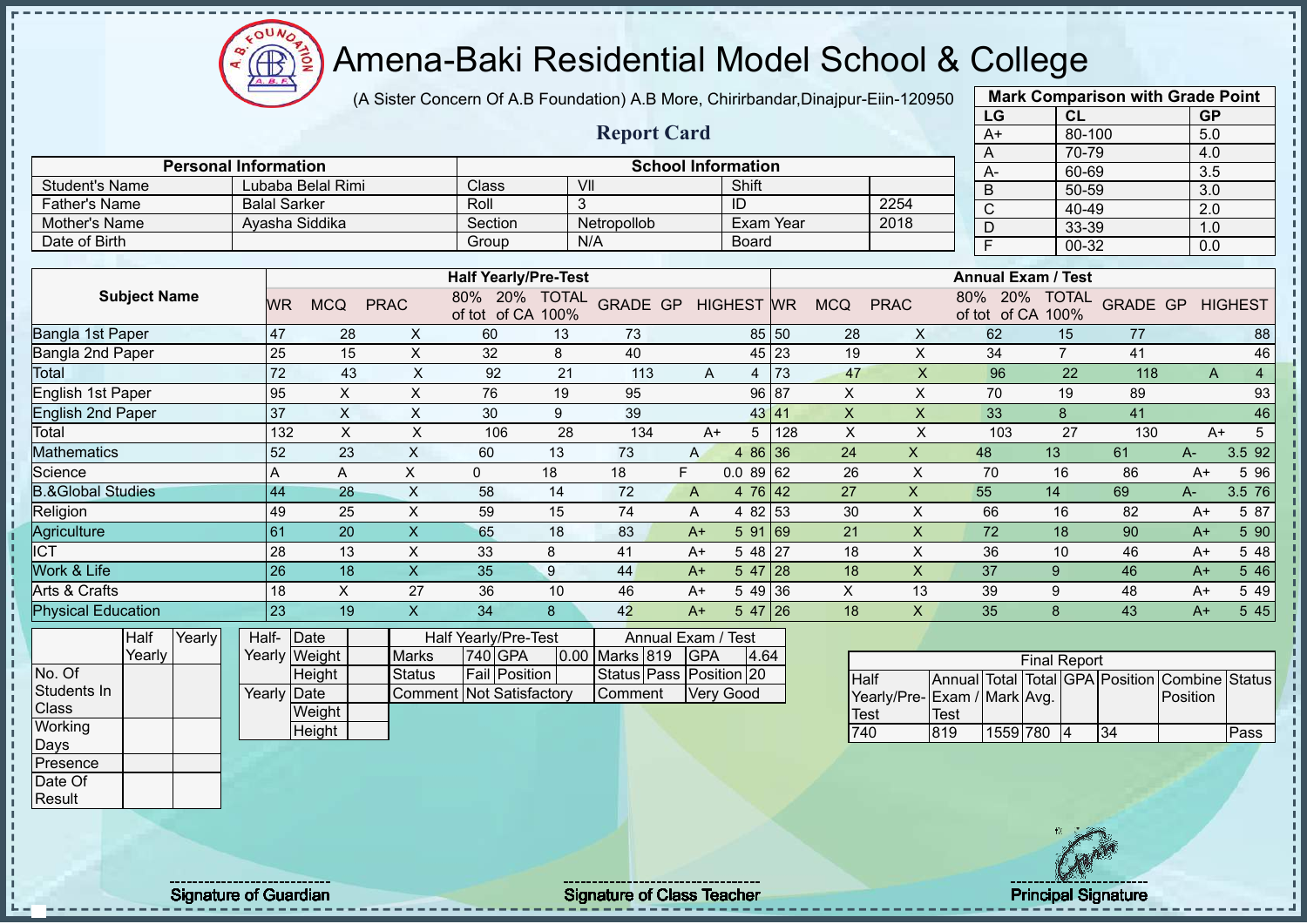# Amena-Baki Residential Model School & College

(A Sister Concern Of A.B Foundation) A.B More, Chirirbandar,Dinajpur-Eiin-120950

## Report Card

| Mark Comparison with Grade Point | | |
|---|---|---|
| LG | CL | GP |
| A+ | 80-100 | 5.0 |
| A | 70-79 | 4.0 |
| A- | 60-69 | 3.5 |
| B | 50-59 | 3.0 |
| C | 40-49 | 2.0 |
| D | 33-39 | 1.0 |
| F | 00-32 | 0.0 |

| Personal Information | | School Information | | | |
|---|---|---|---|---|---|
| Student's Name | Lubaba Belal Rimi | Class | VII | Shift | |
| Father's Name | Balal Sarker | Roll | 3 | ID | 2254 |
| Mother's Name | Ayasha Siddika | Section | Netropollob | Exam Year | 2018 |
| Date of Birth | | Group | N/A | Board | |

| Subject Name | Half Yearly/Pre-Test | | | | | | | | | Annual Exam / Test | | | | | | | | |
|---|---|---|---|---|---|---|---|---|---|---|---|---|---|---|---|---|---|---|
| | WR | MCQ | PRAC | 80% of tot | 20% of CA | TOTAL 100% | GRADE | GP | HIGHEST | WR | MCQ | PRAC | 80% of tot | 20% of CA | TOTAL 100% | GRADE | GP | HIGHEST |
| Bangla 1st Paper | 47 | 28 | X | 60 | 13 | 73 | | | 85 | 50 | 28 | X | 62 | 15 | 77 | | | 88 |
| Bangla 2nd Paper | 25 | 15 | X | 32 | 8 | 40 | | | 45 | 23 | 19 | X | 34 | 7 | 41 | | | 46 |
| Total | 72 | 43 | X | 92 | 21 | 113 | A | 4 | | 73 | 47 | X | 96 | 22 | 118 | A | 4 | |
| English 1st Paper | 95 | X | X | 76 | 19 | 95 | | | 96 | 87 | X | X | 70 | 19 | 89 | | | 93 |
| English 2nd Paper | 37 | X | X | 30 | 9 | 39 | | | 43 | 41 | X | X | 33 | 8 | 41 | | | 46 |
| Total | 132 | X | X | 106 | 28 | 134 | A+ | 5 | | 128 | X | X | 103 | 27 | 130 | A+ | 5 | |
| Mathematics | 52 | 23 | X | 60 | 13 | 73 | A | 4 | 86 | 36 | 24 | X | 48 | 13 | 61 | A- | 3.5 | 92 |
| Science | A | A | X | 0 | 18 | 18 | F | 0.0 | 89 | 62 | 26 | X | 70 | 16 | 86 | A+ | 5 | 96 |
| B.&Global Studies | 44 | 28 | X | 58 | 14 | 72 | A | 4 | 76 | 42 | 27 | X | 55 | 14 | 69 | A- | 3.5 | 76 |
| Religion | 49 | 25 | X | 59 | 15 | 74 | A | 4 | 82 | 53 | 30 | X | 66 | 16 | 82 | A+ | 5 | 87 |
| Agriculture | 61 | 20 | X | 65 | 18 | 83 | A+ | 5 | 91 | 69 | 21 | X | 72 | 18 | 90 | A+ | 5 | 90 |
| ICT | 28 | 13 | X | 33 | 8 | 41 | A+ | 5 | 48 | 27 | 18 | X | 36 | 10 | 46 | A+ | 5 | 48 |
| Work & Life | 26 | 18 | X | 35 | 9 | 44 | A+ | 5 | 47 | 28 | 18 | X | 37 | 9 | 46 | A+ | 5 | 46 |
| Arts & Crafts | 18 | X | 27 | 36 | 10 | 46 | A+ | 5 | 49 | 36 | X | 13 | 39 | 9 | 48 | A+ | 5 | 49 |
| Physical Education | 23 | 19 | X | 34 | 8 | 42 | A+ | 5 | 47 | 26 | 18 | X | 35 | 8 | 43 | A+ | 5 | 45 |

| | Half Yearly | Yearly |
|---|---|---|
| No. Of Students In Class | | |
| Working Days | | |
| Presence | | |
| Date Of Result | | |

| | | |
|---|---|---|
| Half-Yearly | Date | |
| | Weight | |
| | Height | |
| Yearly | Date | |
| | Weight | |
| | Height | |

| Half Yearly/Pre-Test | | | | Annual Exam / Test | | | |
|---|---|---|---|---|---|---|---|
| Marks | 740 | GPA | 0.00 | Marks | 819 | GPA | 4.64 |
| Status | Fail | Position | | Status | Pass | Position | 20 |
| Comment | Not Satisfactory | | | Comment | Very Good | | |

| Final Report | | | | | | | |
|---|---|---|---|---|---|---|---|
| Half Yearly/Pre-Test | Annual Exam / Test | Total Mark | Total Avg. | GPA | Position | Combine Position | Status |
| 740 | 819 | 1559 | 780 | 4 | 34 | | Pass |

Signature of Guardian

Signature of Class Teacher

Principal Signature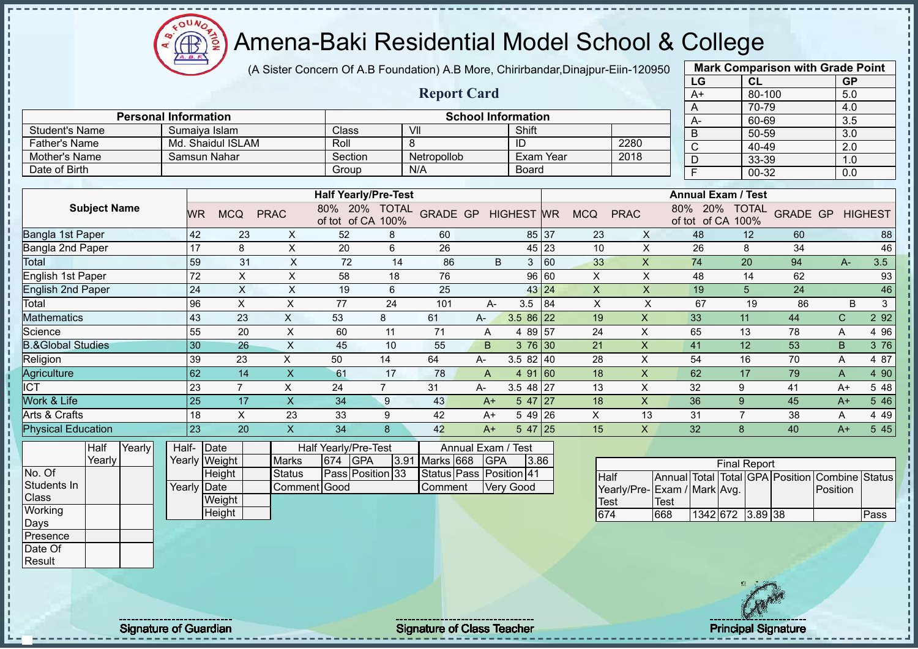# Amena-Baki Residential Model School & College

(A Sister Concern Of A.B Foundation) A.B More, Chirirbandar,Dinajpur-Eiin-120950

## Report Card

| Mark Comparison with Grade Point | | |
|---|---|---|
| LG | CL | GP |
| A+ | 80-100 | 5.0 |
| A | 70-79 | 4.0 |
| A- | 60-69 | 3.5 |
| B | 50-59 | 3.0 |
| C | 40-49 | 2.0 |
| D | 33-39 | 1.0 |
| F | 00-32 | 0.0 |

| Personal Information | | School Information | | | |
|---|---|---|---|---|---|
| Student's Name | Sumaiya Islam | Class | VII | Shift | |
| Father's Name | Md. Shaidul ISLAM | Roll | 8 | ID | 2280 |
| Mother's Name | Samsun Nahar | Section | Netropollob | Exam Year | 2018 |
| Date of Birth | | Group | N/A | Board | |

| Subject Name | Half Yearly/Pre-Test | | | | | | | | | Annual Exam / Test | | | | | | | | |
|---|---|---|---|---|---|---|---|---|---|---|---|---|---|---|---|---|---|---|
| | WR | MCQ | PRAC | 80% of tot | 20% of CA | TOTAL 100% | GRADE | GP | HIGHEST | WR | MCQ | PRAC | 80% of tot | 20% of CA | TOTAL 100% | GRADE | GP | HIGHEST |
| Bangla 1st Paper | 42 | 23 | X | 52 | 8 | 60 | | | 85 | 37 | 23 | X | 48 | 12 | 60 | | | 88 |
| Bangla 2nd Paper | 17 | 8 | X | 20 | 6 | 26 | | | 45 | 23 | 10 | X | 26 | 8 | 34 | | | 46 |
| Total | 59 | 31 | X | 72 | 14 | 86 | B | 3 | | 60 | 33 | X | 74 | 20 | 94 | A- | 3.5 | |
| English 1st Paper | 72 | X | X | 58 | 18 | 76 | | | 96 | 60 | X | X | 48 | 14 | 62 | | | 93 |
| English 2nd Paper | 24 | X | X | 19 | 6 | 25 | | | 43 | 24 | X | X | 19 | 5 | 24 | | | 46 |
| Total | 96 | X | X | 77 | 24 | 101 | A- | 3.5 | | 84 | X | X | 67 | 19 | 86 | B | 3 | |
| Mathematics | 43 | 23 | X | 53 | 8 | 61 | A- | 3.5 | 86 | 22 | 19 | X | 33 | 11 | 44 | C | 2 | 92 |
| Science | 55 | 20 | X | 60 | 11 | 71 | A | 4 | 89 | 57 | 24 | X | 65 | 13 | 78 | A | 4 | 96 |
| B.&Global Studies | 30 | 26 | X | 45 | 10 | 55 | B | 3 | 76 | 30 | 21 | X | 41 | 12 | 53 | B | 3 | 76 |
| Religion | 39 | 23 | X | 50 | 14 | 64 | A- | 3.5 | 82 | 40 | 28 | X | 54 | 16 | 70 | A | 4 | 87 |
| Agriculture | 62 | 14 | X | 61 | 17 | 78 | A | 4 | 91 | 60 | 18 | X | 62 | 17 | 79 | A | 4 | 90 |
| ICT | 23 | 7 | X | 24 | 7 | 31 | A- | 3.5 | 48 | 27 | 13 | X | 32 | 9 | 41 | A+ | 5 | 48 |
| Work & Life | 25 | 17 | X | 34 | 9 | 43 | A+ | 5 | 47 | 27 | 18 | X | 36 | 9 | 45 | A+ | 5 | 46 |
| Arts & Crafts | 18 | X | 23 | 33 | 9 | 42 | A+ | 5 | 49 | 26 | X | 13 | 31 | 7 | 38 | A | 4 | 49 |
| Physical Education | 23 | 20 | X | 34 | 8 | 42 | A+ | 5 | 47 | 25 | 15 | X | 32 | 8 | 40 | A+ | 5 | 45 |

| | Half Yearly | Yearly |
|---|---|---|
| No. Of Students In Class | | |
| Working Days | | |
| Presence | | |
| Date Of Result | | |

| | | |
|---|---|---|
| Half-Yearly | Date | |
| | Weight | |
| | Height | |
| Yearly | Date | |
| | Weight | |
| | Height | |

| Half Yearly/Pre-Test | | | | Annual Exam / Test | | | |
|---|---|---|---|---|---|---|---|
| Marks | 674 | GPA | 3.91 | Marks | 668 | GPA | 3.86 |
| Status | Pass | Position | 33 | Status | Pass | Position | 41 |
| Comment | Good | | | Comment | Very Good | | |

| Final Report | | | | | | | |
|---|---|---|---|---|---|---|---|
| Half Yearly/Pre-Test | Annual Exam / Test | Total Mark | Total Avg. | GPA | Position | Combine Position | Status |
| 674 | 668 | 1342 | 672 | 3.89 | 38 | | Pass |

Signature of Guardian

Signature of Class Teacher

Principal Signature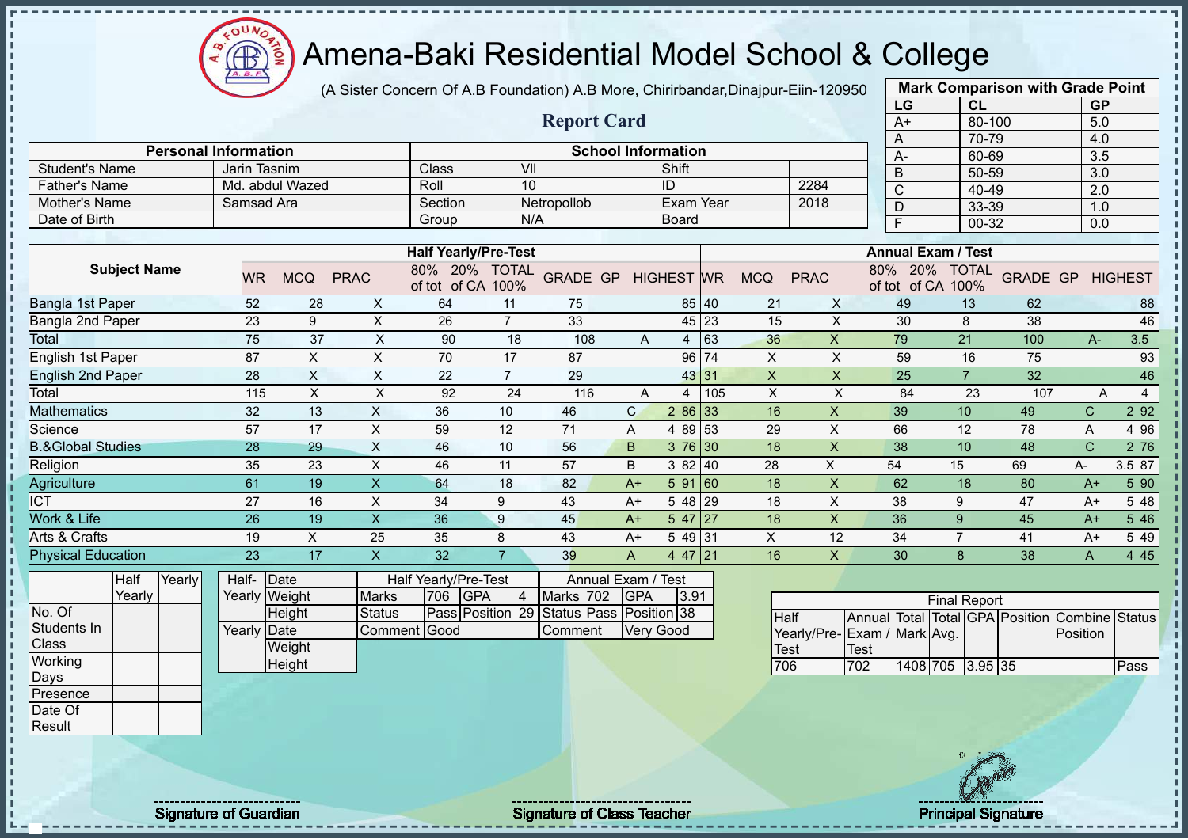# Amena-Baki Residential Model School & College

(A Sister Concern Of A.B Foundation) A.B More, Chirirbandar,Dinajpur-Eiin-120950

## Report Card

| Mark Comparison with Grade Point | | |
|---|---|---|
| LG | CL | GP |
| A+ | 80-100 | 5.0 |
| A | 70-79 | 4.0 |
| A- | 60-69 | 3.5 |
| B | 50-59 | 3.0 |
| C | 40-49 | 2.0 |
| D | 33-39 | 1.0 |
| F | 00-32 | 0.0 |

| Personal Information | | School Information | | | |
|---|---|---|---|---|---|
| Student's Name | Jarin Tasnim | Class | VII | Shift | |
| Father's Name | Md. abdul Wazed | Roll | 10 | ID | 2284 |
| Mother's Name | Samsad Ara | Section | Netropollob | Exam Year | 2018 |
| Date of Birth | | Group | N/A | Board | |

| Subject Name | Half Yearly/Pre-Test | | | | | | | | | Annual Exam / Test | | | | | | | | |
|---|---|---|---|---|---|---|---|---|---|---|---|---|---|---|---|---|---|---|
| | WR | MCQ | PRAC | 80% of tot | 20% of CA | TOTAL 100% | GRADE | GP | HIGHEST | WR | MCQ | PRAC | 80% of tot | 20% of CA | TOTAL 100% | GRADE | GP | HIGHEST |
| Bangla 1st Paper | 52 | 28 | X | 64 | 11 | 75 | | | 85 | 40 | 21 | X | 49 | 13 | 62 | | | 88 |
| Bangla 2nd Paper | 23 | 9 | X | 26 | 7 | 33 | | | 45 | 23 | 15 | X | 30 | 8 | 38 | | | 46 |
| Total | 75 | 37 | X | 90 | 18 | 108 | A | 4 | | 63 | 36 | X | 79 | 21 | 100 | A- | 3.5 | |
| English 1st Paper | 87 | X | X | 70 | 17 | 87 | | | 96 | 74 | X | X | 59 | 16 | 75 | | | 93 |
| English 2nd Paper | 28 | X | X | 22 | 7 | 29 | | | 43 | 31 | X | X | 25 | 7 | 32 | | | 46 |
| Total | 115 | X | X | 92 | 24 | 116 | A | 4 | | 105 | X | X | 84 | 23 | 107 | A | 4 | |
| Mathematics | 32 | 13 | X | 36 | 10 | 46 | C | 2 | 86 | 33 | 16 | X | 39 | 10 | 49 | C | 2 | 92 |
| Science | 57 | 17 | X | 59 | 12 | 71 | A | 4 | 89 | 53 | 29 | X | 66 | 12 | 78 | A | 4 | 96 |
| B.&Global Studies | 28 | 29 | X | 46 | 10 | 56 | B | 3 | 76 | 30 | 18 | X | 38 | 10 | 48 | C | 2 | 76 |
| Religion | 35 | 23 | X | 46 | 11 | 57 | B | 3 | 82 | 40 | 28 | X | 54 | 15 | 69 | A- | 3.5 | 87 |
| Agriculture | 61 | 19 | X | 64 | 18 | 82 | A+ | 5 | 91 | 60 | 18 | X | 62 | 18 | 80 | A+ | 5 | 90 |
| ICT | 27 | 16 | X | 34 | 9 | 43 | A+ | 5 | 48 | 29 | 18 | X | 38 | 9 | 47 | A+ | 5 | 48 |
| Work & Life | 26 | 19 | X | 36 | 9 | 45 | A+ | 5 | 47 | 27 | 18 | X | 36 | 9 | 45 | A+ | 5 | 46 |
| Arts & Crafts | 19 | X | 25 | 35 | 8 | 43 | A+ | 5 | 49 | 31 | X | 12 | 34 | 7 | 41 | A+ | 5 | 49 |
| Physical Education | 23 | 17 | X | 32 | 7 | 39 | A | 4 | 47 | 21 | 16 | X | 30 | 8 | 38 | A | 4 | 45 |

| | Half Yearly | Yearly |
|---|---|---|
| No. Of Students In Class | | |
| Working Days | | |
| Presence | | |
| Date Of Result | | |

| | | |
|---|---|---|
| Half-Yearly | Date | |
| | Weight | |
| | Height | |
| Yearly | Date | |
| | Weight | |
| | Height | |

| Half Yearly/Pre-Test | | | | Annual Exam / Test | | | |
|---|---|---|---|---|---|---|---|
| Marks | 706 | GPA | 4 | Marks | 702 | GPA | 3.91 |
| Status | Pass | Position | 29 | Status | Pass | Position | 38 |
| Comment | Good | | | Comment | Very Good | | |

| Final Report | | | | | | | |
|---|---|---|---|---|---|---|---|
| Half Yearly/Pre-Test | Annual Exam / Test | Total Mark | Total Avg. | GPA | Position | Combine Position | Status |
| 706 | 702 | 1408 | 705 | 3.95 | 35 | | Pass |

Signature of Guardian

Signature of Class Teacher

Principal Signature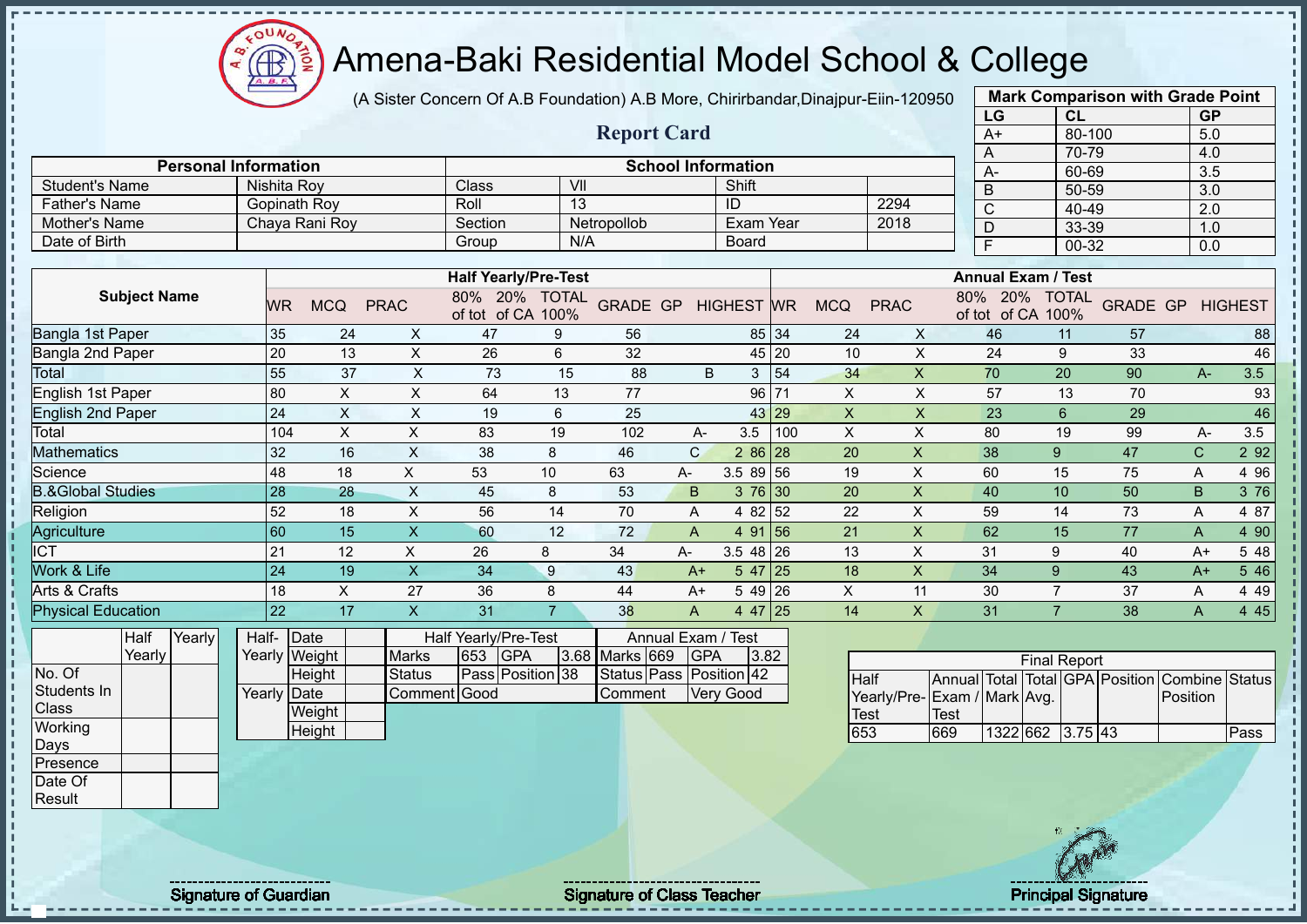# Amena-Baki Residential Model School & College

(A Sister Concern Of A.B Foundation) A.B More, Chirirbandar,Dinajpur-Eiin-120950

## Report Card

| Mark Comparison with Grade Point | | |
|---|---|---|
| LG | CL | GP |
| A+ | 80-100 | 5.0 |
| A | 70-79 | 4.0 |
| A- | 60-69 | 3.5 |
| B | 50-59 | 3.0 |
| C | 40-49 | 2.0 |
| D | 33-39 | 1.0 |
| F | 00-32 | 0.0 |

| Personal Information | | School Information | | | |
|---|---|---|---|---|---|
| Student's Name | Nishita Roy | Class | VII | Shift | |
| Father's Name | Gopinath Roy | Roll | 13 | ID | 2294 |
| Mother's Name | Chaya Rani Roy | Section | Netropollob | Exam Year | 2018 |
| Date of Birth | | Group | N/A | Board | |

| Subject Name | Half Yearly/Pre-Test | | | | | | | | | Annual Exam / Test | | | | | | | | |
|---|---|---|---|---|---|---|---|---|---|---|---|---|---|---|---|---|---|---|
| | WR | MCQ | PRAC | 80% of tot | 20% of CA | TOTAL 100% | GRADE | GP | HIGHEST | WR | MCQ | PRAC | 80% of tot | 20% of CA | TOTAL 100% | GRADE | GP | HIGHEST |
| Bangla 1st Paper | 35 | 24 | X | 47 | 9 | 56 | | | 85 | 34 | 24 | X | 46 | 11 | 57 | | | 88 |
| Bangla 2nd Paper | 20 | 13 | X | 26 | 6 | 32 | | | 45 | 20 | 10 | X | 24 | 9 | 33 | | | 46 |
| Total | 55 | 37 | X | 73 | 15 | 88 | B | 3 | | 54 | 34 | X | 70 | 20 | 90 | A- | 3.5 | |
| English 1st Paper | 80 | X | X | 64 | 13 | 77 | | | 96 | 71 | X | X | 57 | 13 | 70 | | | 93 |
| English 2nd Paper | 24 | X | X | 19 | 6 | 25 | | | 43 | 29 | X | X | 23 | 6 | 29 | | | 46 |
| Total | 104 | X | X | 83 | 19 | 102 | A- | 3.5 | | 100 | X | X | 80 | 19 | 99 | A- | 3.5 | |
| Mathematics | 32 | 16 | X | 38 | 8 | 46 | C | 2 | 86 | 28 | 20 | X | 38 | 9 | 47 | C | 2 | 92 |
| Science | 48 | 18 | X | 53 | 10 | 63 | A- | 3.5 | 89 | 56 | 19 | X | 60 | 15 | 75 | A | 4 | 96 |
| B.&Global Studies | 28 | 28 | X | 45 | 8 | 53 | B | 3 | 76 | 30 | 20 | X | 40 | 10 | 50 | B | 3 | 76 |
| Religion | 52 | 18 | X | 56 | 14 | 70 | A | 4 | 82 | 52 | 22 | X | 59 | 14 | 73 | A | 4 | 87 |
| Agriculture | 60 | 15 | X | 60 | 12 | 72 | A | 4 | 91 | 56 | 21 | X | 62 | 15 | 77 | A | 4 | 90 |
| ICT | 21 | 12 | X | 26 | 8 | 34 | A- | 3.5 | 48 | 26 | 13 | X | 31 | 9 | 40 | A+ | 5 | 48 |
| Work & Life | 24 | 19 | X | 34 | 9 | 43 | A+ | 5 | 47 | 25 | 18 | X | 34 | 9 | 43 | A+ | 5 | 46 |
| Arts & Crafts | 18 | X | 27 | 36 | 8 | 44 | A+ | 5 | 49 | 26 | X | 11 | 30 | 7 | 37 | A | 4 | 49 |
| Physical Education | 22 | 17 | X | 31 | 7 | 38 | A | 4 | 47 | 25 | 14 | X | 31 | 7 | 38 | A | 4 | 45 |

| | Half Yearly | Yearly |
|---|---|---|
| No. Of Students In Class | | |
| Working Days | | |
| Presence | | |
| Date Of Result | | |

| | | |
|---|---|---|
| Half-Yearly | Date | |
| | Weight | |
| | Height | |
| Yearly | Date | |
| | Weight | |
| | Height | |

| Half Yearly/Pre-Test | | | | Annual Exam / Test | | | |
|---|---|---|---|---|---|---|---|
| Marks | 653 | GPA | 3.68 | Marks | 669 | GPA | 3.82 |
| Status | Pass | Position | 38 | Status | Pass | Position | 42 |
| Comment | Good | | | Comment | Very Good | | |

| Final Report | | | | | | | |
|---|---|---|---|---|---|---|---|
| Half Yearly/Pre-Test | Annual Exam / Test | Total Mark | Total Avg. | GPA | Position | Combine Position | Status |
| 653 | 669 | 1322 | 662 | 3.75 | 43 | | Pass |

Signature of Guardian | Signature of Class Teacher | Principal Signature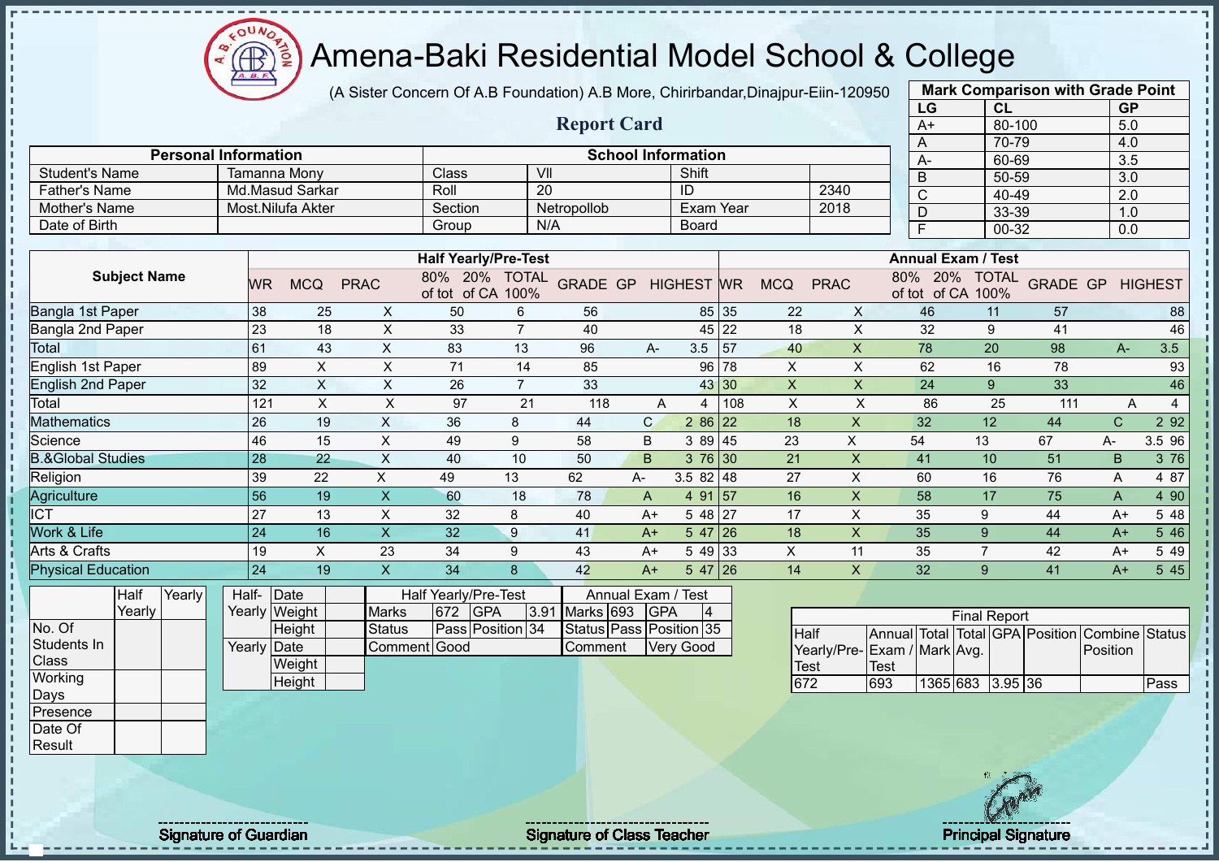# Amena-Baki Residential Model School & College

(A Sister Concern Of A.B Foundation) A.B More, Chirirbandar,Dinajpur-Eiin-120950

## Report Card

| Mark Comparison with Grade Point | | |
|---|---|---|
| LG | CL | GP |
| A+ | 80-100 | 5.0 |
| A | 70-79 | 4.0 |
| A- | 60-69 | 3.5 |
| B | 50-59 | 3.0 |
| C | 40-49 | 2.0 |
| D | 33-39 | 1.0 |
| F | 00-32 | 0.0 |

| Personal Information | | School Information | | | |
|---|---|---|---|---|---|
| Student's Name | Tamanna Mony | Class | VII | Shift | |
| Father's Name | Md.Masud Sarkar | Roll | 20 | ID | 2340 |
| Mother's Name | Most.Nilufa Akter | Section | Netropollob | Exam Year | 2018 |
| Date of Birth | | Group | N/A | Board | |

| Subject Name | Half Yearly/Pre-Test | | | | | | | | | Annual Exam / Test | | | | | | | | |
|---|---|---|---|---|---|---|---|---|---|---|---|---|---|---|---|---|---|---|
| | WR | MCQ | PRAC | 80% of tot | 20% of CA | TOTAL 100% | GRADE | GP | HIGHEST | WR | MCQ | PRAC | 80% of tot | 20% of CA | TOTAL 100% | GRADE | GP | HIGHEST |
| Bangla 1st Paper | 38 | 25 | X | 50 | 6 | 56 | | | 85 | 35 | 22 | X | 46 | 11 | 57 | | | 88 |
| Bangla 2nd Paper | 23 | 18 | X | 33 | 7 | 40 | | | 45 | 22 | 18 | X | 32 | 9 | 41 | | | 46 |
| Total | 61 | 43 | X | 83 | 13 | 96 | A- | 3.5 | | 57 | 40 | X | 78 | 20 | 98 | A- | 3.5 | |
| English 1st Paper | 89 | X | X | 71 | 14 | 85 | | | 96 | 78 | X | X | 62 | 16 | 78 | | | 93 |
| English 2nd Paper | 32 | X | X | 26 | 7 | 33 | | | 43 | 30 | X | X | 24 | 9 | 33 | | | 46 |
| Total | 121 | X | X | 97 | 21 | 118 | A | 4 | | 108 | X | X | 86 | 25 | 111 | A | 4 | |
| Mathematics | 26 | 19 | X | 36 | 8 | 44 | C | 2 | 86 | 22 | 18 | X | 32 | 12 | 44 | C | 2 | 92 |
| Science | 46 | 15 | X | 49 | 9 | 58 | B | 3 | 89 | 45 | 23 | X | 54 | 13 | 67 | A- | 3.5 | 96 |
| B.&Global Studies | 28 | 22 | X | 40 | 10 | 50 | B | 3 | 76 | 30 | 21 | X | 41 | 10 | 51 | B | 3 | 76 |
| Religion | 39 | 22 | X | 49 | 13 | 62 | A- | 3.5 | 82 | 48 | 27 | X | 60 | 16 | 76 | A | 4 | 87 |
| Agriculture | 56 | 19 | X | 60 | 18 | 78 | A | 4 | 91 | 57 | 16 | X | 58 | 17 | 75 | A | 4 | 90 |
| ICT | 27 | 13 | X | 32 | 8 | 40 | A+ | 5 | 48 | 27 | 17 | X | 35 | 9 | 44 | A+ | 5 | 48 |
| Work & Life | 24 | 16 | X | 32 | 9 | 41 | A+ | 5 | 47 | 26 | 18 | X | 35 | 9 | 44 | A+ | 5 | 46 |
| Arts & Crafts | 19 | X | 23 | 34 | 9 | 43 | A+ | 5 | 49 | 33 | X | 11 | 35 | 7 | 42 | A+ | 5 | 49 |
| Physical Education | 24 | 19 | X | 34 | 8 | 42 | A+ | 5 | 47 | 26 | 14 | X | 32 | 9 | 41 | A+ | 5 | 45 |

| | Half Yearly | Yearly |
|---|---|---|
| No. Of Students In Class | | |
| Working Days | | |
| Presence | | |
| Date Of Result | | |

| | | |
|---|---|---|
| Half-Yearly | Date | |
| | Weight | |
| | Height | |
| Yearly | Date | |
| | Weight | |
| | Height | |

| Half Yearly/Pre-Test | | | | Annual Exam / Test | | | |
|---|---|---|---|---|---|---|---|
| Marks | 672 | GPA | 3.91 | Marks | 693 | GPA | 4 |
| Status | Pass | Position | 34 | Status | Pass | Position | 35 |
| Comment | Good | | | Comment | Very Good | | |

| Final Report | | | | | | | |
|---|---|---|---|---|---|---|---|
| Half Yearly/Pre-Test | Annual Exam / Test | Total Mark | Total Avg. | GPA | Position | Combine Position | Status |
| 672 | 693 | 1365 | 683 | 3.95 | 36 | | Pass |

Signature of Guardian

Signature of Class Teacher

Principal Signature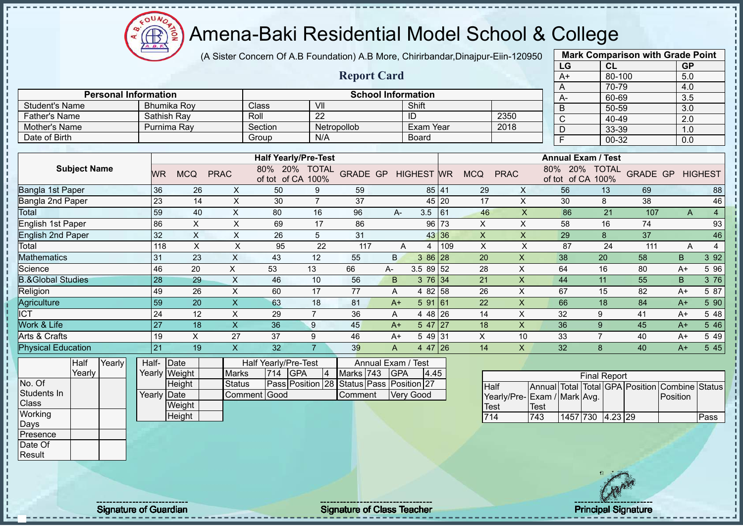# Amena-Baki Residential Model School & College

(A Sister Concern Of A.B Foundation) A.B More, Chirirbandar,Dinajpur-Eiin-120950

## Report Card

| Mark Comparison with Grade Point | | |
|---|---|---|
| LG | CL | GP |
| A+ | 80-100 | 5.0 |
| A | 70-79 | 4.0 |
| A- | 60-69 | 3.5 |
| B | 50-59 | 3.0 |
| C | 40-49 | 2.0 |
| D | 33-39 | 1.0 |
| F | 00-32 | 0.0 |

| Personal Information | | School Information | | | |
|---|---|---|---|---|---|
| Student's Name | Bhumika Roy | Class | VII | Shift | |
| Father's Name | Sathish Ray | Roll | 22 | ID | 2350 |
| Mother's Name | Purnima Ray | Section | Netropollob | Exam Year | 2018 |
| Date of Birth | | Group | N/A | Board | |

| Subject Name | Half Yearly/Pre-Test | | | | | | | | | Annual Exam / Test | | | | | | | | |
|---|---|---|---|---|---|---|---|---|---|---|---|---|---|---|---|---|---|---|
| | WR | MCQ | PRAC | 80% of tot | 20% of CA | TOTAL 100% | GRADE | GP | HIGHEST | WR | MCQ | PRAC | 80% of tot | 20% of CA | TOTAL 100% | GRADE | GP | HIGHEST |
| Bangla 1st Paper | 36 | 26 | X | 50 | 9 | 59 | | | 85 | 41 | 29 | X | 56 | 13 | 69 | | | 88 |
| Bangla 2nd Paper | 23 | 14 | X | 30 | 7 | 37 | | | 45 | 20 | 17 | X | 30 | 8 | 38 | | | 46 |
| Total | 59 | 40 | X | 80 | 16 | 96 | A- | 3.5 | | 61 | 46 | X | 86 | 21 | 107 | A | 4 | |
| English 1st Paper | 86 | X | X | 69 | 17 | 86 | | | 96 | 73 | X | X | 58 | 16 | 74 | | | 93 |
| English 2nd Paper | 32 | X | X | 26 | 5 | 31 | | | 43 | 36 | X | X | 29 | 8 | 37 | | | 46 |
| Total | 118 | X | X | 95 | 22 | 117 | A | 4 | | 109 | X | X | 87 | 24 | 111 | A | 4 | |
| Mathematics | 31 | 23 | X | 43 | 12 | 55 | B | 3 | 86 | 28 | 20 | X | 38 | 20 | 58 | B | 3 | 92 |
| Science | 46 | 20 | X | 53 | 13 | 66 | A- | 3.5 | 89 | 52 | 28 | X | 64 | 16 | 80 | A+ | 5 | 96 |
| B.&Global Studies | 28 | 29 | X | 46 | 10 | 56 | B | 3 | 76 | 34 | 21 | X | 44 | 11 | 55 | B | 3 | 76 |
| Religion | 49 | 26 | X | 60 | 17 | 77 | A | 4 | 82 | 58 | 26 | X | 67 | 15 | 82 | A+ | 5 | 87 |
| Agriculture | 59 | 20 | X | 63 | 18 | 81 | A+ | 5 | 91 | 61 | 22 | X | 66 | 18 | 84 | A+ | 5 | 90 |
| ICT | 24 | 12 | X | 29 | 7 | 36 | A | 4 | 48 | 26 | 14 | X | 32 | 9 | 41 | A+ | 5 | 48 |
| Work & Life | 27 | 18 | X | 36 | 9 | 45 | A+ | 5 | 47 | 27 | 18 | X | 36 | 9 | 45 | A+ | 5 | 46 |
| Arts & Crafts | 19 | X | 27 | 37 | 9 | 46 | A+ | 5 | 49 | 31 | X | 10 | 33 | 7 | 40 | A+ | 5 | 49 |
| Physical Education | 21 | 19 | X | 32 | 7 | 39 | A | 4 | 47 | 26 | 14 | X | 32 | 8 | 40 | A+ | 5 | 45 |

| | Half Yearly | Yearly |
|---|---|---|
| No. Of Students In Class | | |
| Working Days | | |
| Presence | | |
| Date Of Result | | |

| | | |
|---|---|---|
| Half-Yearly | Date | |
| | Weight | |
| | Height | |
| Yearly | Date | |
| | Weight | |
| | Height | |

| Half Yearly/Pre-Test | | | | Annual Exam / Test | | | |
|---|---|---|---|---|---|---|---|
| Marks | 714 | GPA | 4 | Marks | 743 | GPA | 4.45 |
| Status | Pass | Position | 28 | Status | Pass | Position | 27 |
| Comment | Good | | | Comment | Very Good | | |

| Final Report | | | | | | | |
|---|---|---|---|---|---|---|---|
| Half Yearly/Pre-Test | Annual Exam / Test | Total Mark | Total Avg. | GPA | Position | Combine Position | Status |
| 714 | 743 | 1457 | 730 | 4.23 | 29 | | Pass |

Signature of Guardian

Signature of Class Teacher

Principal Signature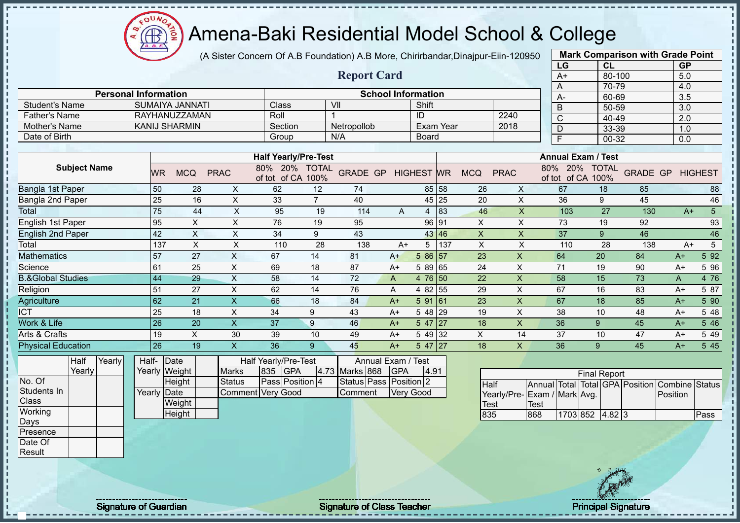# Amena-Baki Residential Model School & College

(A Sister Concern Of A.B Foundation) A.B More, Chirirbandar,Dinajpur-Eiin-120950

## Report Card

| Mark Comparison with Grade Point | | |
|---|---|---|
| LG | CL | GP |
| A+ | 80-100 | 5.0 |
| A | 70-79 | 4.0 |
| A- | 60-69 | 3.5 |
| B | 50-59 | 3.0 |
| C | 40-49 | 2.0 |
| D | 33-39 | 1.0 |
| F | 00-32 | 0.0 |

| Personal Information | | School Information | | | |
|---|---|---|---|---|---|
| Student's Name | SUMAIYA JANNATI | Class | VII | Shift | |
| Father's Name | RAYHANUZZAMAN | Roll | 1 | ID | 2240 |
| Mother's Name | KANIJ SHARMIN | Section | Netropollob | Exam Year | 2018 |
| Date of Birth | | Group | N/A | Board | |

| Subject Name | Half Yearly/Pre-Test | | | | | | | | | | Annual Exam / Test | | | | | | | | | |
|---|---|---|---|---|---|---|---|---|---|---|---|---|---|---|---|---|---|---|---|---|
| | WR | MCQ | PRAC | 80% of tot | 20% of CA | TOTAL 100% | GRADE | GP | HIGHEST | | WR | MCQ | PRAC | 80% of tot | 20% of CA | TOTAL 100% | GRADE | GP | HIGHEST |
| Bangla 1st Paper | 50 | 28 | X | 62 | 12 | 74 | | | 85 | | 58 | 26 | X | 67 | 18 | 85 | | | 88 |
| Bangla 2nd Paper | 25 | 16 | X | 33 | 7 | 40 | | | 45 | | 25 | 20 | X | 36 | 9 | 45 | | | 46 |
| Total | 75 | 44 | X | 95 | 19 | 114 | A | 4 | | | 83 | 46 | X | 103 | 27 | 130 | A+ | 5 | |
| English 1st Paper | 95 | X | X | 76 | 19 | 95 | | | 96 | | 91 | X | X | 73 | 19 | 92 | | | 93 |
| English 2nd Paper | 42 | X | X | 34 | 9 | 43 | | | 43 | | 46 | X | X | 37 | 9 | 46 | | | 46 |
| Total | 137 | X | X | 110 | 28 | 138 | A+ | 5 | | | 137 | X | X | 110 | 28 | 138 | A+ | 5 | |
| Mathematics | 57 | 27 | X | 67 | 14 | 81 | A+ | 5 | 86 | | 57 | 23 | X | 64 | 20 | 84 | A+ | 5 | 92 |
| Science | 61 | 25 | X | 69 | 18 | 87 | A+ | 5 | 89 | | 65 | 24 | X | 71 | 19 | 90 | A+ | 5 | 96 |
| B.&Global Studies | 44 | 29 | X | 58 | 14 | 72 | A | 4 | 76 | | 50 | 22 | X | 58 | 15 | 73 | A | 4 | 76 |
| Religion | 51 | 27 | X | 62 | 14 | 76 | A | 4 | 82 | | 55 | 29 | X | 67 | 16 | 83 | A+ | 5 | 87 |
| Agriculture | 62 | 21 | X | 66 | 18 | 84 | A+ | 5 | 91 | | 61 | 23 | X | 67 | 18 | 85 | A+ | 5 | 90 |
| ICT | 25 | 18 | X | 34 | 9 | 43 | A+ | 5 | 48 | | 29 | 19 | X | 38 | 10 | 48 | A+ | 5 | 48 |
| Work & Life | 26 | 20 | X | 37 | 9 | 46 | A+ | 5 | 47 | | 27 | 18 | X | 36 | 9 | 45 | A+ | 5 | 46 |
| Arts & Crafts | 19 | X | 30 | 39 | 10 | 49 | A+ | 5 | 49 | | 32 | X | 14 | 37 | 10 | 47 | A+ | 5 | 49 |
| Physical Education | 26 | 19 | X | 36 | 9 | 45 | A+ | 5 | 47 | | 27 | 18 | X | 36 | 9 | 45 | A+ | 5 | 45 |

| | Half Yearly | Yearly |
|---|---|---|
| No. Of Students In Class | | |
| Working Days | | |
| Presence | | |
| Date Of Result | | |

| | | |
|---|---|---|
| Half-Yearly | Date | |
| | Weight | |
| | Height | |
| Yearly | Date | |
| | Weight | |
| | Height | |

| Half Yearly/Pre-Test | | | | Annual Exam / Test | | | |
|---|---|---|---|---|---|---|---|
| Marks | 835 | GPA | 4.73 | Marks | 868 | GPA | 4.91 |
| Status | Pass | Position | 4 | Status | Pass | Position | 2 |
| Comment | Very Good | | | Comment | Very Good | | |

| Final Report | | | | | | | |
|---|---|---|---|---|---|---|---|
| Half Yearly/Pre-Test | Annual Exam / Test | Total Mark | Total Avg. | GPA | Position | Combine Position | Status |
| 835 | 868 | 1703 | 852 | 4.82 | 3 | | Pass |

Signature of Guardian

Signature of Class Teacher

Principal Signature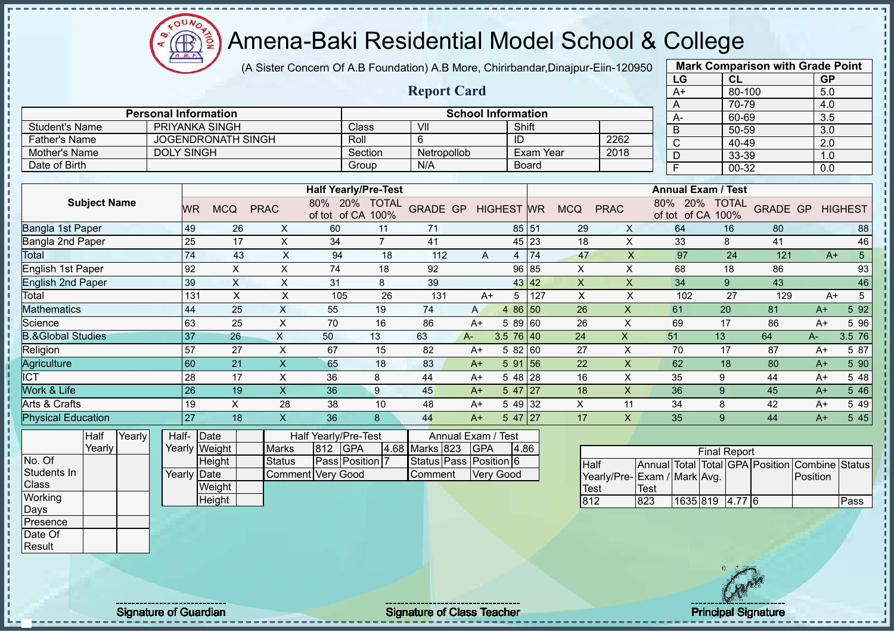# Amena-Baki Residential Model School & College

(A Sister Concern Of A.B Foundation) A.B More, Chirirbandar,Dinajpur-Eiin-120950

## Report Card

| Mark Comparison with Grade Point | | |
|---|---|---|
| LG | CL | GP |
| A+ | 80-100 | 5.0 |
| A | 70-79 | 4.0 |
| A- | 60-69 | 3.5 |
| B | 50-59 | 3.0 |
| C | 40-49 | 2.0 |
| D | 33-39 | 1.0 |
| F | 00-32 | 0.0 |

| Personal Information | | School Information | | | |
|---|---|---|---|---|---|
| Student's Name | PRIYANKA SINGH | Class | VII | Shift | |
| Father's Name | JOGENDRONATH SINGH | Roll | 6 | ID | 2262 |
| Mother's Name | DOLY SINGH | Section | Netropollob | Exam Year | 2018 |
| Date of Birth | | Group | N/A | Board | |

| Subject Name | Half Yearly/Pre-Test | | | | | | | | | Annual Exam / Test | | | | | | | | |
|---|---|---|---|---|---|---|---|---|---|---|---|---|---|---|---|---|---|---|
| | WR | MCQ | PRAC | 80% of tot | 20% of CA | TOTAL 100% | GRADE | GP | HIGHEST | WR | MCQ | PRAC | 80% of tot | 20% of CA | TOTAL 100% | GRADE | GP | HIGHEST |
| Bangla 1st Paper | 49 | 26 | X | 60 | 11 | 71 | | | 85 | 51 | 29 | X | 64 | 16 | 80 | | | 88 |
| Bangla 2nd Paper | 25 | 17 | X | 34 | 7 | 41 | | | 45 | 23 | 18 | X | 33 | 8 | 41 | | | 46 |
| Total | 74 | 43 | X | 94 | 18 | 112 | A | 4 | | 74 | 47 | X | 97 | 24 | 121 | A+ | 5 | |
| English 1st Paper | 92 | X | X | 74 | 18 | 92 | | | 96 | 85 | X | X | 68 | 18 | 86 | | | 93 |
| English 2nd Paper | 39 | X | X | 31 | 8 | 39 | | | 43 | 42 | X | X | 34 | 9 | 43 | | | 46 |
| Total | 131 | X | X | 105 | 26 | 131 | A+ | 5 | | 127 | X | X | 102 | 27 | 129 | A+ | 5 | |
| Mathematics | 44 | 25 | X | 55 | 19 | 74 | A | 4 | 86 | 50 | 26 | X | 61 | 20 | 81 | A+ | 5 | 92 |
| Science | 63 | 25 | X | 70 | 16 | 86 | A+ | 5 | 89 | 60 | 26 | X | 69 | 17 | 86 | A+ | 5 | 96 |
| B.&Global Studies | 37 | 26 | X | 50 | 13 | 63 | A- | 3.5 | 76 | 40 | 24 | X | 51 | 13 | 64 | A- | 3.5 | 76 |
| Religion | 57 | 27 | X | 67 | 15 | 82 | A+ | 5 | 82 | 60 | 27 | X | 70 | 17 | 87 | A+ | 5 | 87 |
| Agriculture | 60 | 21 | X | 65 | 18 | 83 | A+ | 5 | 91 | 56 | 22 | X | 62 | 18 | 80 | A+ | 5 | 90 |
| ICT | 28 | 17 | X | 36 | 8 | 44 | A+ | 5 | 48 | 28 | 16 | X | 35 | 9 | 44 | A+ | 5 | 48 |
| Work & Life | 26 | 19 | X | 36 | 9 | 45 | A+ | 5 | 47 | 27 | 18 | X | 36 | 9 | 45 | A+ | 5 | 46 |
| Arts & Crafts | 19 | X | 28 | 38 | 10 | 48 | A+ | 5 | 49 | 32 | X | 11 | 34 | 8 | 42 | A+ | 5 | 49 |
| Physical Education | 27 | 18 | X | 36 | 8 | 44 | A+ | 5 | 47 | 27 | 17 | X | 35 | 9 | 44 | A+ | 5 | 45 |

| | Half Yearly | Yearly |
|---|---|---|
| No. Of Students In Class | | |
| Working Days | | |
| Presence | | |
| Date Of Result | | |

| | | |
|---|---|---|
| Half-Yearly | Date | |
| | Weight | |
| | Height | |
| Yearly | Date | |
| | Weight | |
| | Height | |

| Half Yearly/Pre-Test | | | | Annual Exam / Test | | | |
|---|---|---|---|---|---|---|---|
| Marks | 812 | GPA | 4.68 | Marks | 823 | GPA | 4.86 |
| Status | Pass | Position | 7 | Status | Pass | Position | 6 |
| Comment | Very Good | | | Comment | Very Good | | |

| Final Report | | | | | | | |
|---|---|---|---|---|---|---|---|
| Half Yearly/Pre-Test | Annual Exam / Test | Total Mark | Total Avg. | GPA | Position | Combine Position | Status |
| 812 | 823 | 1635 | 819 | 4.77 | 6 | | Pass |

Signature of Guardian | Signature of Class Teacher | Principal Signature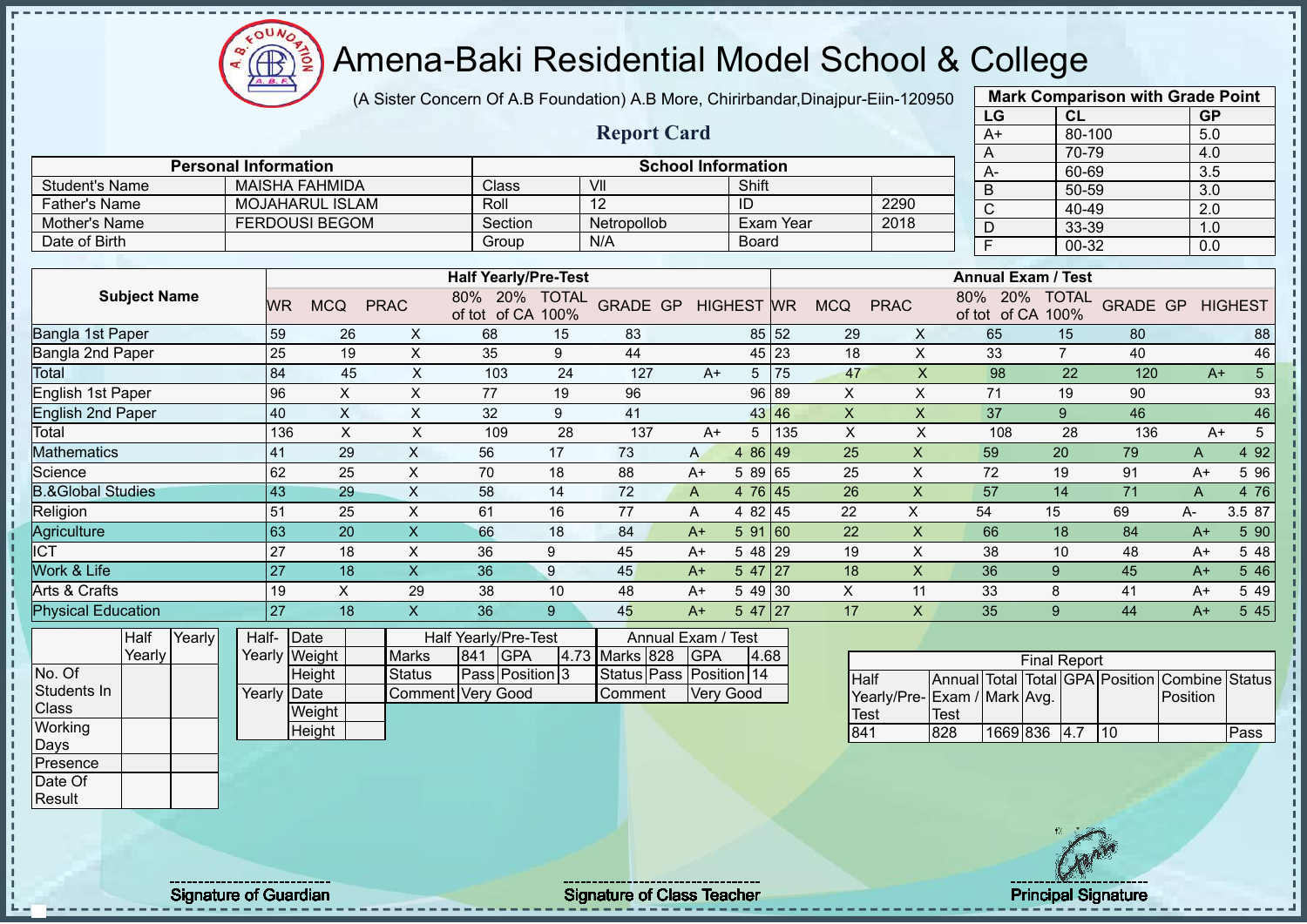# Amena-Baki Residential Model School & College

(A Sister Concern Of A.B Foundation) A.B More, Chirirbandar,Dinajpur-Eiin-120950

## Report Card

| Mark Comparison with Grade Point | | |
|---|---|---|
| LG | CL | GP |
| A+ | 80-100 | 5.0 |
| A | 70-79 | 4.0 |
| A- | 60-69 | 3.5 |
| B | 50-59 | 3.0 |
| C | 40-49 | 2.0 |
| D | 33-39 | 1.0 |
| F | 00-32 | 0.0 |

| Personal Information | | School Information | | | |
|---|---|---|---|---|---|
| Student's Name | MAISHA FAHMIDA | Class | VII | Shift | |
| Father's Name | MOJAHARUL ISLAM | Roll | 12 | ID | 2290 |
| Mother's Name | FERDOUSI BEGOM | Section | Netropollob | Exam Year | 2018 |
| Date of Birth | | Group | N/A | Board | |

| Subject Name | Half Yearly/Pre-Test | | | | | | | | | Annual Exam / Test | | | | | | | | |
|---|---|---|---|---|---|---|---|---|---|---|---|---|---|---|---|---|---|---|
| | WR | MCQ | PRAC | 80% of tot | 20% of CA | TOTAL 100% | GRADE | GP | HIGHEST | WR | MCQ | PRAC | 80% of tot | 20% of CA | TOTAL 100% | GRADE | GP | HIGHEST |
| Bangla 1st Paper | 59 | 26 | X | 68 | 15 | 83 | | | 85 | 52 | 29 | X | 65 | 15 | 80 | | | 88 |
| Bangla 2nd Paper | 25 | 19 | X | 35 | 9 | 44 | | | 45 | 23 | 18 | X | 33 | 7 | 40 | | | 46 |
| Total | 84 | 45 | X | 103 | 24 | 127 | A+ | 5 | | 75 | 47 | X | 98 | 22 | 120 | A+ | 5 | |
| English 1st Paper | 96 | X | X | 77 | 19 | 96 | | | 96 | 89 | X | X | 71 | 19 | 90 | | | 93 |
| English 2nd Paper | 40 | X | X | 32 | 9 | 41 | | | 43 | 46 | X | X | 37 | 9 | 46 | | | 46 |
| Total | 136 | X | X | 109 | 28 | 137 | A+ | 5 | | 135 | X | X | 108 | 28 | 136 | A+ | 5 | |
| Mathematics | 41 | 29 | X | 56 | 17 | 73 | A | 4 | 86 | 49 | 25 | X | 59 | 20 | 79 | A | 4 | 92 |
| Science | 62 | 25 | X | 70 | 18 | 88 | A+ | 5 | 89 | 65 | 25 | X | 72 | 19 | 91 | A+ | 5 | 96 |
| B.&Global Studies | 43 | 29 | X | 58 | 14 | 72 | A | 4 | 76 | 45 | 26 | X | 57 | 14 | 71 | A | 4 | 76 |
| Religion | 51 | 25 | X | 61 | 16 | 77 | A | 4 | 82 | 45 | 22 | X | 54 | 15 | 69 | A- | 3.5 | 87 |
| Agriculture | 63 | 20 | X | 66 | 18 | 84 | A+ | 5 | 91 | 60 | 22 | X | 66 | 18 | 84 | A+ | 5 | 90 |
| ICT | 27 | 18 | X | 36 | 9 | 45 | A+ | 5 | 48 | 29 | 19 | X | 38 | 10 | 48 | A+ | 5 | 48 |
| Work & Life | 27 | 18 | X | 36 | 9 | 45 | A+ | 5 | 47 | 27 | 18 | X | 36 | 9 | 45 | A+ | 5 | 46 |
| Arts & Crafts | 19 | X | 29 | 38 | 10 | 48 | A+ | 5 | 49 | 30 | X | 11 | 33 | 8 | 41 | A+ | 5 | 49 |
| Physical Education | 27 | 18 | X | 36 | 9 | 45 | A+ | 5 | 47 | 27 | 17 | X | 35 | 9 | 44 | A+ | 5 | 45 |

| | Half Yearly | Yearly |
|---|---|---|
| No. Of Students In Class | | |
| Working Days | | |
| Presence | | |
| Date Of Result | | |

| | | |
|---|---|---|
| Half-Yearly | Date | |
| | Weight | |
| | Height | |
| Yearly | Date | |
| | Weight | |
| | Height | |

| Half Yearly/Pre-Test | | | | Annual Exam / Test | | | |
|---|---|---|---|---|---|---|---|
| Marks | 841 | GPA | 4.73 | Marks | 828 | GPA | 4.68 |
| Status | Pass | Position | 3 | Status | Pass | Position | 14 |
| Comment | Very Good | | | Comment | Very Good | | |

| Final Report | | | | | | | |
|---|---|---|---|---|---|---|---|
| Half Yearly/Pre-Test | Annual Exam / Test | Total Mark | Total Avg. | GPA | Position | Combine Position | Status |
| 841 | 828 | 1669 | 836 | 4.7 | 10 | | Pass |

Signature of Guardian

Signature of Class Teacher

Principal Signature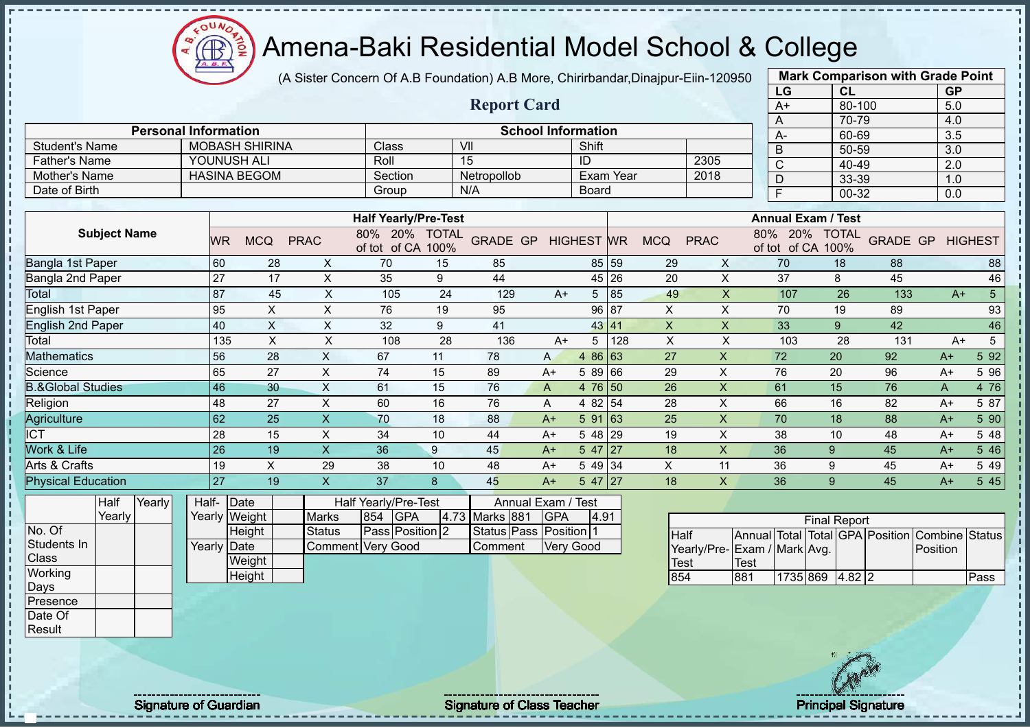# Amena-Baki Residential Model School & College

(A Sister Concern Of A.B Foundation) A.B More, Chirirbandar,Dinajpur-Eiin-120950

## Report Card

| Mark Comparison with Grade Point | | |
|---|---|---|
| LG | CL | GP |
| A+ | 80-100 | 5.0 |
| A | 70-79 | 4.0 |
| A- | 60-69 | 3.5 |
| B | 50-59 | 3.0 |
| C | 40-49 | 2.0 |
| D | 33-39 | 1.0 |
| F | 00-32 | 0.0 |

| Personal Information | | School Information | | | |
|---|---|---|---|---|---|
| Student's Name | MOBASH SHIRINA | Class | VII | Shift | |
| Father's Name | YOUNUSH ALI | Roll | 15 | ID | 2305 |
| Mother's Name | HASINA BEGOM | Section | Netropollob | Exam Year | 2018 |
| Date of Birth | | Group | N/A | Board | |

| Subject Name | Half Yearly/Pre-Test | | | | | | | | | | Annual Exam / Test | | | | | | | | | |
|---|---|---|---|---|---|---|---|---|---|---|---|---|---|---|---|---|---|---|---|---|
| | WR | MCQ | PRAC | 80% of tot | 20% of CA | TOTAL 100% | GRADE | GP | HIGHEST | | WR | MCQ | PRAC | 80% of tot | 20% of CA | TOTAL 100% | GRADE | GP | HIGHEST |
| Bangla 1st Paper | 60 | 28 | X | 70 | 15 | 85 | | | 85 | | 59 | 29 | X | 70 | 18 | 88 | | | 88 |
| Bangla 2nd Paper | 27 | 17 | X | 35 | 9 | 44 | | | 45 | | 26 | 20 | X | 37 | 8 | 45 | | | 46 |
| Total | 87 | 45 | X | 105 | 24 | 129 | A+ | 5 | | | 85 | 49 | X | 107 | 26 | 133 | A+ | 5 | |
| English 1st Paper | 95 | X | X | 76 | 19 | 95 | | | 96 | | 87 | X | X | 70 | 19 | 89 | | | 93 |
| English 2nd Paper | 40 | X | X | 32 | 9 | 41 | | | 43 | | 41 | X | X | 33 | 9 | 42 | | | 46 |
| Total | 135 | X | X | 108 | 28 | 136 | A+ | 5 | | | 128 | X | X | 103 | 28 | 131 | A+ | 5 | |
| Mathematics | 56 | 28 | X | 67 | 11 | 78 | A | 4 | 86 | | 63 | 27 | X | 72 | 20 | 92 | A+ | 5 | 92 |
| Science | 65 | 27 | X | 74 | 15 | 89 | A+ | 5 | 89 | | 66 | 29 | X | 76 | 20 | 96 | A+ | 5 | 96 |
| B.&Global Studies | 46 | 30 | X | 61 | 15 | 76 | A | 4 | 76 | | 50 | 26 | X | 61 | 15 | 76 | A | 4 | 76 |
| Religion | 48 | 27 | X | 60 | 16 | 76 | A | 4 | 82 | | 54 | 28 | X | 66 | 16 | 82 | A+ | 5 | 87 |
| Agriculture | 62 | 25 | X | 70 | 18 | 88 | A+ | 5 | 91 | | 63 | 25 | X | 70 | 18 | 88 | A+ | 5 | 90 |
| ICT | 28 | 15 | X | 34 | 10 | 44 | A+ | 5 | 48 | | 29 | 19 | X | 38 | 10 | 48 | A+ | 5 | 48 |
| Work & Life | 26 | 19 | X | 36 | 9 | 45 | A+ | 5 | 47 | | 27 | 18 | X | 36 | 9 | 45 | A+ | 5 | 46 |
| Arts & Crafts | 19 | X | 29 | 38 | 10 | 48 | A+ | 5 | 49 | | 34 | X | 11 | 36 | 9 | 45 | A+ | 5 | 49 |
| Physical Education | 27 | 19 | X | 37 | 8 | 45 | A+ | 5 | 47 | | 27 | 18 | X | 36 | 9 | 45 | A+ | 5 | 45 |

| | Half Yearly | Yearly |
|---|---|---|
| No. Of Students In Class | | |
| Working Days | | |
| Presence | | |
| Date Of Result | | |

| | | |
|---|---|---|
| Half-Yearly | Date | |
| | Weight | |
| | Height | |
| Yearly | Date | |
| | Weight | |
| | Height | |

| Half Yearly/Pre-Test | | | | Annual Exam / Test | | | |
|---|---|---|---|---|---|---|---|
| Marks | 854 | GPA | 4.73 | Marks | 881 | GPA | 4.91 |
| Status | Pass | Position | 2 | Status | Pass | Position | 1 |
| Comment | Very Good | | | Comment | Very Good | | |

| Final Report | | | | | | | |
|---|---|---|---|---|---|---|---|
| Half Yearly/Pre-Test | Annual Exam / Test | Total Mark | Total Avg. | GPA | Position | Combine Position | Status |
| 854 | 881 | 1735 | 869 | 4.82 | 2 | | Pass |

Signature of Guardian | Signature of Class Teacher | Principal Signature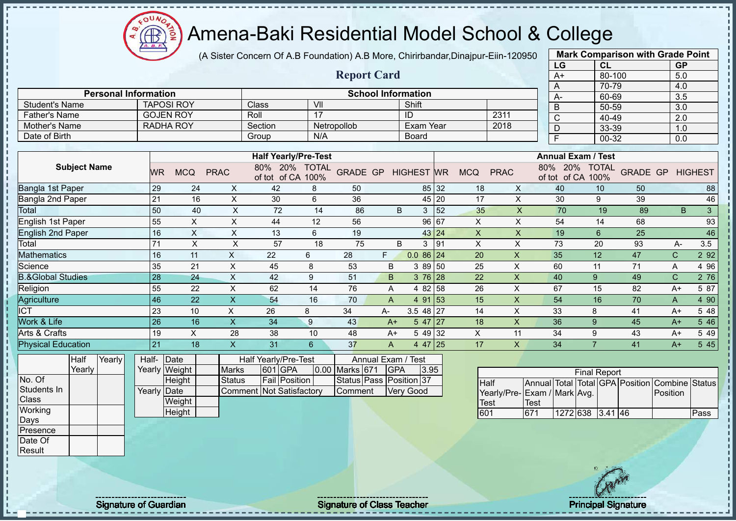# Amena-Baki Residential Model School & College

(A Sister Concern Of A.B Foundation) A.B More, Chirirbandar,Dinajpur-Eiin-120950

## Report Card

| Mark Comparison with Grade Point | | |
|---|---|---|
| LG | CL | GP |
| A+ | 80-100 | 5.0 |
| A | 70-79 | 4.0 |
| A- | 60-69 | 3.5 |
| B | 50-59 | 3.0 |
| C | 40-49 | 2.0 |
| D | 33-39 | 1.0 |
| F | 00-32 | 0.0 |

| Personal Information | | School Information | | | |
|---|---|---|---|---|---|
| Student's Name | TAPOSI ROY | Class | VII | Shift | |
| Father's Name | GOJEN ROY | Roll | 17 | ID | 2311 |
| Mother's Name | RADHA ROY | Section | Netropollob | Exam Year | 2018 |
| Date of Birth | | Group | N/A | Board | |

| Subject Name | Half Yearly/Pre-Test | | | | | | | | | Annual Exam / Test | | | | | | | | |
|---|---|---|---|---|---|---|---|---|---|---|---|---|---|---|---|---|---|---|
| | WR | MCQ | PRAC | 80% of tot | 20% of CA | TOTAL 100% | GRADE | GP | HIGHEST | WR | MCQ | PRAC | 80% of tot | 20% of CA | TOTAL 100% | GRADE | GP | HIGHEST |
| Bangla 1st Paper | 29 | 24 | X | 42 | 8 | 50 | | | 85 | 32 | 18 | X | 40 | 10 | 50 | | | 88 |
| Bangla 2nd Paper | 21 | 16 | X | 30 | 6 | 36 | | | 45 | 20 | 17 | X | 30 | 9 | 39 | | | 46 |
| Total | 50 | 40 | X | 72 | 14 | 86 | B | 3 | | 52 | 35 | X | 70 | 19 | 89 | B | 3 | |
| English 1st Paper | 55 | X | X | 44 | 12 | 56 | | | 96 | 67 | X | X | 54 | 14 | 68 | | | 93 |
| English 2nd Paper | 16 | X | X | 13 | 6 | 19 | | | 43 | 24 | X | X | 19 | 6 | 25 | | | 46 |
| Total | 71 | X | X | 57 | 18 | 75 | B | 3 | | 91 | X | X | 73 | 20 | 93 | A- | 3.5 | |
| Mathematics | 16 | 11 | X | 22 | 6 | 28 | F | 0.0 | 86 | 24 | 20 | X | 35 | 12 | 47 | C | 2 | 92 |
| Science | 35 | 21 | X | 45 | 8 | 53 | B | 3 | 89 | 50 | 25 | X | 60 | 11 | 71 | A | 4 | 96 |
| B.&Global Studies | 28 | 24 | X | 42 | 9 | 51 | B | 3 | 76 | 28 | 22 | X | 40 | 9 | 49 | C | 2 | 76 |
| Religion | 55 | 22 | X | 62 | 14 | 76 | A | 4 | 82 | 58 | 26 | X | 67 | 15 | 82 | A+ | 5 | 87 |
| Agriculture | 46 | 22 | X | 54 | 16 | 70 | A | 4 | 91 | 53 | 15 | X | 54 | 16 | 70 | A | 4 | 90 |
| ICT | 23 | 10 | X | 26 | 8 | 34 | A- | 3.5 | 48 | 27 | 14 | X | 33 | 8 | 41 | A+ | 5 | 48 |
| Work & Life | 26 | 16 | X | 34 | 9 | 43 | A+ | 5 | 47 | 27 | 18 | X | 36 | 9 | 45 | A+ | 5 | 46 |
| Arts & Crafts | 19 | X | 28 | 38 | 10 | 48 | A+ | 5 | 49 | 32 | X | 11 | 34 | 9 | 43 | A+ | 5 | 49 |
| Physical Education | 21 | 18 | X | 31 | 6 | 37 | A | 4 | 47 | 25 | 17 | X | 34 | 7 | 41 | A+ | 5 | 45 |

| | Half Yearly | Yearly |
|---|---|---|
| No. Of Students In Class | | |
| Working Days | | |
| Presence | | |
| Date Of Result | | |

| | | |
|---|---|---|
| Half-Yearly | Date | |
| | Weight | |
| | Height | |
| Yearly | Date | |
| | Weight | |
| | Height | |

| Half Yearly/Pre-Test | | | | Annual Exam / Test | | | |
|---|---|---|---|---|---|---|---|
| Marks | 601 | GPA | 0.00 | Marks | 671 | GPA | 3.95 |
| Status | Fail | Position | | Status | Pass | Position | 37 |
| Comment | Not Satisfactory | | | Comment | Very Good | | |

| Final Report | | | | | | | |
|---|---|---|---|---|---|---|---|
| Half Yearly/Pre-Test | Annual Exam / Test | Total Mark | Total Avg. | GPA | Position | Combine Position | Status |
| 601 | 671 | 1272 | 638 | 3.41 | 46 | | Pass |

Signature of Guardian

Signature of Class Teacher

Principal Signature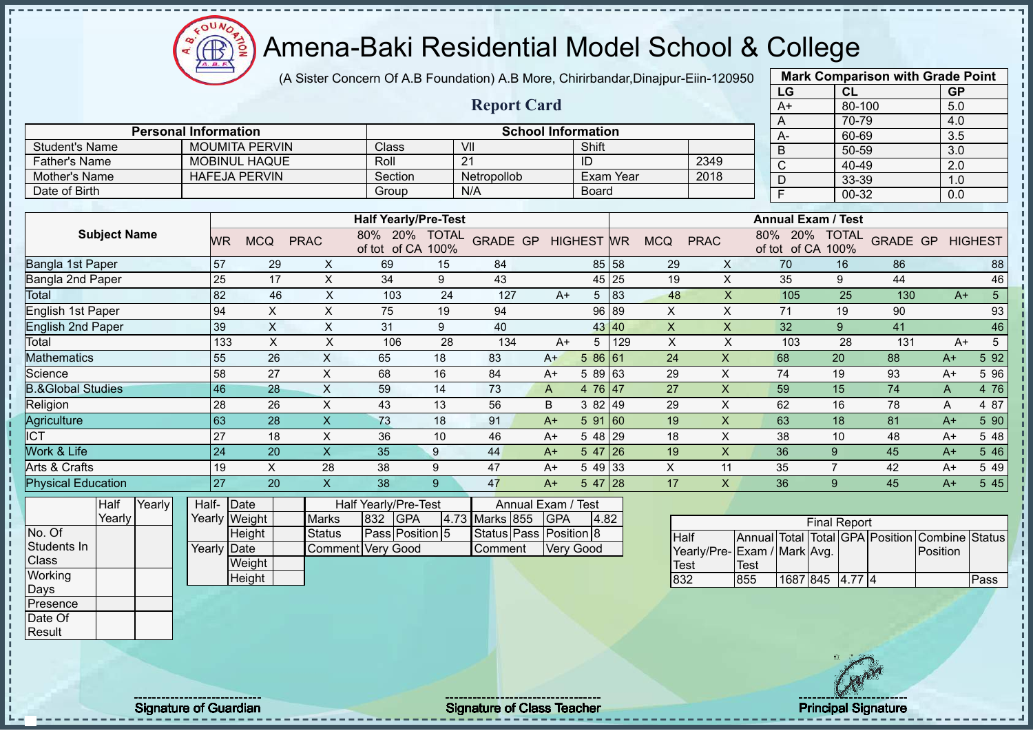# Amena-Baki Residential Model School & College

(A Sister Concern Of A.B Foundation) A.B More, Chirirbandar,Dinajpur-Eiin-120950

## Report Card

| Mark Comparison with Grade Point | | |
|---|---|---|
| LG | CL | GP |
| A+ | 80-100 | 5.0 |
| A | 70-79 | 4.0 |
| A- | 60-69 | 3.5 |
| B | 50-59 | 3.0 |
| C | 40-49 | 2.0 |
| D | 33-39 | 1.0 |
| F | 00-32 | 0.0 |

| Personal Information | | School Information | | | |
|---|---|---|---|---|---|
| Student's Name | MOUMITA PERVIN | Class | VII | Shift | |
| Father's Name | MOBINUL HAQUE | Roll | 21 | ID | 2349 |
| Mother's Name | HAFEJA PERVIN | Section | Netropollob | Exam Year | 2018 |
| Date of Birth | | Group | N/A | Board | |

| Subject Name | Half Yearly/Pre-Test | | | | | | | | | Annual Exam / Test | | | | | | | | |
|---|---|---|---|---|---|---|---|---|---|---|---|---|---|---|---|---|---|---|
| | WR | MCQ | PRAC | 80% of tot | 20% of CA | TOTAL 100% | GRADE | GP | HIGHEST | WR | MCQ | PRAC | 80% of tot | 20% of CA | TOTAL 100% | GRADE | GP | HIGHEST |
| Bangla 1st Paper | 57 | 29 | X | 69 | 15 | 84 | | | 85 | 58 | 29 | X | 70 | 16 | 86 | | | 88 |
| Bangla 2nd Paper | 25 | 17 | X | 34 | 9 | 43 | | | 45 | 25 | 19 | X | 35 | 9 | 44 | | | 46 |
| Total | 82 | 46 | X | 103 | 24 | 127 | A+ | 5 | | 83 | 48 | X | 105 | 25 | 130 | A+ | 5 | |
| English 1st Paper | 94 | X | X | 75 | 19 | 94 | | | 96 | 89 | X | X | 71 | 19 | 90 | | | 93 |
| English 2nd Paper | 39 | X | X | 31 | 9 | 40 | | | 43 | 40 | X | X | 32 | 9 | 41 | | | 46 |
| Total | 133 | X | X | 106 | 28 | 134 | A+ | 5 | | 129 | X | X | 103 | 28 | 131 | A+ | 5 | |
| Mathematics | 55 | 26 | X | 65 | 18 | 83 | A+ | 5 | 86 | 61 | 24 | X | 68 | 20 | 88 | A+ | 5 | 92 |
| Science | 58 | 27 | X | 68 | 16 | 84 | A+ | 5 | 89 | 63 | 29 | X | 74 | 19 | 93 | A+ | 5 | 96 |
| B.&Global Studies | 46 | 28 | X | 59 | 14 | 73 | A | 4 | 76 | 47 | 27 | X | 59 | 15 | 74 | A | 4 | 76 |
| Religion | 28 | 26 | X | 43 | 13 | 56 | B | 3 | 82 | 49 | 29 | X | 62 | 16 | 78 | A | 4 | 87 |
| Agriculture | 63 | 28 | X | 73 | 18 | 91 | A+ | 5 | 91 | 60 | 19 | X | 63 | 18 | 81 | A+ | 5 | 90 |
| ICT | 27 | 18 | X | 36 | 10 | 46 | A+ | 5 | 48 | 29 | 18 | X | 38 | 10 | 48 | A+ | 5 | 48 |
| Work & Life | 24 | 20 | X | 35 | 9 | 44 | A+ | 5 | 47 | 26 | 19 | X | 36 | 9 | 45 | A+ | 5 | 46 |
| Arts & Crafts | 19 | X | 28 | 38 | 9 | 47 | A+ | 5 | 49 | 33 | X | 11 | 35 | 7 | 42 | A+ | 5 | 49 |
| Physical Education | 27 | 20 | X | 38 | 9 | 47 | A+ | 5 | 47 | 28 | 17 | X | 36 | 9 | 45 | A+ | 5 | 45 |

| | Half Yearly | Yearly |
|---|---|---|
| No. Of Students In Class | | |
| Working Days | | |
| Presence | | |
| Date Of Result | | |

| | | |
|---|---|---|
| Half-Yearly | Date | |
| | Weight | |
| | Height | |
| Yearly | Date | |
| | Weight | |
| | Height | |

| Half Yearly/Pre-Test | | | | Annual Exam / Test | | | |
|---|---|---|---|---|---|---|---|
| Marks | 832 | GPA | 4.73 | Marks | 855 | GPA | 4.82 |
| Status | Pass | Position | 5 | Status | Pass | Position | 8 |
| Comment | Very Good | | | Comment | Very Good | | |

| Final Report | | | | | | | |
|---|---|---|---|---|---|---|---|
| Half Yearly/Pre-Test | Annual Exam / Test | Total Mark | Total Avg. | GPA | Position | Combine Position | Status |
| 832 | 855 | 1687 | 845 | 4.77 | 4 | | Pass |

Signature of Guardian　　　Signature of Class Teacher　　　Principal Signature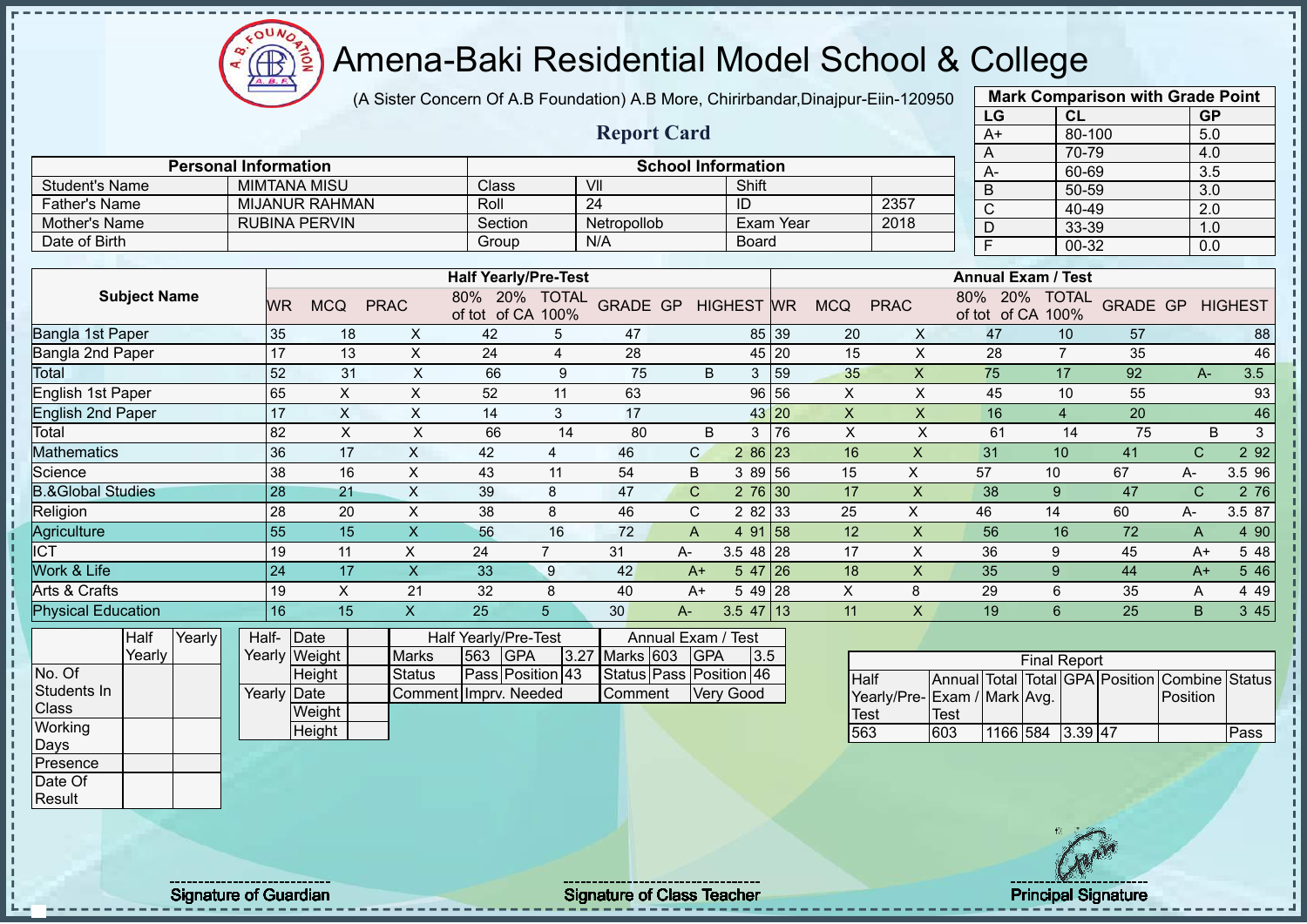# Amena-Baki Residential Model School & College

(A Sister Concern Of A.B Foundation) A.B More, Chirirbandar,Dinajpur-Eiin-120950

## Report Card

| Mark Comparison with Grade Point | | |
|---|---|---|
| LG | CL | GP |
| A+ | 80-100 | 5.0 |
| A | 70-79 | 4.0 |
| A- | 60-69 | 3.5 |
| B | 50-59 | 3.0 |
| C | 40-49 | 2.0 |
| D | 33-39 | 1.0 |
| F | 00-32 | 0.0 |

| Personal Information | | School Information | | | |
|---|---|---|---|---|---|
| Student's Name | MIMTANA MISU | Class | VII | Shift | |
| Father's Name | MIJANUR RAHMAN | Roll | 24 | ID | 2357 |
| Mother's Name | RUBINA PERVIN | Section | Netropollob | Exam Year | 2018 |
| Date of Birth | | Group | N/A | Board | |

| Subject Name | Half Yearly/Pre-Test | | | | | | | | | Annual Exam / Test | | | | | | | | |
|---|---|---|---|---|---|---|---|---|---|---|---|---|---|---|---|---|---|---|
| | WR | MCQ | PRAC | 80% of tot | 20% of CA | TOTAL 100% | GRADE | GP | HIGHEST | WR | MCQ | PRAC | 80% of tot | 20% of CA | TOTAL 100% | GRADE | GP | HIGHEST |
| Bangla 1st Paper | 35 | 18 | X | 42 | 5 | 47 | | | 85 | 39 | 20 | X | 47 | 10 | 57 | | | 88 |
| Bangla 2nd Paper | 17 | 13 | X | 24 | 4 | 28 | | | 45 | 20 | 15 | X | 28 | 7 | 35 | | | 46 |
| Total | 52 | 31 | X | 66 | 9 | 75 | B | 3 | | 59 | 35 | X | 75 | 17 | 92 | A- | 3.5 | |
| English 1st Paper | 65 | X | X | 52 | 11 | 63 | | | 96 | 56 | X | X | 45 | 10 | 55 | | | 93 |
| English 2nd Paper | 17 | X | X | 14 | 3 | 17 | | | 43 | 20 | X | X | 16 | 4 | 20 | | | 46 |
| Total | 82 | X | X | 66 | 14 | 80 | B | 3 | | 76 | X | X | 61 | 14 | 75 | B | 3 | |
| Mathematics | 36 | 17 | X | 42 | 4 | 46 | C | 2 | 86 | 23 | 16 | X | 31 | 10 | 41 | C | 2 | 92 |
| Science | 38 | 16 | X | 43 | 11 | 54 | B | 3 | 89 | 56 | 15 | X | 57 | 10 | 67 | A- | 3.5 | 96 |
| B.&Global Studies | 28 | 21 | X | 39 | 8 | 47 | C | 2 | 76 | 30 | 17 | X | 38 | 9 | 47 | C | 2 | 76 |
| Religion | 28 | 20 | X | 38 | 8 | 46 | C | 2 | 82 | 33 | 25 | X | 46 | 14 | 60 | A- | 3.5 | 87 |
| Agriculture | 55 | 15 | X | 56 | 16 | 72 | A | 4 | 91 | 58 | 12 | X | 56 | 16 | 72 | A | 4 | 90 |
| ICT | 19 | 11 | X | 24 | 7 | 31 | A- | 3.5 | 48 | 28 | 17 | X | 36 | 9 | 45 | A+ | 5 | 48 |
| Work & Life | 24 | 17 | X | 33 | 9 | 42 | A+ | 5 | 47 | 26 | 18 | X | 35 | 9 | 44 | A+ | 5 | 46 |
| Arts & Crafts | 19 | X | 21 | 32 | 8 | 40 | A+ | 5 | 49 | 28 | X | 8 | 29 | 6 | 35 | A | 4 | 49 |
| Physical Education | 16 | 15 | X | 25 | 5 | 30 | A- | 3.5 | 47 | 13 | 11 | X | 19 | 6 | 25 | B | 3 | 45 |

| | Half Yearly | Yearly |
|---|---|---|
| No. Of Students In Class | | |
| Working Days | | |
| Presence | | |
| Date Of Result | | |

| | | |
|---|---|---|
| Half-Yearly | Date | |
| | Weight | |
| | Height | |
| Yearly | Date | |
| | Weight | |
| | Height | |

| Half Yearly/Pre-Test | | | | Annual Exam / Test | | | |
|---|---|---|---|---|---|---|---|
| Marks | 563 | GPA | 3.27 | Marks | 603 | GPA | 3.5 |
| Status | Pass | Position | 43 | Status | Pass | Position | 46 |
| Comment | Imprv. Needed | | | Comment | Very Good | | |

| Final Report | | | | | | | |
|---|---|---|---|---|---|---|---|
| Half Yearly/Pre-Test | Annual Exam / Test | Total Mark | Total Avg. | GPA | Position | Combine Position | Status |
| 563 | 603 | 1166 | 584 | 3.39 | 47 | | Pass |

Signature of Guardian

Signature of Class Teacher

Principal Signature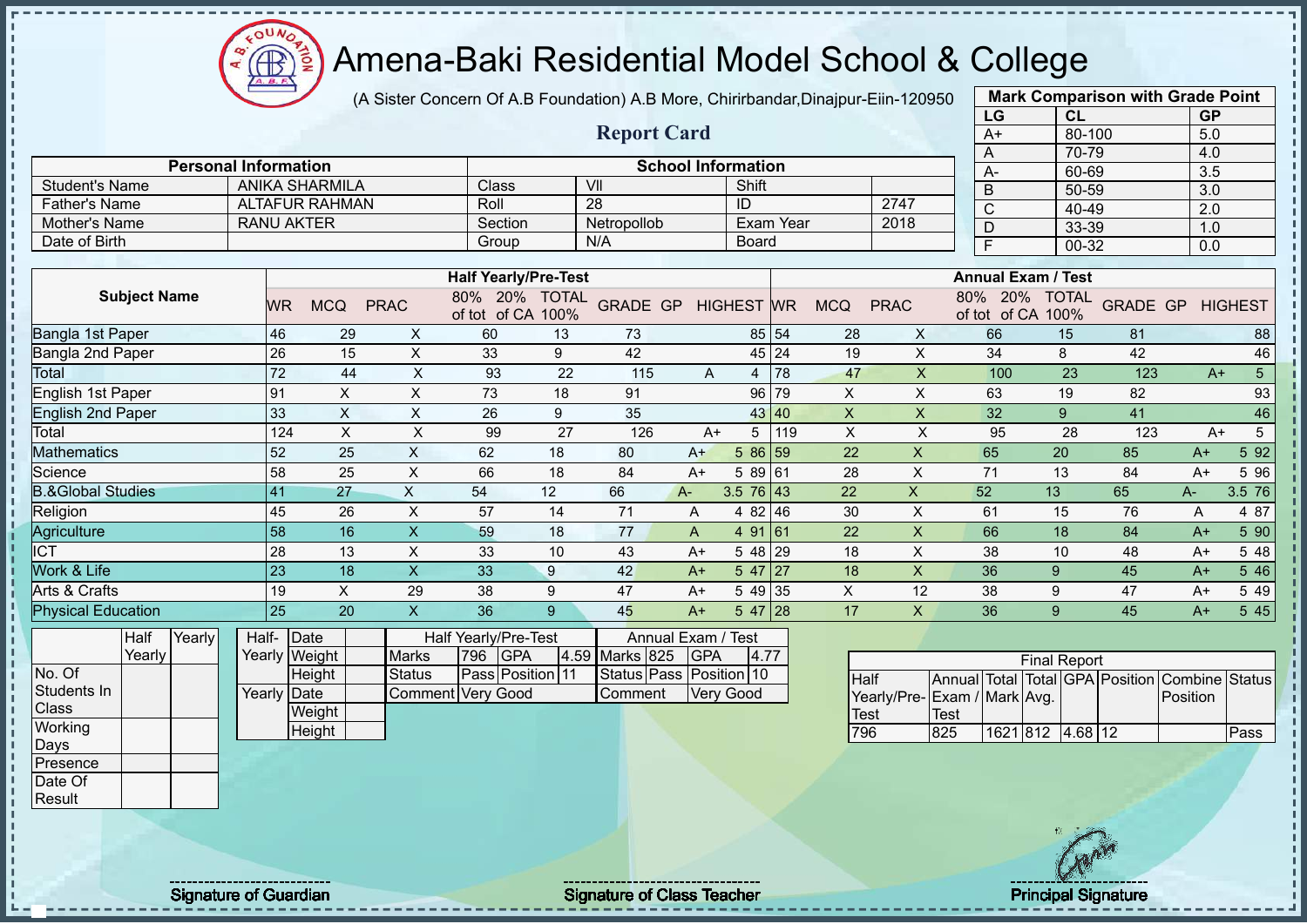# Amena-Baki Residential Model School & College

(A Sister Concern Of A.B Foundation) A.B More, Chirirbandar,Dinajpur-Eiin-120950

## Report Card

| Mark Comparison with Grade Point | | |
|---|---|---|
| LG | CL | GP |
| A+ | 80-100 | 5.0 |
| A | 70-79 | 4.0 |
| A- | 60-69 | 3.5 |
| B | 50-59 | 3.0 |
| C | 40-49 | 2.0 |
| D | 33-39 | 1.0 |
| F | 00-32 | 0.0 |

| Personal Information | | School Information | | | |
|---|---|---|---|---|---|
| Student's Name | ANIKA SHARMILA | Class | VII | Shift | |
| Father's Name | ALTAFUR RAHMAN | Roll | 28 | ID | 2747 |
| Mother's Name | RANU AKTER | Section | Netropollob | Exam Year | 2018 |
| Date of Birth | | Group | N/A | Board | |

| Subject Name | Half Yearly/Pre-Test | | | | | | | | | | Annual Exam / Test | | | | | | | | | |
|---|---|---|---|---|---|---|---|---|---|---|---|---|---|---|---|---|---|---|---|---|
| | WR | MCQ | PRAC | 80% of tot | 20% of CA | TOTAL 100% | GRADE | GP | HIGHEST | WR | MCQ | PRAC | 80% of tot | 20% of CA | TOTAL 100% | GRADE | GP | HIGHEST |
| Bangla 1st Paper | 46 | 29 | X | 60 | 13 | 73 | | | 85 | 54 | 28 | X | 66 | 15 | 81 | | | 88 |
| Bangla 2nd Paper | 26 | 15 | X | 33 | 9 | 42 | | | 45 | 24 | 19 | X | 34 | 8 | 42 | | | 46 |
| Total | 72 | 44 | X | 93 | 22 | 115 | A | 4 | | 78 | 47 | X | 100 | 23 | 123 | A+ | 5 | |
| English 1st Paper | 91 | X | X | 73 | 18 | 91 | | | 96 | 79 | X | X | 63 | 19 | 82 | | | 93 |
| English 2nd Paper | 33 | X | X | 26 | 9 | 35 | | | 43 | 40 | X | X | 32 | 9 | 41 | | | 46 |
| Total | 124 | X | X | 99 | 27 | 126 | A+ | 5 | | 119 | X | X | 95 | 28 | 123 | A+ | 5 | |
| Mathematics | 52 | 25 | X | 62 | 18 | 80 | A+ | 5 | 86 | 59 | 22 | X | 65 | 20 | 85 | A+ | 5 | 92 |
| Science | 58 | 25 | X | 66 | 18 | 84 | A+ | 5 | 89 | 61 | 28 | X | 71 | 13 | 84 | A+ | 5 | 96 |
| B.&Global Studies | 41 | 27 | X | 54 | 12 | 66 | A- | 3.5 | 76 | 43 | 22 | X | 52 | 13 | 65 | A- | 3.5 | 76 |
| Religion | 45 | 26 | X | 57 | 14 | 71 | A | 4 | 82 | 46 | 30 | X | 61 | 15 | 76 | A | 4 | 87 |
| Agriculture | 58 | 16 | X | 59 | 18 | 77 | A | 4 | 91 | 61 | 22 | X | 66 | 18 | 84 | A+ | 5 | 90 |
| ICT | 28 | 13 | X | 33 | 10 | 43 | A+ | 5 | 48 | 29 | 18 | X | 38 | 10 | 48 | A+ | 5 | 48 |
| Work & Life | 23 | 18 | X | 33 | 9 | 42 | A+ | 5 | 47 | 27 | 18 | X | 36 | 9 | 45 | A+ | 5 | 46 |
| Arts & Crafts | 19 | X | 29 | 38 | 9 | 47 | A+ | 5 | 49 | 35 | X | 12 | 38 | 9 | 47 | A+ | 5 | 49 |
| Physical Education | 25 | 20 | X | 36 | 9 | 45 | A+ | 5 | 47 | 28 | 17 | X | 36 | 9 | 45 | A+ | 5 | 45 |

| | Half Yearly | Yearly |
|---|---|---|
| No. Of Students In Class | | |
| Working Days | | |
| Presence | | |
| Date Of Result | | |

| | | |
|---|---|---|
| Half-Yearly | Date | |
| | Weight | |
| | Height | |
| Yearly | Date | |
| | Weight | |
| | Height | |

| Half Yearly/Pre-Test | | | | Annual Exam / Test | | | |
|---|---|---|---|---|---|---|---|
| Marks | 796 | GPA | 4.59 | Marks | 825 | GPA | 4.77 |
| Status | Pass | Position | 11 | Status | Pass | Position | 10 |
| Comment | Very Good | | | Comment | Very Good | | |

| Final Report | | | | | | | |
|---|---|---|---|---|---|---|---|
| Half Yearly/Pre-Test | Annual Exam / Test | Total Mark | Total Avg. | GPA | Position | Combine Position | Status |
| 796 | 825 | 1621 | 812 | 4.68 | 12 | | Pass |

Signature of Guardian | Signature of Class Teacher | Principal Signature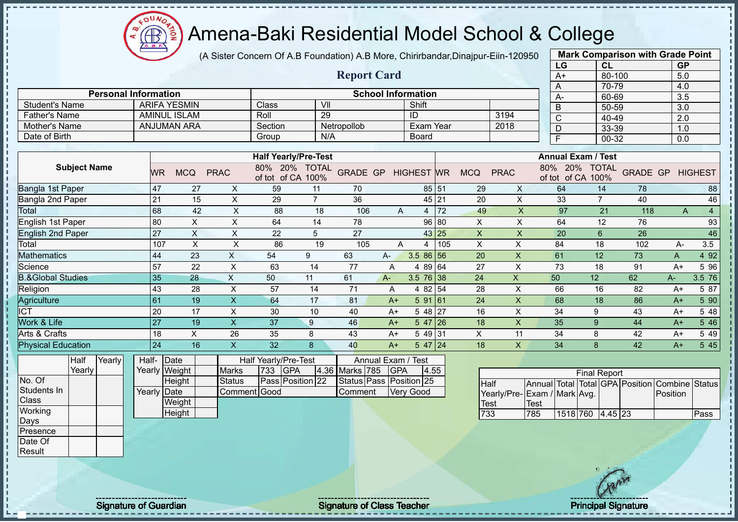# Amena-Baki Residential Model School & College

(A Sister Concern Of A.B Foundation) A.B More, Chirirbandar,Dinajpur-Eiin-120950

## Report Card

| Mark Comparison with Grade Point | | |
|---|---|---|
| LG | CL | GP |
| A+ | 80-100 | 5.0 |
| A | 70-79 | 4.0 |
| A- | 60-69 | 3.5 |
| B | 50-59 | 3.0 |
| C | 40-49 | 2.0 |
| D | 33-39 | 1.0 |
| F | 00-32 | 0.0 |

| Personal Information | | School Information | | | |
|---|---|---|---|---|---|
| Student's Name | ARIFA YESMIN | Class | VII | Shift | |
| Father's Name | AMINUL ISLAM | Roll | 29 | ID | 3194 |
| Mother's Name | ANJUMAN ARA | Section | Netropollob | Exam Year | 2018 |
| Date of Birth | | Group | N/A | Board | |

| Subject Name | Half Yearly/Pre-Test | | | | | | | | | Annual Exam / Test | | | | | | | | |
|---|---|---|---|---|---|---|---|---|---|---|---|---|---|---|---|---|---|---|
| | WR | MCQ | PRAC | 80% of tot | 20% of CA | TOTAL 100% | GRADE | GP | HIGHEST | WR | MCQ | PRAC | 80% of tot | 20% of CA | TOTAL 100% | GRADE | GP | HIGHEST |
| Bangla 1st Paper | 47 | 27 | X | 59 | 11 | 70 | | | 85 | 51 | 29 | X | 64 | 14 | 78 | | | 88 |
| Bangla 2nd Paper | 21 | 15 | X | 29 | 7 | 36 | | | 45 | 21 | 20 | X | 33 | 7 | 40 | | | 46 |
| Total | 68 | 42 | X | 88 | 18 | 106 | A | 4 | | 72 | 49 | X | 97 | 21 | 118 | A | 4 | |
| English 1st Paper | 80 | X | X | 64 | 14 | 78 | | | 96 | 80 | X | X | 64 | 12 | 76 | | | 93 |
| English 2nd Paper | 27 | X | X | 22 | 5 | 27 | | | 43 | 25 | X | X | 20 | 6 | 26 | | | 46 |
| Total | 107 | X | X | 86 | 19 | 105 | A | 4 | | 105 | X | X | 84 | 18 | 102 | A- | 3.5 | |
| Mathematics | 44 | 23 | X | 54 | 9 | 63 | A- | 3.5 | 86 | 56 | 20 | X | 61 | 12 | 73 | A | 4 | 92 |
| Science | 57 | 22 | X | 63 | 14 | 77 | A | 4 | 89 | 64 | 27 | X | 73 | 18 | 91 | A+ | 5 | 96 |
| B.&Global Studies | 35 | 28 | X | 50 | 11 | 61 | A- | 3.5 | 76 | 38 | 24 | X | 50 | 12 | 62 | A- | 3.5 | 76 |
| Religion | 43 | 28 | X | 57 | 14 | 71 | A | 4 | 82 | 54 | 28 | X | 66 | 16 | 82 | A+ | 5 | 87 |
| Agriculture | 61 | 19 | X | 64 | 17 | 81 | A+ | 5 | 91 | 61 | 24 | X | 68 | 18 | 86 | A+ | 5 | 90 |
| ICT | 20 | 17 | X | 30 | 10 | 40 | A+ | 5 | 48 | 27 | 16 | X | 34 | 9 | 43 | A+ | 5 | 48 |
| Work & Life | 27 | 19 | X | 37 | 9 | 46 | A+ | 5 | 47 | 26 | 18 | X | 35 | 9 | 44 | A+ | 5 | 46 |
| Arts & Crafts | 18 | X | 26 | 35 | 8 | 43 | A+ | 5 | 49 | 31 | X | 11 | 34 | 8 | 42 | A+ | 5 | 49 |
| Physical Education | 24 | 16 | X | 32 | 8 | 40 | A+ | 5 | 47 | 24 | 18 | X | 34 | 8 | 42 | A+ | 5 | 45 |

| | Half Yearly | Yearly |
|---|---|---|
| No. Of Students In Class | | |
| Working Days | | |
| Presence | | |
| Date Of Result | | |

| | | |
|---|---|---|
| Half-Yearly | Date | |
| | Weight | |
| | Height | |
| Yearly | Date | |
| | Weight | |
| | Height | |

| Half Yearly/Pre-Test | | | | Annual Exam / Test | | | |
|---|---|---|---|---|---|---|---|
| Marks | 733 | GPA | 4.36 | Marks | 785 | GPA | 4.55 |
| Status | Pass | Position | 22 | Status | Pass | Position | 25 |
| Comment | Good | | | Comment | Very Good | | |

| Final Report | | | | | | | |
|---|---|---|---|---|---|---|---|
| Half Yearly/Pre-Test | Annual Exam / Test | Total Mark | Total Avg. | GPA | Position | Combine Position | Status |
| 733 | 785 | 1518 | 760 | 4.45 | 23 | | Pass |

Signature of Guardian | Signature of Class Teacher | Principal Signature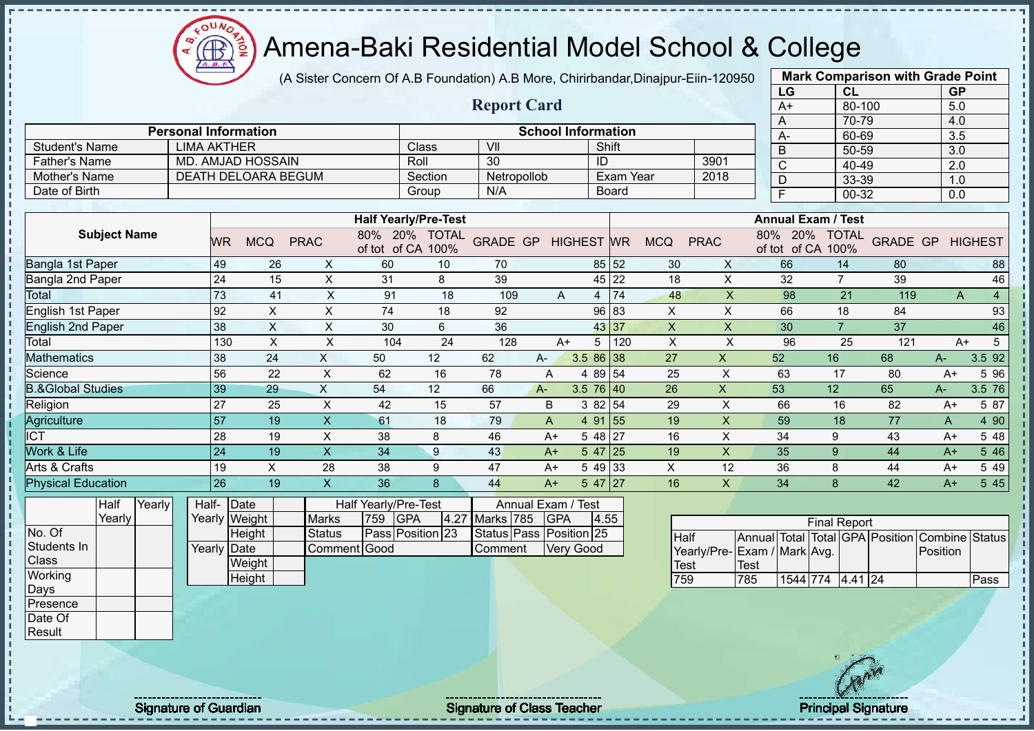# Amena-Baki Residential Model School & College

(A Sister Concern Of A.B Foundation) A.B More, Chirirbandar,Dinajpur-Eiin-120950

## Report Card

| Mark Comparison with Grade Point | | |
|---|---|---|
| LG | CL | GP |
| A+ | 80-100 | 5.0 |
| A | 70-79 | 4.0 |
| A- | 60-69 | 3.5 |
| B | 50-59 | 3.0 |
| C | 40-49 | 2.0 |
| D | 33-39 | 1.0 |
| F | 00-32 | 0.0 |

| Personal Information | | School Information | | | |
|---|---|---|---|---|---|
| Student's Name | LIMA AKTHER | Class | VII | Shift | |
| Father's Name | MD. AMJAD HOSSAIN | Roll | 30 | ID | 3901 |
| Mother's Name | DEATH DELOARA BEGUM | Section | Netropollob | Exam Year | 2018 |
| Date of Birth | | Group | N/A | Board | |

| Subject Name | Half Yearly/Pre-Test | | | | | | | | | Annual Exam / Test | | | | | | | | |
|---|---|---|---|---|---|---|---|---|---|---|---|---|---|---|---|---|---|---|
| | WR | MCQ | PRAC | 80% of tot | 20% of CA | TOTAL 100% | GRADE | GP | HIGHEST | WR | MCQ | PRAC | 80% of tot | 20% of CA | TOTAL 100% | GRADE | GP | HIGHEST |
| Bangla 1st Paper | 49 | 26 | X | 60 | 10 | 70 | | | 85 | 52 | 30 | X | 66 | 14 | 80 | | | 88 |
| Bangla 2nd Paper | 24 | 15 | X | 31 | 8 | 39 | | | 45 | 22 | 18 | X | 32 | 7 | 39 | | | 46 |
| Total | 73 | 41 | X | 91 | 18 | 109 | A | 4 | | 74 | 48 | X | 98 | 21 | 119 | A | 4 | |
| English 1st Paper | 92 | X | X | 74 | 18 | 92 | | | 96 | 83 | X | X | 66 | 18 | 84 | | | 93 |
| English 2nd Paper | 38 | X | X | 30 | 6 | 36 | | | 43 | 37 | X | X | 30 | 7 | 37 | | | 46 |
| Total | 130 | X | X | 104 | 24 | 128 | A+ | 5 | | 120 | X | X | 96 | 25 | 121 | A+ | 5 | |
| Mathematics | 38 | 24 | X | 50 | 12 | 62 | A- | 3.5 | 86 | 38 | 27 | X | 52 | 16 | 68 | A- | 3.5 | 92 |
| Science | 56 | 22 | X | 62 | 16 | 78 | A | 4 | 89 | 54 | 25 | X | 63 | 17 | 80 | A+ | 5 | 96 |
| B.&Global Studies | 39 | 29 | X | 54 | 12 | 66 | A- | 3.5 | 76 | 40 | 26 | X | 53 | 12 | 65 | A- | 3.5 | 76 |
| Religion | 27 | 25 | X | 42 | 15 | 57 | B | 3 | 82 | 54 | 29 | X | 66 | 16 | 82 | A+ | 5 | 87 |
| Agriculture | 57 | 19 | X | 61 | 18 | 79 | A | 4 | 91 | 55 | 19 | X | 59 | 18 | 77 | A | 4 | 90 |
| ICT | 28 | 19 | X | 38 | 8 | 46 | A+ | 5 | 48 | 27 | 16 | X | 34 | 9 | 43 | A+ | 5 | 48 |
| Work & Life | 24 | 19 | X | 34 | 9 | 43 | A+ | 5 | 47 | 25 | 19 | X | 35 | 9 | 44 | A+ | 5 | 46 |
| Arts & Crafts | 19 | X | 28 | 38 | 9 | 47 | A+ | 5 | 49 | 33 | X | 12 | 36 | 8 | 44 | A+ | 5 | 49 |
| Physical Education | 26 | 19 | X | 36 | 8 | 44 | A+ | 5 | 47 | 27 | 16 | X | 34 | 8 | 42 | A+ | 5 | 45 |

| | Half Yearly | Yearly |
|---|---|---|
| No. Of Students In Class | | |
| Working Days | | |
| Presence | | |
| Date Of Result | | |

| | | |
|---|---|---|
| Half-Yearly | Date | |
| | Weight | |
| | Height | |
| Yearly | Date | |
| | Weight | |
| | Height | |

| Half Yearly/Pre-Test | | | | Annual Exam / Test | | | |
|---|---|---|---|---|---|---|---|
| Marks | 759 | GPA | 4.27 | Marks | 785 | GPA | 4.55 |
| Status | Pass | Position | 23 | Status | Pass | Position | 25 |
| Comment | Good | | | Comment | Very Good | | |

| Final Report | | | | | | | |
|---|---|---|---|---|---|---|---|
| Half Yearly/Pre-Test | Annual Exam / Test | Total Mark | Total Avg. | GPA | Position | Combine Position | Status |
| 759 | 785 | 1544 | 774 | 4.41 | 24 | | Pass |

Signature of Guardian

Signature of Class Teacher

Principal Signature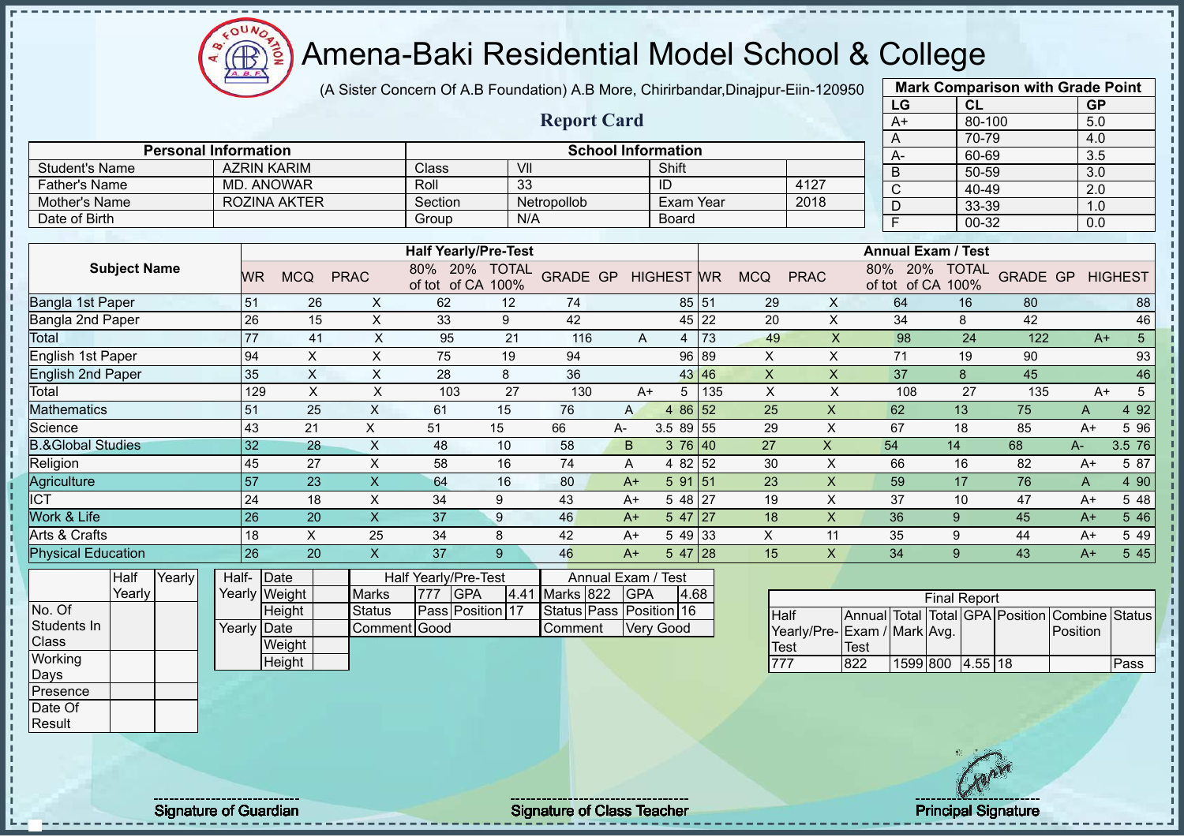# Amena-Baki Residential Model School & College

(A Sister Concern Of A.B Foundation) A.B More, Chirirbandar,Dinajpur-Eiin-120950

## Report Card

| Mark Comparison with Grade Point | | |
|---|---|---|
| LG | CL | GP |
| A+ | 80-100 | 5.0 |
| A | 70-79 | 4.0 |
| A- | 60-69 | 3.5 |
| B | 50-59 | 3.0 |
| C | 40-49 | 2.0 |
| D | 33-39 | 1.0 |
| F | 00-32 | 0.0 |

| Personal Information | | School Information | | | |
|---|---|---|---|---|---|
| Student's Name | AZRIN KARIM | Class | VII | Shift | |
| Father's Name | MD. ANOWAR | Roll | 33 | ID | 4127 |
| Mother's Name | ROZINA AKTER | Section | Netropollob | Exam Year | 2018 |
| Date of Birth | | Group | N/A | Board | |

| Subject Name | Half Yearly/Pre-Test | | | | | | | | | | Annual Exam / Test | | | | | | | | | |
|---|---|---|---|---|---|---|---|---|---|---|---|---|---|---|---|---|---|---|---|---|
| | WR | MCQ | PRAC | 80% of tot | 20% of CA | TOTAL 100% | GRADE | GP | HIGHEST | WR | MCQ | PRAC | 80% of tot | 20% of CA | TOTAL 100% | GRADE | GP | HIGHEST |
| Bangla 1st Paper | 51 | 26 | X | 62 | 12 | 74 | | | 85 | 51 | 29 | X | 64 | 16 | 80 | | | 88 |
| Bangla 2nd Paper | 26 | 15 | X | 33 | 9 | 42 | | | 45 | 22 | 20 | X | 34 | 8 | 42 | | | 46 |
| Total | 77 | 41 | X | 95 | 21 | 116 | A | 4 | | 73 | 49 | X | 98 | 24 | 122 | A+ | 5 | |
| English 1st Paper | 94 | X | X | 75 | 19 | 94 | | | 96 | 89 | X | X | 71 | 19 | 90 | | | 93 |
| English 2nd Paper | 35 | X | X | 28 | 8 | 36 | | | 43 | 46 | X | X | 37 | 8 | 45 | | | 46 |
| Total | 129 | X | X | 103 | 27 | 130 | A+ | 5 | | 135 | X | X | 108 | 27 | 135 | A+ | 5 | |
| Mathematics | 51 | 25 | X | 61 | 15 | 76 | A | 4 | 86 | 52 | 25 | X | 62 | 13 | 75 | A | 4 | 92 |
| Science | 43 | 21 | X | 51 | 15 | 66 | A- | 3.5 | 89 | 55 | 29 | X | 67 | 18 | 85 | A+ | 5 | 96 |
| B.&Global Studies | 32 | 28 | X | 48 | 10 | 58 | B | 3 | 76 | 40 | 27 | X | 54 | 14 | 68 | A- | 3.5 | 76 |
| Religion | 45 | 27 | X | 58 | 16 | 74 | A | 4 | 82 | 52 | 30 | X | 66 | 16 | 82 | A+ | 5 | 87 |
| Agriculture | 57 | 23 | X | 64 | 16 | 80 | A+ | 5 | 91 | 51 | 23 | X | 59 | 17 | 76 | A | 4 | 90 |
| ICT | 24 | 18 | X | 34 | 9 | 43 | A+ | 5 | 48 | 27 | 19 | X | 37 | 10 | 47 | A+ | 5 | 48 |
| Work & Life | 26 | 20 | X | 37 | 9 | 46 | A+ | 5 | 47 | 27 | 18 | X | 36 | 9 | 45 | A+ | 5 | 46 |
| Arts & Crafts | 18 | X | 25 | 34 | 8 | 42 | A+ | 5 | 49 | 33 | X | 11 | 35 | 9 | 44 | A+ | 5 | 49 |
| Physical Education | 26 | 20 | X | 37 | 9 | 46 | A+ | 5 | 47 | 28 | 15 | X | 34 | 9 | 43 | A+ | 5 | 45 |

| | Half Yearly | Yearly |
|---|---|---|
| No. Of Students In Class | | |
| Working Days | | |
| Presence | | |
| Date Of Result | | |

| | | |
|---|---|---|
| Half-Yearly | Date | |
| | Weight | |
| | Height | |
| Yearly | Date | |
| | Weight | |
| | Height | |

| Half Yearly/Pre-Test | | | | Annual Exam / Test | | | |
|---|---|---|---|---|---|---|---|
| Marks | 777 | GPA | 4.41 | Marks | 822 | GPA | 4.68 |
| Status | Pass | Position | 17 | Status | Pass | Position | 16 |
| Comment | Good | | | Comment | Very Good | | |

| Final Report | | | | | | | |
|---|---|---|---|---|---|---|---|
| Half Yearly/Pre-Test | Annual Exam / Test | Total Mark | Total Avg. | GPA | Position | Combine Position | Status |
| 777 | 822 | 1599 | 800 | 4.55 | 18 | | Pass |

Signature of Guardian | Signature of Class Teacher | Principal Signature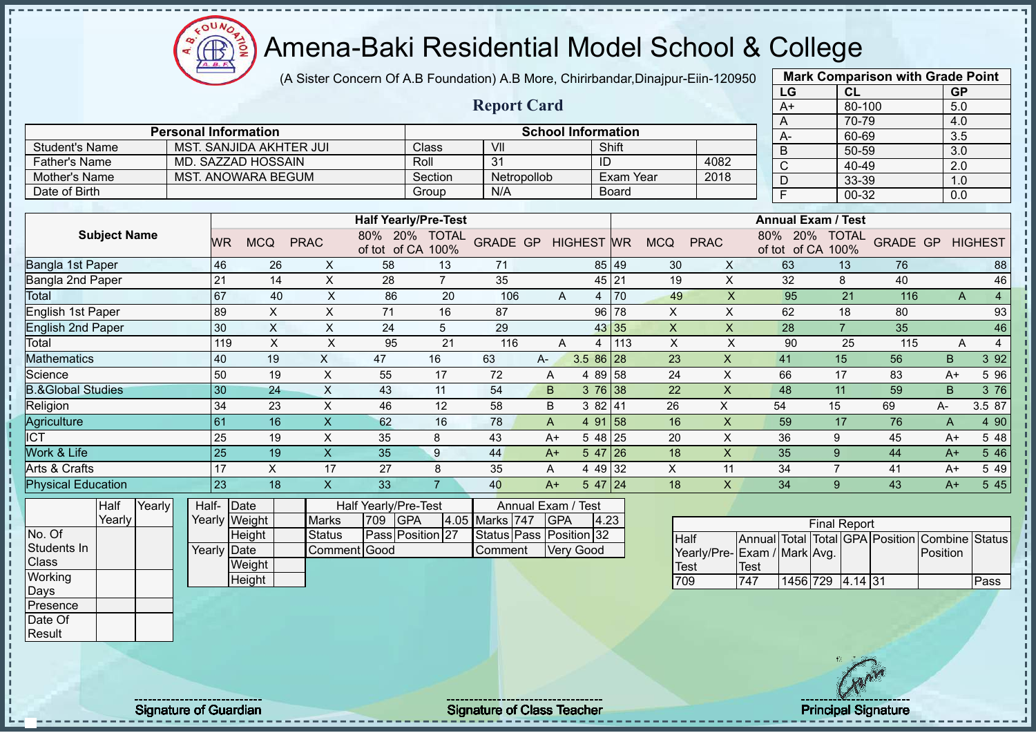# Amena-Baki Residential Model School & College

(A Sister Concern Of A.B Foundation) A.B More, Chirirbandar,Dinajpur-Eiin-120950

## Report Card

| Mark Comparison with Grade Point | | |
|---|---|---|
| LG | CL | GP |
| A+ | 80-100 | 5.0 |
| A | 70-79 | 4.0 |
| A- | 60-69 | 3.5 |
| B | 50-59 | 3.0 |
| C | 40-49 | 2.0 |
| D | 33-39 | 1.0 |
| F | 00-32 | 0.0 |

| Personal Information | | School Information | | | |
|---|---|---|---|---|---|
| Student's Name | MST. SANJIDA AKHTER JUI | Class | VII | Shift | |
| Father's Name | MD. SAZZAD HOSSAIN | Roll | 31 | ID | 4082 |
| Mother's Name | MST. ANOWARA BEGUM | Section | Netropollob | Exam Year | 2018 |
| Date of Birth | | Group | N/A | Board | |

| Subject Name | Half Yearly/Pre-Test | | | | | | | | | Annual Exam / Test | | | | | | | | |
|---|---|---|---|---|---|---|---|---|---|---|---|---|---|---|---|---|---|---|
| | WR | MCQ | PRAC | 80% of tot | 20% of CA | TOTAL 100% | GRADE | GP | HIGHEST | WR | MCQ | PRAC | 80% of tot | 20% of CA | TOTAL 100% | GRADE | GP | HIGHEST |
| Bangla 1st Paper | 46 | 26 | X | 58 | 13 | 71 | | | 85 | 49 | 30 | X | 63 | 13 | 76 | | | 88 |
| Bangla 2nd Paper | 21 | 14 | X | 28 | 7 | 35 | | | 45 | 21 | 19 | X | 32 | 8 | 40 | | | 46 |
| Total | 67 | 40 | X | 86 | 20 | 106 | A | 4 | | 70 | 49 | X | 95 | 21 | 116 | A | 4 | |
| English 1st Paper | 89 | X | X | 71 | 16 | 87 | | | 96 | 78 | X | X | 62 | 18 | 80 | | | 93 |
| English 2nd Paper | 30 | X | X | 24 | 5 | 29 | | | 43 | 35 | X | X | 28 | 7 | 35 | | | 46 |
| Total | 119 | X | X | 95 | 21 | 116 | A | 4 | | 113 | X | X | 90 | 25 | 115 | A | 4 | |
| Mathematics | 40 | 19 | X | 47 | 16 | 63 | A- | 3.5 | 86 | 28 | 23 | X | 41 | 15 | 56 | B | 3 | 92 |
| Science | 50 | 19 | X | 55 | 17 | 72 | A | 4 | 89 | 58 | 24 | X | 66 | 17 | 83 | A+ | 5 | 96 |
| B.&Global Studies | 30 | 24 | X | 43 | 11 | 54 | B | 3 | 76 | 38 | 22 | X | 48 | 11 | 59 | B | 3 | 76 |
| Religion | 34 | 23 | X | 46 | 12 | 58 | B | 3 | 82 | 41 | 26 | X | 54 | 15 | 69 | A- | 3.5 | 87 |
| Agriculture | 61 | 16 | X | 62 | 16 | 78 | A | 4 | 91 | 58 | 16 | X | 59 | 17 | 76 | A | 4 | 90 |
| ICT | 25 | 19 | X | 35 | 8 | 43 | A+ | 5 | 48 | 25 | 20 | X | 36 | 9 | 45 | A+ | 5 | 48 |
| Work & Life | 25 | 19 | X | 35 | 9 | 44 | A+ | 5 | 47 | 26 | 18 | X | 35 | 9 | 44 | A+ | 5 | 46 |
| Arts & Crafts | 17 | X | 17 | 27 | 8 | 35 | A | 4 | 49 | 32 | X | 11 | 34 | 7 | 41 | A+ | 5 | 49 |
| Physical Education | 23 | 18 | X | 33 | 7 | 40 | A+ | 5 | 47 | 24 | 18 | X | 34 | 9 | 43 | A+ | 5 | 45 |

| | Half Yearly | Yearly |
|---|---|---|
| No. Of Students In Class | | |
| Working Days | | |
| Presence | | |
| Date Of Result | | |

| | | |
|---|---|---|
| Half-Yearly | Date | |
| | Weight | |
| | Height | |
| Yearly | Date | |
| | Weight | |
| | Height | |

| Half Yearly/Pre-Test | | | | Annual Exam / Test | | | |
|---|---|---|---|---|---|---|---|
| Marks | 709 | GPA | 4.05 | Marks | 747 | GPA | 4.23 |
| Status | Pass | Position | 27 | Status | Pass | Position | 32 |
| Comment | Good | | | Comment | Very Good | | |

| Final Report | | | | | | | |
|---|---|---|---|---|---|---|---|
| Half Yearly/Pre-Test | Annual Exam / Test | Total Mark | Total Avg. | GPA | Position | Combine Position | Status |
| 709 | 747 | 1456 | 729 | 4.14 | 31 | | Pass |

Signature of Guardian

Signature of Class Teacher

Principal Signature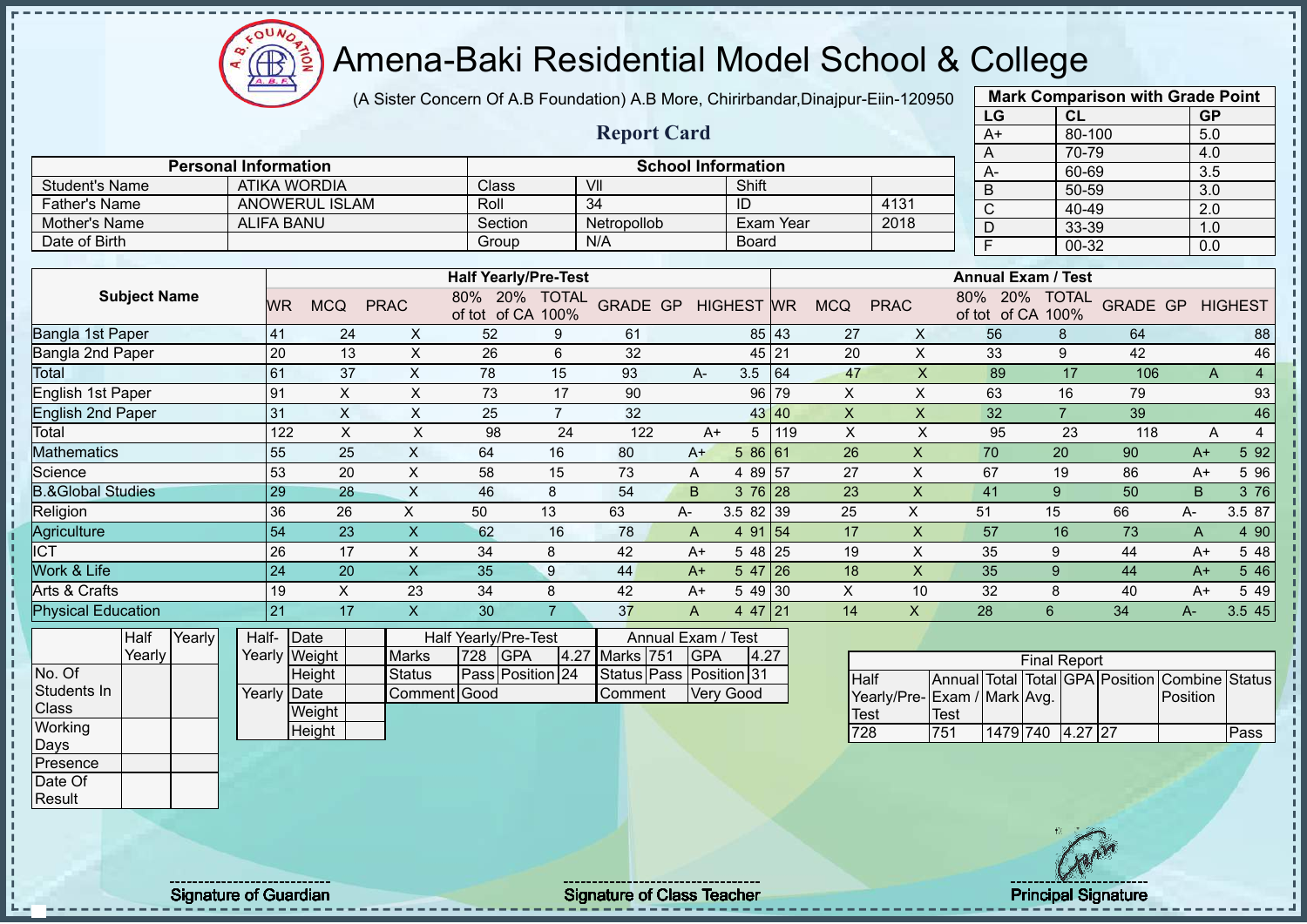# Amena-Baki Residential Model School & College

(A Sister Concern Of A.B Foundation) A.B More, Chirirbandar,Dinajpur-Eiin-120950

## Report Card

| Mark Comparison with Grade Point | | |
|---|---|---|
| LG | CL | GP |
| A+ | 80-100 | 5.0 |
| A | 70-79 | 4.0 |
| A- | 60-69 | 3.5 |
| B | 50-59 | 3.0 |
| C | 40-49 | 2.0 |
| D | 33-39 | 1.0 |
| F | 00-32 | 0.0 |

| Personal Information | | School Information | | | |
|---|---|---|---|---|---|
| Student's Name | ATIKA WORDIA | Class | VII | Shift | |
| Father's Name | ANOWERUL ISLAM | Roll | 34 | ID | 4131 |
| Mother's Name | ALIFA BANU | Section | Netropollob | Exam Year | 2018 |
| Date of Birth | | Group | N/A | Board | |

| Subject Name | Half Yearly/Pre-Test | | | | | | | | | Annual Exam / Test | | | | | | | | |
|---|---|---|---|---|---|---|---|---|---|---|---|---|---|---|---|---|---|---|
| | WR | MCQ | PRAC | 80% of tot | 20% of CA | TOTAL 100% | GRADE | GP | HIGHEST | WR | MCQ | PRAC | 80% of tot | 20% of CA | TOTAL 100% | GRADE | GP | HIGHEST |
| Bangla 1st Paper | 41 | 24 | X | 52 | 9 | 61 | | | 85 | 43 | 27 | X | 56 | 8 | 64 | | | 88 |
| Bangla 2nd Paper | 20 | 13 | X | 26 | 6 | 32 | | | 45 | 21 | 20 | X | 33 | 9 | 42 | | | 46 |
| Total | 61 | 37 | X | 78 | 15 | 93 | A- | 3.5 | | 64 | 47 | X | 89 | 17 | 106 | A | 4 | |
| English 1st Paper | 91 | X | X | 73 | 17 | 90 | | | 96 | 79 | X | X | 63 | 16 | 79 | | | 93 |
| English 2nd Paper | 31 | X | X | 25 | 7 | 32 | | | 43 | 40 | X | X | 32 | 7 | 39 | | | 46 |
| Total | 122 | X | X | 98 | 24 | 122 | A+ | 5 | | 119 | X | X | 95 | 23 | 118 | A | 4 | |
| Mathematics | 55 | 25 | X | 64 | 16 | 80 | A+ | 5 | 86 | 61 | 26 | X | 70 | 20 | 90 | A+ | 5 | 92 |
| Science | 53 | 20 | X | 58 | 15 | 73 | A | 4 | 89 | 57 | 27 | X | 67 | 19 | 86 | A+ | 5 | 96 |
| B.&Global Studies | 29 | 28 | X | 46 | 8 | 54 | B | 3 | 76 | 28 | 23 | X | 41 | 9 | 50 | B | 3 | 76 |
| Religion | 36 | 26 | X | 50 | 13 | 63 | A- | 3.5 | 82 | 39 | 25 | X | 51 | 15 | 66 | A- | 3.5 | 87 |
| Agriculture | 54 | 23 | X | 62 | 16 | 78 | A | 4 | 91 | 54 | 17 | X | 57 | 16 | 73 | A | 4 | 90 |
| ICT | 26 | 17 | X | 34 | 8 | 42 | A+ | 5 | 48 | 25 | 19 | X | 35 | 9 | 44 | A+ | 5 | 48 |
| Work & Life | 24 | 20 | X | 35 | 9 | 44 | A+ | 5 | 47 | 26 | 18 | X | 35 | 9 | 44 | A+ | 5 | 46 |
| Arts & Crafts | 19 | X | 23 | 34 | 8 | 42 | A+ | 5 | 49 | 30 | X | 10 | 32 | 8 | 40 | A+ | 5 | 49 |
| Physical Education | 21 | 17 | X | 30 | 7 | 37 | A | 4 | 47 | 21 | 14 | X | 28 | 6 | 34 | A- | 3.5 | 45 |

| | Half Yearly | Yearly |
|---|---|---|
| No. Of Students In Class | | |
| Working Days | | |
| Presence | | |
| Date Of Result | | |

| | | |
|---|---|---|
| Half-Yearly | Date | |
| | Weight | |
| | Height | |
| Yearly | Date | |
| | Weight | |
| | Height | |

| Half Yearly/Pre-Test | | | | Annual Exam / Test | | | |
|---|---|---|---|---|---|---|---|
| Marks | 728 | GPA | 4.27 | Marks | 751 | GPA | 4.27 |
| Status | Pass | Position | 24 | Status | Pass | Position | 31 |
| Comment | Good | | | Comment | Very Good | | |

| Final Report | | | | | | | |
|---|---|---|---|---|---|---|---|
| Half Yearly/Pre-Test | Annual Exam / Test | Total Mark | Total Avg. | GPA | Position | Combine Position | Status |
| 728 | 751 | 1479 | 740 | 4.27 | 27 | | Pass |

Signature of Guardian

Signature of Class Teacher

Principal Signature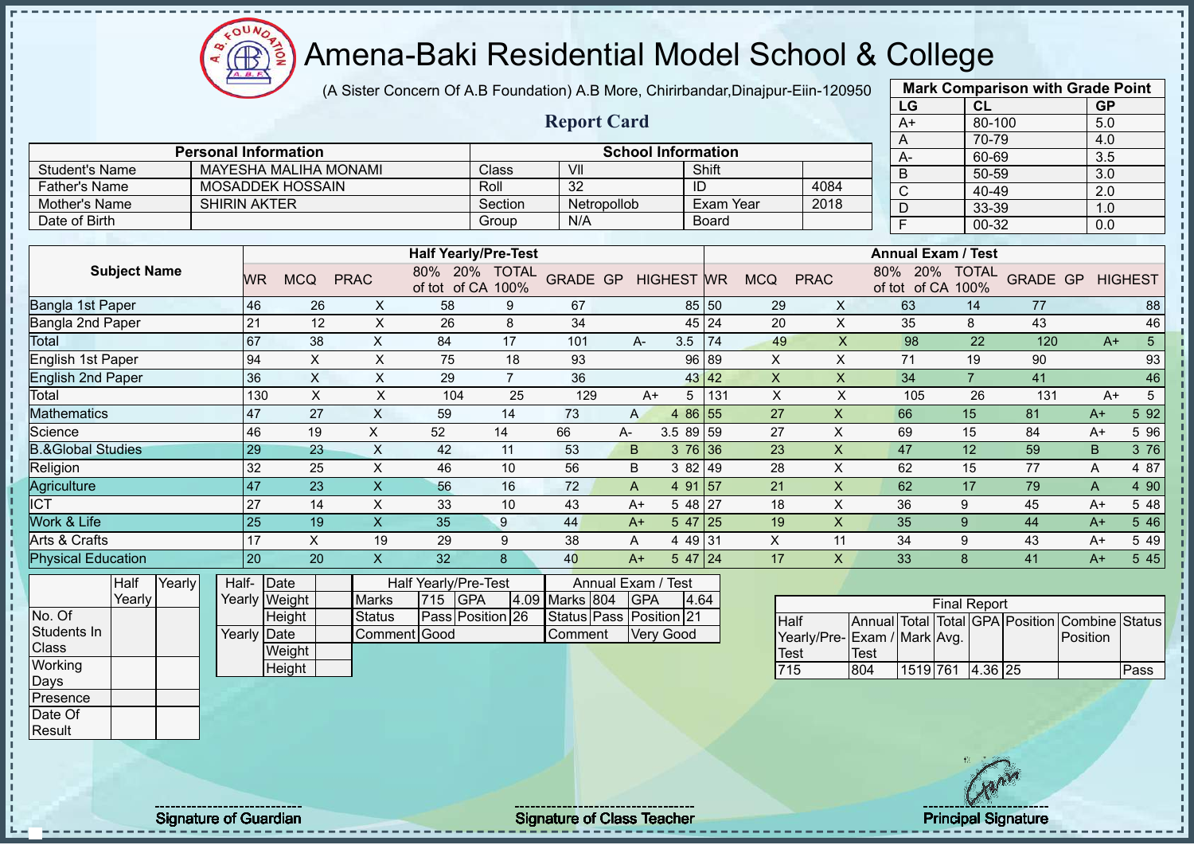# Amena-Baki Residential Model School & College

(A Sister Concern Of A.B Foundation) A.B More, Chirirbandar,Dinajpur-Eiin-120950

## Report Card

| Mark Comparison with Grade Point | | |
|---|---|---|
| LG | CL | GP |
| A+ | 80-100 | 5.0 |
| A | 70-79 | 4.0 |
| A- | 60-69 | 3.5 |
| B | 50-59 | 3.0 |
| C | 40-49 | 2.0 |
| D | 33-39 | 1.0 |
| F | 00-32 | 0.0 |

| Personal Information | | School Information | | | |
|---|---|---|---|---|---|
| Student's Name | MAYESHA MALIHA MONAMI | Class | VII | Shift | |
| Father's Name | MOSADDEK HOSSAIN | Roll | 32 | ID | 4084 |
| Mother's Name | SHIRIN AKTER | Section | Netropollob | Exam Year | 2018 |
| Date of Birth | | Group | N/A | Board | |

| Subject Name | Half Yearly/Pre-Test | | | | | | | | | Annual Exam / Test | | | | | | | | |
|---|---|---|---|---|---|---|---|---|---|---|---|---|---|---|---|---|---|---|
| | WR | MCQ | PRAC | 80% of tot | 20% of CA | TOTAL 100% | GRADE | GP | HIGHEST | WR | MCQ | PRAC | 80% of tot | 20% of CA | TOTAL 100% | GRADE | GP | HIGHEST |
| Bangla 1st Paper | 46 | 26 | X | 58 | 9 | 67 | | | 85 | 50 | 29 | X | 63 | 14 | 77 | | | 88 |
| Bangla 2nd Paper | 21 | 12 | X | 26 | 8 | 34 | | | 45 | 24 | 20 | X | 35 | 8 | 43 | | | 46 |
| Total | 67 | 38 | X | 84 | 17 | 101 | A- | 3.5 | | 74 | 49 | X | 98 | 22 | 120 | A+ | 5 | |
| English 1st Paper | 94 | X | X | 75 | 18 | 93 | | | 96 | 89 | X | X | 71 | 19 | 90 | | | 93 |
| English 2nd Paper | 36 | X | X | 29 | 7 | 36 | | | 43 | 42 | X | X | 34 | 7 | 41 | | | 46 |
| Total | 130 | X | X | 104 | 25 | 129 | A+ | 5 | | 131 | X | X | 105 | 26 | 131 | A+ | 5 | |
| Mathematics | 47 | 27 | X | 59 | 14 | 73 | A | 4 | 86 | 55 | 27 | X | 66 | 15 | 81 | A+ | 5 | 92 |
| Science | 46 | 19 | X | 52 | 14 | 66 | A- | 3.5 | 89 | 59 | 27 | X | 69 | 15 | 84 | A+ | 5 | 96 |
| B.&Global Studies | 29 | 23 | X | 42 | 11 | 53 | B | 3 | 76 | 36 | 23 | X | 47 | 12 | 59 | B | 3 | 76 |
| Religion | 32 | 25 | X | 46 | 10 | 56 | B | 3 | 82 | 49 | 28 | X | 62 | 15 | 77 | A | 4 | 87 |
| Agriculture | 47 | 23 | X | 56 | 16 | 72 | A | 4 | 91 | 57 | 21 | X | 62 | 17 | 79 | A | 4 | 90 |
| ICT | 27 | 14 | X | 33 | 10 | 43 | A+ | 5 | 48 | 27 | 18 | X | 36 | 9 | 45 | A+ | 5 | 48 |
| Work & Life | 25 | 19 | X | 35 | 9 | 44 | A+ | 5 | 47 | 25 | 19 | X | 35 | 9 | 44 | A+ | 5 | 46 |
| Arts & Crafts | 17 | X | 19 | 29 | 9 | 38 | A | 4 | 49 | 31 | X | 11 | 34 | 9 | 43 | A+ | 5 | 49 |
| Physical Education | 20 | 20 | X | 32 | 8 | 40 | A+ | 5 | 47 | 24 | 17 | X | 33 | 8 | 41 | A+ | 5 | 45 |

| | Half Yearly | Yearly |
|---|---|---|
| No. Of Students In Class | | |
| Working Days | | |
| Presence | | |
| Date Of Result | | |

| | | |
|---|---|---|
| Half-Yearly | Date | |
| | Weight | |
| | Height | |
| Yearly | Date | |
| | Weight | |
| | Height | |

| Half Yearly/Pre-Test | | | | Annual Exam / Test | | | |
|---|---|---|---|---|---|---|---|
| Marks | 715 | GPA | 4.09 | Marks | 804 | GPA | 4.64 |
| Status | Pass | Position | 26 | Status | Pass | Position | 21 |
| Comment | Good | | | Comment | Very Good | | |

| Final Report | | | | | | | |
|---|---|---|---|---|---|---|---|
| Half Yearly/Pre-Test | Annual Exam / Test | Total Mark | Total Avg. | GPA | Position | Combine Position | Status |
| 715 | 804 | 1519 | 761 | 4.36 | 25 | | Pass |

Signature of Guardian

Signature of Class Teacher

Principal Signature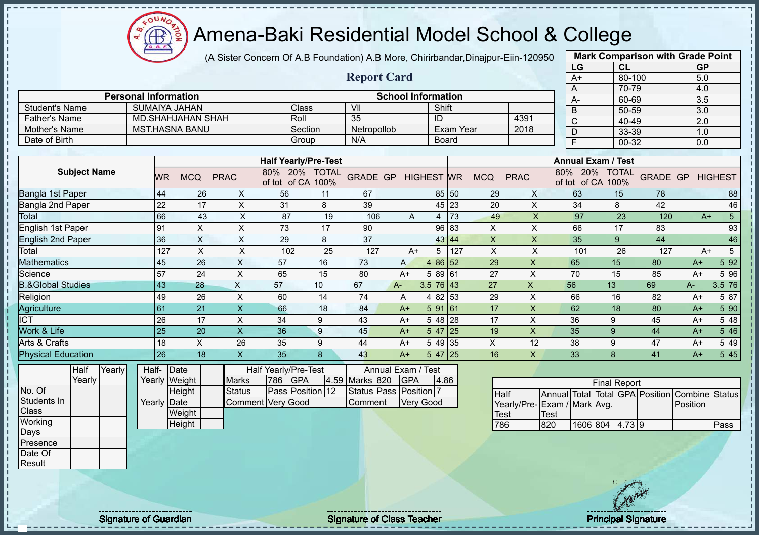# Amena-Baki Residential Model School & College

(A Sister Concern Of A.B Foundation) A.B More, Chirirbandar,Dinajpur-Eiin-120950

## Report Card

| Mark Comparison with Grade Point | | |
|---|---|---|
| LG | CL | GP |
| A+ | 80-100 | 5.0 |
| A | 70-79 | 4.0 |
| A- | 60-69 | 3.5 |
| B | 50-59 | 3.0 |
| C | 40-49 | 2.0 |
| D | 33-39 | 1.0 |
| F | 00-32 | 0.0 |

| Personal Information | | School Information | | | |
|---|---|---|---|---|---|
| Student's Name | SUMAIYA JAHAN | Class | VII | Shift | |
| Father's Name | MD.SHAHJAHAN SHAH | Roll | 35 | ID | 4391 |
| Mother's Name | MST.HASNA BANU | Section | Netropollob | Exam Year | 2018 |
| Date of Birth | | Group | N/A | Board | |

| Subject Name | Half Yearly/Pre-Test | | | | | | | | | Annual Exam / Test | | | | | | | | |
|---|---|---|---|---|---|---|---|---|---|---|---|---|---|---|---|---|---|---|
| | WR | MCQ | PRAC | 80% of tot | 20% of CA | TOTAL 100% | GRADE | GP | HIGHEST | WR | MCQ | PRAC | 80% of tot | 20% of CA | TOTAL 100% | GRADE | GP | HIGHEST |
| Bangla 1st Paper | 44 | 26 | X | 56 | 11 | 67 | | | 85 | 50 | 29 | X | 63 | 15 | 78 | | | 88 |
| Bangla 2nd Paper | 22 | 17 | X | 31 | 8 | 39 | | | 45 | 23 | 20 | X | 34 | 8 | 42 | | | 46 |
| Total | 66 | 43 | X | 87 | 19 | 106 | A | 4 | | 73 | 49 | X | 97 | 23 | 120 | A+ | 5 | |
| English 1st Paper | 91 | X | X | 73 | 17 | 90 | | | 96 | 83 | X | X | 66 | 17 | 83 | | | 93 |
| English 2nd Paper | 36 | X | X | 29 | 8 | 37 | | | 43 | 44 | X | X | 35 | 9 | 44 | | | 46 |
| Total | 127 | X | X | 102 | 25 | 127 | A+ | 5 | | 127 | X | X | 101 | 26 | 127 | A+ | 5 | |
| Mathematics | 45 | 26 | X | 57 | 16 | 73 | A | 4 | 86 | 52 | 29 | X | 65 | 15 | 80 | A+ | 5 | 92 |
| Science | 57 | 24 | X | 65 | 15 | 80 | A+ | 5 | 89 | 61 | 27 | X | 70 | 15 | 85 | A+ | 5 | 96 |
| B.&Global Studies | 43 | 28 | X | 57 | 10 | 67 | A- | 3.5 | 76 | 43 | 27 | X | 56 | 13 | 69 | A- | 3.5 | 76 |
| Religion | 49 | 26 | X | 60 | 14 | 74 | A | 4 | 82 | 53 | 29 | X | 66 | 16 | 82 | A+ | 5 | 87 |
| Agriculture | 61 | 21 | X | 66 | 18 | 84 | A+ | 5 | 91 | 61 | 17 | X | 62 | 18 | 80 | A+ | 5 | 90 |
| ICT | 26 | 17 | X | 34 | 9 | 43 | A+ | 5 | 48 | 28 | 17 | X | 36 | 9 | 45 | A+ | 5 | 48 |
| Work & Life | 25 | 20 | X | 36 | 9 | 45 | A+ | 5 | 47 | 25 | 19 | X | 35 | 9 | 44 | A+ | 5 | 46 |
| Arts & Crafts | 18 | X | 26 | 35 | 9 | 44 | A+ | 5 | 49 | 35 | X | 12 | 38 | 9 | 47 | A+ | 5 | 49 |
| Physical Education | 26 | 18 | X | 35 | 8 | 43 | A+ | 5 | 47 | 25 | 16 | X | 33 | 8 | 41 | A+ | 5 | 45 |

| | Half Yearly | Yearly |
|---|---|---|
| No. Of Students In Class | | |
| Working Days | | |
| Presence | | |
| Date Of Result | | |

| | | |
|---|---|---|
| Half-Yearly | Date | |
| | Weight | |
| | Height | |
| Yearly | Date | |
| | Weight | |
| | Height | |

| Half Yearly/Pre-Test | | | | Annual Exam / Test | | | |
|---|---|---|---|---|---|---|---|
| Marks | 786 | GPA | 4.59 | Marks | 820 | GPA | 4.86 |
| Status | Pass | Position | 12 | Status | Pass | Position | 7 |
| Comment | Very Good | | | Comment | Very Good | | |

| Final Report | | | | | | | |
|---|---|---|---|---|---|---|---|
| Half Yearly/Pre-Test | Annual Exam / Test | Total Mark | Total Avg. | GPA | Position | Combine Position | Status |
| 786 | 820 | 1606 | 804 | 4.73 | 9 | | Pass |

Signature of Guardian

Signature of Class Teacher

Principal Signature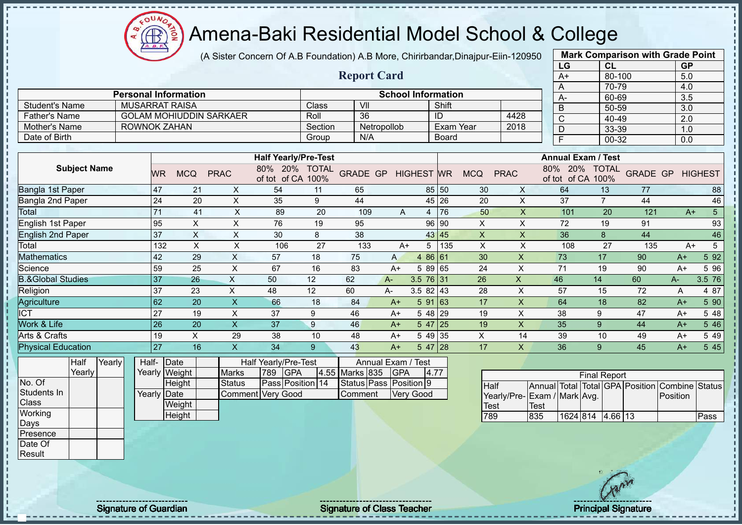# Amena-Baki Residential Model School & College

(A Sister Concern Of A.B Foundation) A.B More, Chirirbandar,Dinajpur-Eiin-120950

## Report Card

| Mark Comparison with Grade Point | | |
|---|---|---|
| LG | CL | GP |
| A+ | 80-100 | 5.0 |
| A | 70-79 | 4.0 |
| A- | 60-69 | 3.5 |
| B | 50-59 | 3.0 |
| C | 40-49 | 2.0 |
| D | 33-39 | 1.0 |
| F | 00-32 | 0.0 |

| Personal Information | | School Information | | | |
|---|---|---|---|---|---|
| Student's Name | MUSARRAT RAISA | Class | VII | Shift | |
| Father's Name | GOLAM MOHIUDDIN SARKAER | Roll | 36 | ID | 4428 |
| Mother's Name | ROWNOK ZAHAN | Section | Netropollob | Exam Year | 2018 |
| Date of Birth | | Group | N/A | Board | |

| Subject Name | Half Yearly/Pre-Test | | | | | | | | | Annual Exam / Test | | | | | | | | |
|---|---|---|---|---|---|---|---|---|---|---|---|---|---|---|---|---|---|---|
| | WR | MCQ | PRAC | 80% of tot | 20% of CA | TOTAL 100% | GRADE | GP | HIGHEST | WR | MCQ | PRAC | 80% of tot | 20% of CA | TOTAL 100% | GRADE | GP | HIGHEST |
| Bangla 1st Paper | 47 | 21 | X | 54 | 11 | 65 | | | 85 | 50 | 30 | X | 64 | 13 | 77 | | | 88 |
| Bangla 2nd Paper | 24 | 20 | X | 35 | 9 | 44 | | | 45 | 26 | 20 | X | 37 | 7 | 44 | | | 46 |
| Total | 71 | 41 | X | 89 | 20 | 109 | A | 4 | | 76 | 50 | X | 101 | 20 | 121 | A+ | 5 | |
| English 1st Paper | 95 | X | X | 76 | 19 | 95 | | | 96 | 90 | X | X | 72 | 19 | 91 | | | 93 |
| English 2nd Paper | 37 | X | X | 30 | 8 | 38 | | | 43 | 45 | X | X | 36 | 8 | 44 | | | 46 |
| Total | 132 | X | X | 106 | 27 | 133 | A+ | 5 | | 135 | X | X | 108 | 27 | 135 | A+ | 5 | |
| Mathematics | 42 | 29 | X | 57 | 18 | 75 | A | 4 | 86 | 61 | 30 | X | 73 | 17 | 90 | A+ | 5 | 92 |
| Science | 59 | 25 | X | 67 | 16 | 83 | A+ | 5 | 89 | 65 | 24 | X | 71 | 19 | 90 | A+ | 5 | 96 |
| B.&Global Studies | 37 | 26 | X | 50 | 12 | 62 | A- | 3.5 | 76 | 31 | 26 | X | 46 | 14 | 60 | A- | 3.5 | 76 |
| Religion | 37 | 23 | X | 48 | 12 | 60 | A- | 3.5 | 82 | 43 | 28 | X | 57 | 15 | 72 | A | 4 | 87 |
| Agriculture | 62 | 20 | X | 66 | 18 | 84 | A+ | 5 | 91 | 63 | 17 | X | 64 | 18 | 82 | A+ | 5 | 90 |
| ICT | 27 | 19 | X | 37 | 9 | 46 | A+ | 5 | 48 | 29 | 19 | X | 38 | 9 | 47 | A+ | 5 | 48 |
| Work & Life | 26 | 20 | X | 37 | 9 | 46 | A+ | 5 | 47 | 25 | 19 | X | 35 | 9 | 44 | A+ | 5 | 46 |
| Arts & Crafts | 19 | X | 29 | 38 | 10 | 48 | A+ | 5 | 49 | 35 | X | 14 | 39 | 10 | 49 | A+ | 5 | 49 |
| Physical Education | 27 | 16 | X | 34 | 9 | 43 | A+ | 5 | 47 | 28 | 17 | X | 36 | 9 | 45 | A+ | 5 | 45 |

| | Half Yearly | Yearly |
|---|---|---|
| No. Of Students In Class | | |
| Working Days | | |
| Presence | | |
| Date Of Result | | |

| | | |
|---|---|---|
| Half-Yearly | Date | |
| | Weight | |
| | Height | |
| Yearly | Date | |
| | Weight | |
| | Height | |

| Half Yearly/Pre-Test | | | | Annual Exam / Test | | | |
|---|---|---|---|---|---|---|---|
| Marks | 789 | GPA | 4.55 | Marks | 835 | GPA | 4.77 |
| Status | Pass | Position | 14 | Status | Pass | Position | 9 |
| Comment | Very Good | | | Comment | Very Good | | |

| Final Report | | | | | | | |
|---|---|---|---|---|---|---|---|
| Half Yearly/Pre-Test | Annual Exam / Test | Total Mark | Total Avg. | GPA | Position | Combine Position | Status |
| 789 | 835 | 1624 | 814 | 4.66 | 13 | | Pass |

Signature of Guardian — Signature of Class Teacher — Principal Signature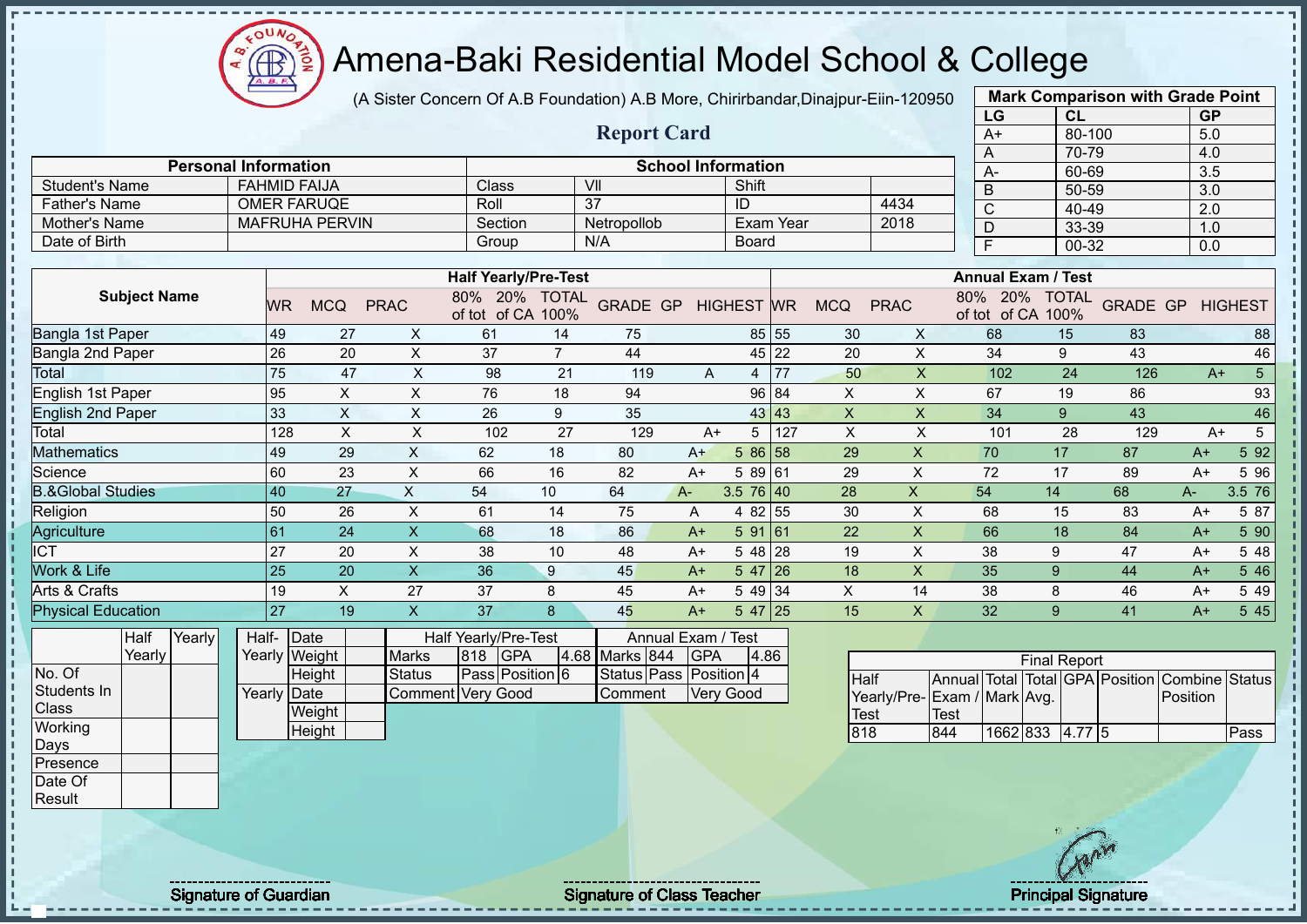# Amena-Baki Residential Model School & College

(A Sister Concern Of A.B Foundation) A.B More, Chirirbandar,Dinajpur-Eiin-120950

## Report Card

| Mark Comparison with Grade Point | | |
|---|---|---|
| LG | CL | GP |
| A+ | 80-100 | 5.0 |
| A | 70-79 | 4.0 |
| A- | 60-69 | 3.5 |
| B | 50-59 | 3.0 |
| C | 40-49 | 2.0 |
| D | 33-39 | 1.0 |
| F | 00-32 | 0.0 |

| Personal Information | | School Information | | | |
|---|---|---|---|---|---|
| Student's Name | FAHMID FAIJA | Class | VII | Shift | |
| Father's Name | OMER FARUQE | Roll | 37 | ID | 4434 |
| Mother's Name | MAFRUHA PERVIN | Section | Netropollob | Exam Year | 2018 |
| Date of Birth | | Group | N/A | Board | |

| Subject Name | Half Yearly/Pre-Test | | | | | | | | | Annual Exam / Test | | | | | | | | |
|---|---|---|---|---|---|---|---|---|---|---|---|---|---|---|---|---|---|---|
| | WR | MCQ | PRAC | 80% of tot | 20% of CA | TOTAL 100% | GRADE | GP | HIGHEST | WR | MCQ | PRAC | 80% of tot | 20% of CA | TOTAL 100% | GRADE | GP | HIGHEST |
| Bangla 1st Paper | 49 | 27 | X | 61 | 14 | 75 | | | 85 | 55 | 30 | X | 68 | 15 | 83 | | | 88 |
| Bangla 2nd Paper | 26 | 20 | X | 37 | 7 | 44 | | | 45 | 22 | 20 | X | 34 | 9 | 43 | | | 46 |
| Total | 75 | 47 | X | 98 | 21 | 119 | A | 4 | | 77 | 50 | X | 102 | 24 | 126 | A+ | 5 | |
| English 1st Paper | 95 | X | X | 76 | 18 | 94 | | | 96 | 84 | X | X | 67 | 19 | 86 | | | 93 |
| English 2nd Paper | 33 | X | X | 26 | 9 | 35 | | | 43 | 43 | X | X | 34 | 9 | 43 | | | 46 |
| Total | 128 | X | X | 102 | 27 | 129 | A+ | 5 | | 127 | X | X | 101 | 28 | 129 | A+ | 5 | |
| Mathematics | 49 | 29 | X | 62 | 18 | 80 | A+ | 5 | 86 | 58 | 29 | X | 70 | 17 | 87 | A+ | 5 | 92 |
| Science | 60 | 23 | X | 66 | 16 | 82 | A+ | 5 | 89 | 61 | 29 | X | 72 | 17 | 89 | A+ | 5 | 96 |
| B.&Global Studies | 40 | 27 | X | 54 | 10 | 64 | A- | 3.5 | 76 | 40 | 28 | X | 54 | 14 | 68 | A- | 3.5 | 76 |
| Religion | 50 | 26 | X | 61 | 14 | 75 | A | 4 | 82 | 55 | 30 | X | 68 | 15 | 83 | A+ | 5 | 87 |
| Agriculture | 61 | 24 | X | 68 | 18 | 86 | A+ | 5 | 91 | 61 | 22 | X | 66 | 18 | 84 | A+ | 5 | 90 |
| ICT | 27 | 20 | X | 38 | 10 | 48 | A+ | 5 | 48 | 28 | 19 | X | 38 | 9 | 47 | A+ | 5 | 48 |
| Work & Life | 25 | 20 | X | 36 | 9 | 45 | A+ | 5 | 47 | 26 | 18 | X | 35 | 9 | 44 | A+ | 5 | 46 |
| Arts & Crafts | 19 | X | 27 | 37 | 8 | 45 | A+ | 5 | 49 | 34 | X | 14 | 38 | 8 | 46 | A+ | 5 | 49 |
| Physical Education | 27 | 19 | X | 37 | 8 | 45 | A+ | 5 | 47 | 25 | 15 | X | 32 | 9 | 41 | A+ | 5 | 45 |

| | Half Yearly | Yearly |
|---|---|---|
| No. Of Students In Class | | |
| Working Days | | |
| Presence | | |
| Date Of Result | | |

| | | |
|---|---|---|
| Half-Yearly | Date | |
| | Weight | |
| | Height | |
| Yearly | Date | |
| | Weight | |
| | Height | |

| Half Yearly/Pre-Test | | | | Annual Exam / Test | | | |
|---|---|---|---|---|---|---|---|
| Marks | 818 | GPA | 4.68 | Marks | 844 | GPA | 4.86 |
| Status | Pass | Position | 6 | Status | Pass | Position | 4 |
| Comment | Very Good | | | Comment | Very Good | | |

| Final Report | | | | | | | |
|---|---|---|---|---|---|---|---|
| Half Yearly/Pre-Test | Annual Exam / Test | Total Mark | Total Avg. | GPA | Position | Combine Position | Status |
| 818 | 844 | 1662 | 833 | 4.77 | 5 | | Pass |

Signature of Guardian

Signature of Class Teacher

Principal Signature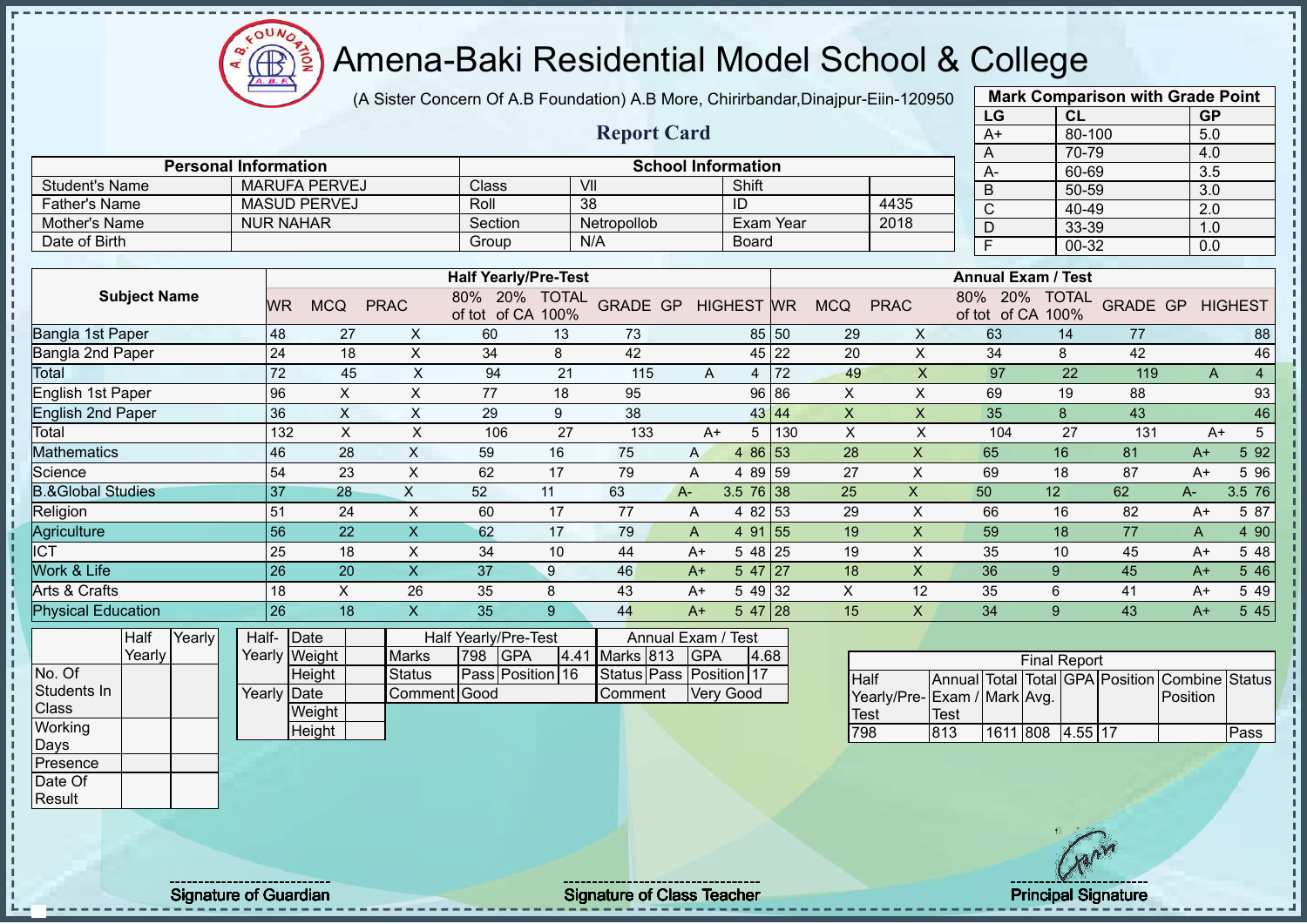# Amena-Baki Residential Model School & College

(A Sister Concern Of A.B Foundation) A.B More, Chirirbandar,Dinajpur-Eiin-120950

## Report Card

| Mark Comparison with Grade Point | | |
|---|---|---|
| LG | CL | GP |
| A+ | 80-100 | 5.0 |
| A | 70-79 | 4.0 |
| A- | 60-69 | 3.5 |
| B | 50-59 | 3.0 |
| C | 40-49 | 2.0 |
| D | 33-39 | 1.0 |
| F | 00-32 | 0.0 |

| Personal Information | | School Information | | | |
|---|---|---|---|---|---|
| Student's Name | MARUFA PERVEJ | Class | VII | Shift | |
| Father's Name | MASUD PERVEJ | Roll | 38 | ID | 4435 |
| Mother's Name | NUR NAHAR | Section | Netropollob | Exam Year | 2018 |
| Date of Birth | | Group | N/A | Board | |

| Subject Name | Half Yearly/Pre-Test | | | | | | | | | Annual Exam / Test | | | | | | | | |
|---|---|---|---|---|---|---|---|---|---|---|---|---|---|---|---|---|---|---|
| | WR | MCQ | PRAC | 80% of tot | 20% of CA | TOTAL 100% | GRADE | GP | HIGHEST | WR | MCQ | PRAC | 80% of tot | 20% of CA | TOTAL 100% | GRADE | GP | HIGHEST |
| Bangla 1st Paper | 48 | 27 | X | 60 | 13 | 73 | | | 85 | 50 | 29 | X | 63 | 14 | 77 | | | 88 |
| Bangla 2nd Paper | 24 | 18 | X | 34 | 8 | 42 | | | 45 | 22 | 20 | X | 34 | 8 | 42 | | | 46 |
| Total | 72 | 45 | X | 94 | 21 | 115 | A | 4 | | 72 | 49 | X | 97 | 22 | 119 | A | 4 | |
| English 1st Paper | 96 | X | X | 77 | 18 | 95 | | | 96 | 86 | X | X | 69 | 19 | 88 | | | 93 |
| English 2nd Paper | 36 | X | X | 29 | 9 | 38 | | | 43 | 44 | X | X | 35 | 8 | 43 | | | 46 |
| Total | 132 | X | X | 106 | 27 | 133 | A+ | 5 | | 130 | X | X | 104 | 27 | 131 | A+ | 5 | |
| Mathematics | 46 | 28 | X | 59 | 16 | 75 | A | 4 | 86 | 53 | 28 | X | 65 | 16 | 81 | A+ | 5 | 92 |
| Science | 54 | 23 | X | 62 | 17 | 79 | A | 4 | 89 | 59 | 27 | X | 69 | 18 | 87 | A+ | 5 | 96 |
| B.&Global Studies | 37 | 28 | X | 52 | 11 | 63 | A- | 3.5 | 76 | 38 | 25 | X | 50 | 12 | 62 | A- | 3.5 | 76 |
| Religion | 51 | 24 | X | 60 | 17 | 77 | A | 4 | 82 | 53 | 29 | X | 66 | 16 | 82 | A+ | 5 | 87 |
| Agriculture | 56 | 22 | X | 62 | 17 | 79 | A | 4 | 91 | 55 | 19 | X | 59 | 18 | 77 | A | 4 | 90 |
| ICT | 25 | 18 | X | 34 | 10 | 44 | A+ | 5 | 48 | 25 | 19 | X | 35 | 10 | 45 | A+ | 5 | 48 |
| Work & Life | 26 | 20 | X | 37 | 9 | 46 | A+ | 5 | 47 | 27 | 18 | X | 36 | 9 | 45 | A+ | 5 | 46 |
| Arts & Crafts | 18 | X | 26 | 35 | 8 | 43 | A+ | 5 | 49 | 32 | X | 12 | 35 | 6 | 41 | A+ | 5 | 49 |
| Physical Education | 26 | 18 | X | 35 | 9 | 44 | A+ | 5 | 47 | 28 | 15 | X | 34 | 9 | 43 | A+ | 5 | 45 |

| | Half Yearly | Yearly |
|---|---|---|
| No. Of Students In Class | | |
| Working Days | | |
| Presence | | |
| Date Of Result | | |

| | | |
|---|---|---|
| Half-Yearly | Date | |
| | Weight | |
| | Height | |
| Yearly | Date | |
| | Weight | |
| | Height | |

| Half Yearly/Pre-Test | | | | Annual Exam / Test | | | |
|---|---|---|---|---|---|---|---|
| Marks | 798 | GPA | 4.41 | Marks | 813 | GPA | 4.68 |
| Status | Pass | Position | 16 | Status | Pass | Position | 17 |
| Comment | Good | | | Comment | Very Good | | |

| Final Report | | | | | | | |
|---|---|---|---|---|---|---|---|
| Half Yearly/Pre-Test | Annual Exam / Test | Total Mark | Total Avg. | GPA | Position | Combine Position | Status |
| 798 | 813 | 1611 | 808 | 4.55 | 17 | | Pass |

Signature of Guardian

Signature of Class Teacher

Principal Signature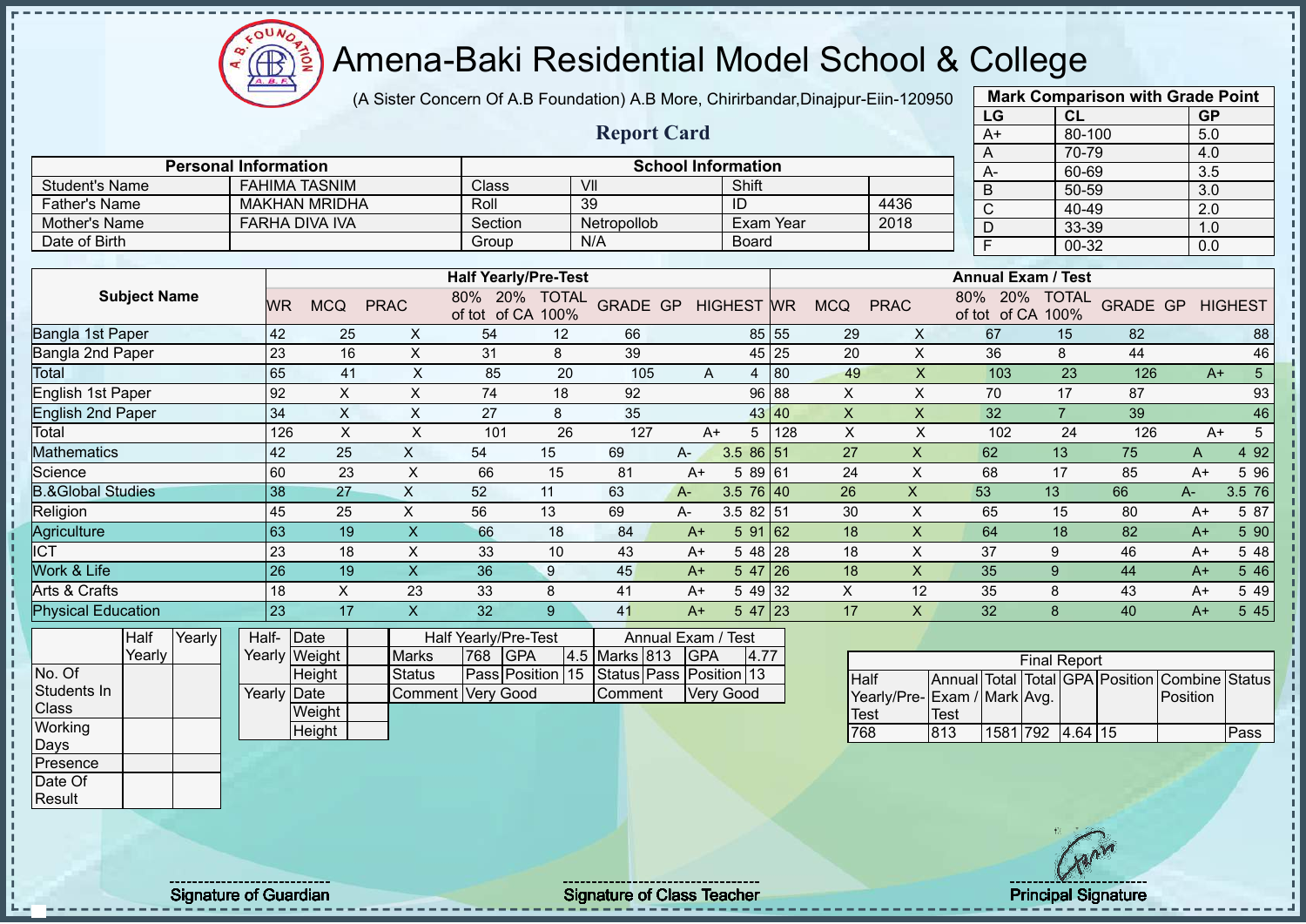# Amena-Baki Residential Model School & College

(A Sister Concern Of A.B Foundation) A.B More, Chirirbandar,Dinajpur-Eiin-120950

## Report Card

| Mark Comparison with Grade Point | | |
|---|---|---|
| LG | CL | GP |
| A+ | 80-100 | 5.0 |
| A | 70-79 | 4.0 |
| A- | 60-69 | 3.5 |
| B | 50-59 | 3.0 |
| C | 40-49 | 2.0 |
| D | 33-39 | 1.0 |
| F | 00-32 | 0.0 |

| Personal Information | | School Information | | | |
|---|---|---|---|---|---|
| Student's Name | FAHIMA TASNIM | Class | VII | Shift | |
| Father's Name | MAKHAN MRIDHA | Roll | 39 | ID | 4436 |
| Mother's Name | FARHA DIVA IVA | Section | Netropollob | Exam Year | 2018 |
| Date of Birth | | Group | N/A | Board | |

| Subject Name | Half Yearly/Pre-Test | | | | | | | | | Annual Exam / Test | | | | | | | | |
|---|---|---|---|---|---|---|---|---|---|---|---|---|---|---|---|---|---|---|
| | WR | MCQ | PRAC | 80% of tot | 20% of CA | TOTAL 100% | GRADE | GP | HIGHEST | WR | MCQ | PRAC | 80% of tot | 20% of CA | TOTAL 100% | GRADE | GP | HIGHEST |
| Bangla 1st Paper | 42 | 25 | X | 54 | 12 | 66 | | | 85 | 55 | 29 | X | 67 | 15 | 82 | | | 88 |
| Bangla 2nd Paper | 23 | 16 | X | 31 | 8 | 39 | | | 45 | 25 | 20 | X | 36 | 8 | 44 | | | 46 |
| Total | 65 | 41 | X | 85 | 20 | 105 | A | 4 | | 80 | 49 | X | 103 | 23 | 126 | A+ | 5 | |
| English 1st Paper | 92 | X | X | 74 | 18 | 92 | | | 96 | 88 | X | X | 70 | 17 | 87 | | | 93 |
| English 2nd Paper | 34 | X | X | 27 | 8 | 35 | | | 43 | 40 | X | X | 32 | 7 | 39 | | | 46 |
| Total | 126 | X | X | 101 | 26 | 127 | A+ | 5 | | 128 | X | X | 102 | 24 | 126 | A+ | 5 | |
| Mathematics | 42 | 25 | X | 54 | 15 | 69 | A- | 3.5 | 86 | 51 | 27 | X | 62 | 13 | 75 | A | 4 | 92 |
| Science | 60 | 23 | X | 66 | 15 | 81 | A+ | 5 | 89 | 61 | 24 | X | 68 | 17 | 85 | A+ | 5 | 96 |
| B.&Global Studies | 38 | 27 | X | 52 | 11 | 63 | A- | 3.5 | 76 | 40 | 26 | X | 53 | 13 | 66 | A- | 3.5 | 76 |
| Religion | 45 | 25 | X | 56 | 13 | 69 | A- | 3.5 | 82 | 51 | 30 | X | 65 | 15 | 80 | A+ | 5 | 87 |
| Agriculture | 63 | 19 | X | 66 | 18 | 84 | A+ | 5 | 91 | 62 | 18 | X | 64 | 18 | 82 | A+ | 5 | 90 |
| ICT | 23 | 18 | X | 33 | 10 | 43 | A+ | 5 | 48 | 28 | 18 | X | 37 | 9 | 46 | A+ | 5 | 48 |
| Work & Life | 26 | 19 | X | 36 | 9 | 45 | A+ | 5 | 47 | 26 | 18 | X | 35 | 9 | 44 | A+ | 5 | 46 |
| Arts & Crafts | 18 | X | 23 | 33 | 8 | 41 | A+ | 5 | 49 | 32 | X | 12 | 35 | 8 | 43 | A+ | 5 | 49 |
| Physical Education | 23 | 17 | X | 32 | 9 | 41 | A+ | 5 | 47 | 23 | 17 | X | 32 | 8 | 40 | A+ | 5 | 45 |

| | Half Yearly | Yearly |
|---|---|---|
| No. Of Students In Class | | |
| Working Days | | |
| Presence | | |
| Date Of Result | | |

| | | |
|---|---|---|
| Half-Yearly | Date | |
| | Weight | |
| | Height | |
| Yearly | Date | |
| | Weight | |
| | Height | |

| Half Yearly/Pre-Test | | | | Annual Exam / Test | | | |
|---|---|---|---|---|---|---|---|
| Marks | 768 | GPA | 4.5 | Marks | 813 | GPA | 4.77 |
| Status | Pass | Position | 15 | Status | Pass | Position | 13 |
| Comment | Very Good | | | Comment | Very Good | | |

| Final Report | | | | | | | |
|---|---|---|---|---|---|---|---|
| Half Yearly/Pre-Test | Annual Exam / Test | Total Mark | Total Avg. | GPA | Position | Combine Position | Status |
| 768 | 813 | 1581 | 792 | 4.64 | 15 | | Pass |

Signature of Guardian

Signature of Class Teacher

Principal Signature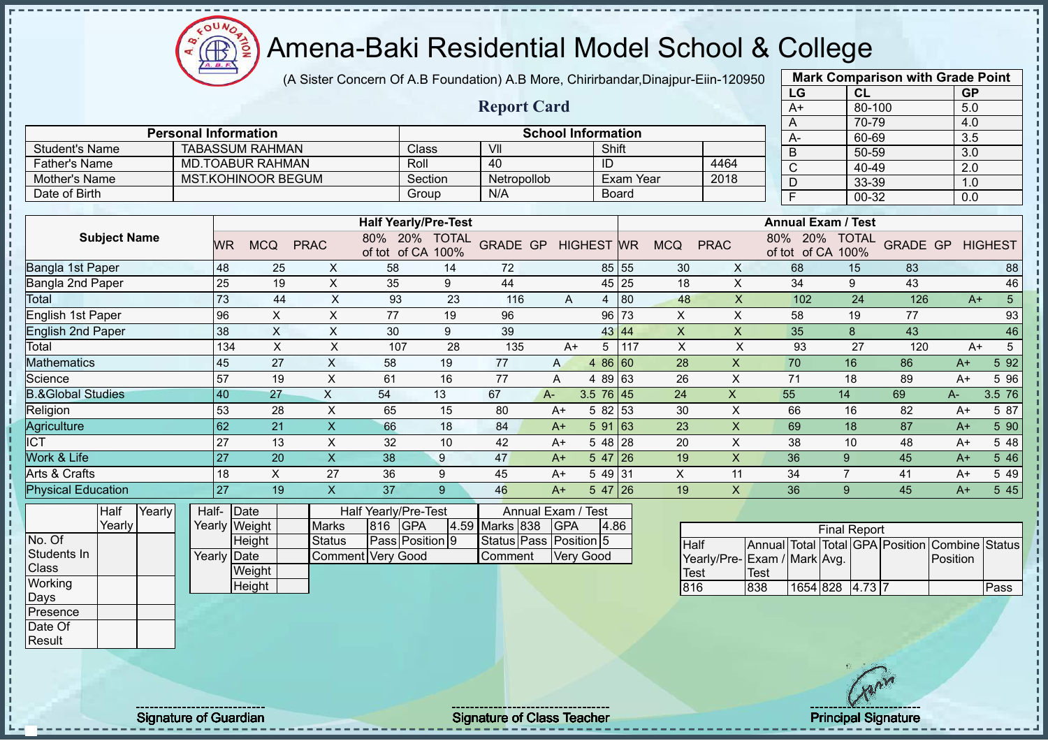# Amena-Baki Residential Model School & College

(A Sister Concern Of A.B Foundation) A.B More, Chirirbandar,Dinajpur-Eiin-120950

## Report Card

| Mark Comparison with Grade Point | | |
|---|---|---|
| LG | CL | GP |
| A+ | 80-100 | 5.0 |
| A | 70-79 | 4.0 |
| A- | 60-69 | 3.5 |
| B | 50-59 | 3.0 |
| C | 40-49 | 2.0 |
| D | 33-39 | 1.0 |
| F | 00-32 | 0.0 |

| Personal Information | | School Information | | | |
|---|---|---|---|---|---|
| Student's Name | TABASSUM RAHMAN | Class | VII | Shift | |
| Father's Name | MD.TOABUR RAHMAN | Roll | 40 | ID | 4464 |
| Mother's Name | MST.KOHINOOR BEGUM | Section | Netropollob | Exam Year | 2018 |
| Date of Birth | | Group | N/A | Board | |

| Subject Name | Half Yearly/Pre-Test | | | | | | | | | Annual Exam / Test | | | | | | | | |
|---|---|---|---|---|---|---|---|---|---|---|---|---|---|---|---|---|---|---|
| | WR | MCQ | PRAC | 80% of tot | 20% of CA | TOTAL 100% | GRADE | GP | HIGHEST | WR | MCQ | PRAC | 80% of tot | 20% of CA | TOTAL 100% | GRADE | GP | HIGHEST |
| Bangla 1st Paper | 48 | 25 | X | 58 | 14 | 72 | | | 85 | 55 | 30 | X | 68 | 15 | 83 | | | 88 |
| Bangla 2nd Paper | 25 | 19 | X | 35 | 9 | 44 | | | 45 | 25 | 18 | X | 34 | 9 | 43 | | | 46 |
| Total | 73 | 44 | X | 93 | 23 | 116 | A | 4 | | 80 | 48 | X | 102 | 24 | 126 | A+ | 5 | |
| English 1st Paper | 96 | X | X | 77 | 19 | 96 | | | 96 | 73 | X | X | 58 | 19 | 77 | | | 93 |
| English 2nd Paper | 38 | X | X | 30 | 9 | 39 | | | 43 | 44 | X | X | 35 | 8 | 43 | | | 46 |
| Total | 134 | X | X | 107 | 28 | 135 | A+ | 5 | | 117 | X | X | 93 | 27 | 120 | A+ | 5 | |
| Mathematics | 45 | 27 | X | 58 | 19 | 77 | A | 4 | 86 | 60 | 28 | X | 70 | 16 | 86 | A+ | 5 | 92 |
| Science | 57 | 19 | X | 61 | 16 | 77 | A | 4 | 89 | 63 | 26 | X | 71 | 18 | 89 | A+ | 5 | 96 |
| B.&Global Studies | 40 | 27 | X | 54 | 13 | 67 | A- | 3.5 | 76 | 45 | 24 | X | 55 | 14 | 69 | A- | 3.5 | 76 |
| Religion | 53 | 28 | X | 65 | 15 | 80 | A+ | 5 | 82 | 53 | 30 | X | 66 | 16 | 82 | A+ | 5 | 87 |
| Agriculture | 62 | 21 | X | 66 | 18 | 84 | A+ | 5 | 91 | 63 | 23 | X | 69 | 18 | 87 | A+ | 5 | 90 |
| ICT | 27 | 13 | X | 32 | 10 | 42 | A+ | 5 | 48 | 28 | 20 | X | 38 | 10 | 48 | A+ | 5 | 48 |
| Work & Life | 27 | 20 | X | 38 | 9 | 47 | A+ | 5 | 47 | 26 | 19 | X | 36 | 9 | 45 | A+ | 5 | 46 |
| Arts & Crafts | 18 | X | 27 | 36 | 9 | 45 | A+ | 5 | 49 | 31 | X | 11 | 34 | 7 | 41 | A+ | 5 | 49 |
| Physical Education | 27 | 19 | X | 37 | 9 | 46 | A+ | 5 | 47 | 26 | 19 | X | 36 | 9 | 45 | A+ | 5 | 45 |

| | Half Yearly | Yearly |
|---|---|---|
| No. Of Students In Class | | |
| Working Days | | |
| Presence | | |
| Date Of Result | | |

| | | |
|---|---|---|
| Half-Yearly | Date | |
| | Weight | |
| | Height | |
| Yearly | Date | |
| | Weight | |
| | Height | |

| Half Yearly/Pre-Test | | | | Annual Exam / Test | | | |
|---|---|---|---|---|---|---|---|
| Marks | 816 | GPA | 4.59 | Marks | 838 | GPA | 4.86 |
| Status | Pass | Position | 9 | Status | Pass | Position | 5 |
| Comment | Very Good | | | Comment | Very Good | | |

| Final Report | | | | | | | |
|---|---|---|---|---|---|---|---|
| Half Yearly/Pre-Test | Annual Exam / Test | Total Mark | Total Avg. | GPA | Position | Combine Position | Status |
| 816 | 838 | 1654 | 828 | 4.73 | 7 | | Pass |

Signature of Guardian

Signature of Class Teacher

Principal Signature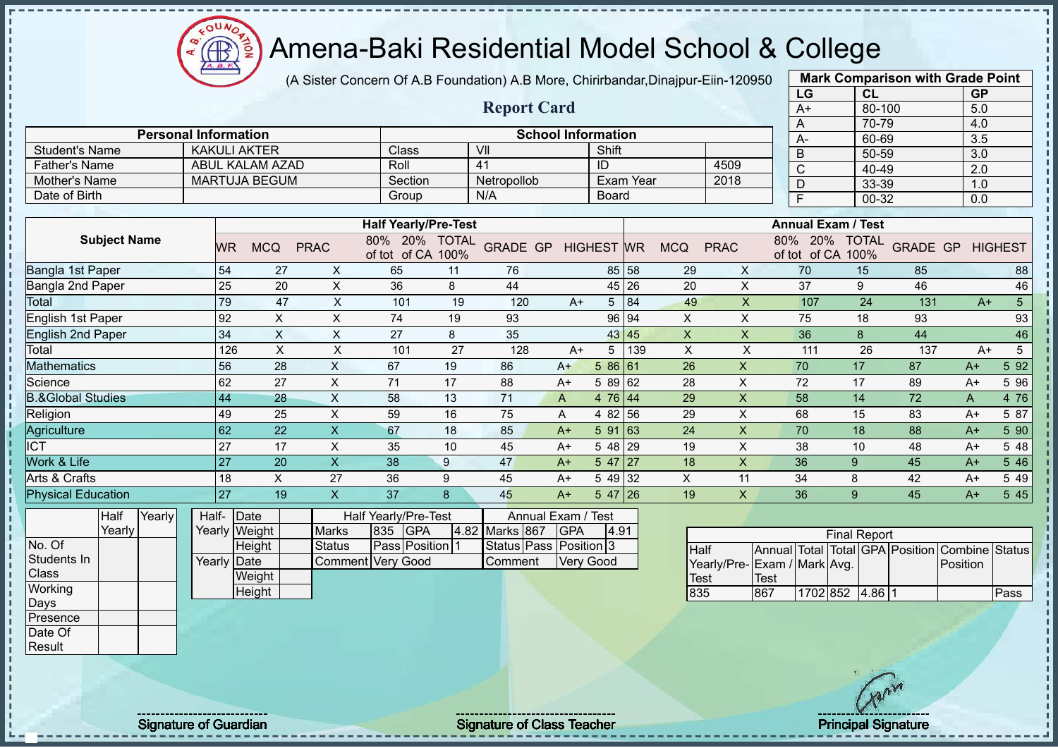# Amena-Baki Residential Model School & College

(A Sister Concern Of A.B Foundation) A.B More, Chirirbandar,Dinajpur-Eiin-120950

## Report Card

| Mark Comparison with Grade Point | | |
|---|---|---|
| LG | CL | GP |
| A+ | 80-100 | 5.0 |
| A | 70-79 | 4.0 |
| A- | 60-69 | 3.5 |
| B | 50-59 | 3.0 |
| C | 40-49 | 2.0 |
| D | 33-39 | 1.0 |
| F | 00-32 | 0.0 |

| Personal Information | | School Information | | | |
|---|---|---|---|---|---|
| Student's Name | KAKULI AKTER | Class | VII | Shift | |
| Father's Name | ABUL KALAM AZAD | Roll | 41 | ID | 4509 |
| Mother's Name | MARTUJA BEGUM | Section | Netropollob | Exam Year | 2018 |
| Date of Birth | | Group | N/A | Board | |

| Subject Name | Half Yearly/Pre-Test | | | | | | | | | Annual Exam / Test | | | | | | | | |
|---|---|---|---|---|---|---|---|---|---|---|---|---|---|---|---|---|---|---|
| | WR | MCQ | PRAC | 80% of tot | 20% of CA | TOTAL 100% | GRADE | GP | HIGHEST | WR | MCQ | PRAC | 80% of tot | 20% of CA | TOTAL 100% | GRADE | GP | HIGHEST |
| Bangla 1st Paper | 54 | 27 | X | 65 | 11 | 76 | | | 85 | 58 | 29 | X | 70 | 15 | 85 | | | 88 |
| Bangla 2nd Paper | 25 | 20 | X | 36 | 8 | 44 | | | 45 | 26 | 20 | X | 37 | 9 | 46 | | | 46 |
| Total | 79 | 47 | X | 101 | 19 | 120 | A+ | 5 | | 84 | 49 | X | 107 | 24 | 131 | A+ | 5 | |
| English 1st Paper | 92 | X | X | 74 | 19 | 93 | | | 96 | 94 | X | X | 75 | 18 | 93 | | | 93 |
| English 2nd Paper | 34 | X | X | 27 | 8 | 35 | | | 43 | 45 | X | X | 36 | 8 | 44 | | | 46 |
| Total | 126 | X | X | 101 | 27 | 128 | A+ | 5 | | 139 | X | X | 111 | 26 | 137 | A+ | 5 | |
| Mathematics | 56 | 28 | X | 67 | 19 | 86 | A+ | 5 | 86 | 61 | 26 | X | 70 | 17 | 87 | A+ | 5 | 92 |
| Science | 62 | 27 | X | 71 | 17 | 88 | A+ | 5 | 89 | 62 | 28 | X | 72 | 17 | 89 | A+ | 5 | 96 |
| B.&Global Studies | 44 | 28 | X | 58 | 13 | 71 | A | 4 | 76 | 44 | 29 | X | 58 | 14 | 72 | A | 4 | 76 |
| Religion | 49 | 25 | X | 59 | 16 | 75 | A | 4 | 82 | 56 | 29 | X | 68 | 15 | 83 | A+ | 5 | 87 |
| Agriculture | 62 | 22 | X | 67 | 18 | 85 | A+ | 5 | 91 | 63 | 24 | X | 70 | 18 | 88 | A+ | 5 | 90 |
| ICT | 27 | 17 | X | 35 | 10 | 45 | A+ | 5 | 48 | 29 | 19 | X | 38 | 10 | 48 | A+ | 5 | 48 |
| Work & Life | 27 | 20 | X | 38 | 9 | 47 | A+ | 5 | 47 | 27 | 18 | X | 36 | 9 | 45 | A+ | 5 | 46 |
| Arts & Crafts | 18 | X | 27 | 36 | 9 | 45 | A+ | 5 | 49 | 32 | X | 11 | 34 | 8 | 42 | A+ | 5 | 49 |
| Physical Education | 27 | 19 | X | 37 | 8 | 45 | A+ | 5 | 47 | 26 | 19 | X | 36 | 9 | 45 | A+ | 5 | 45 |

| | Half Yearly | Yearly |
|---|---|---|
| No. Of Students In Class | | |
| Working Days | | |
| Presence | | |
| Date Of Result | | |

| | | |
|---|---|---|
| Half-Yearly | Date | |
| | Weight | |
| | Height | |
| Yearly | Date | |
| | Weight | |
| | Height | |

| Half Yearly/Pre-Test | | | | Annual Exam / Test | | | |
|---|---|---|---|---|---|---|---|
| Marks | 835 | GPA | 4.82 | Marks | 867 | GPA | 4.91 |
| Status | Pass | Position | 1 | Status | Pass | Position | 3 |
| Comment | Very Good | | | Comment | Very Good | | |

| Final Report | | | | | | | |
|---|---|---|---|---|---|---|---|
| Half Yearly/Pre-Test | Annual Exam / Test | Total Mark | Total Avg. | GPA | Position | Combine Position | Status |
| 835 | 867 | 1702 | 852 | 4.86 | 1 | | Pass |

Signature of Guardian　　Signature of Class Teacher　　Principal Signature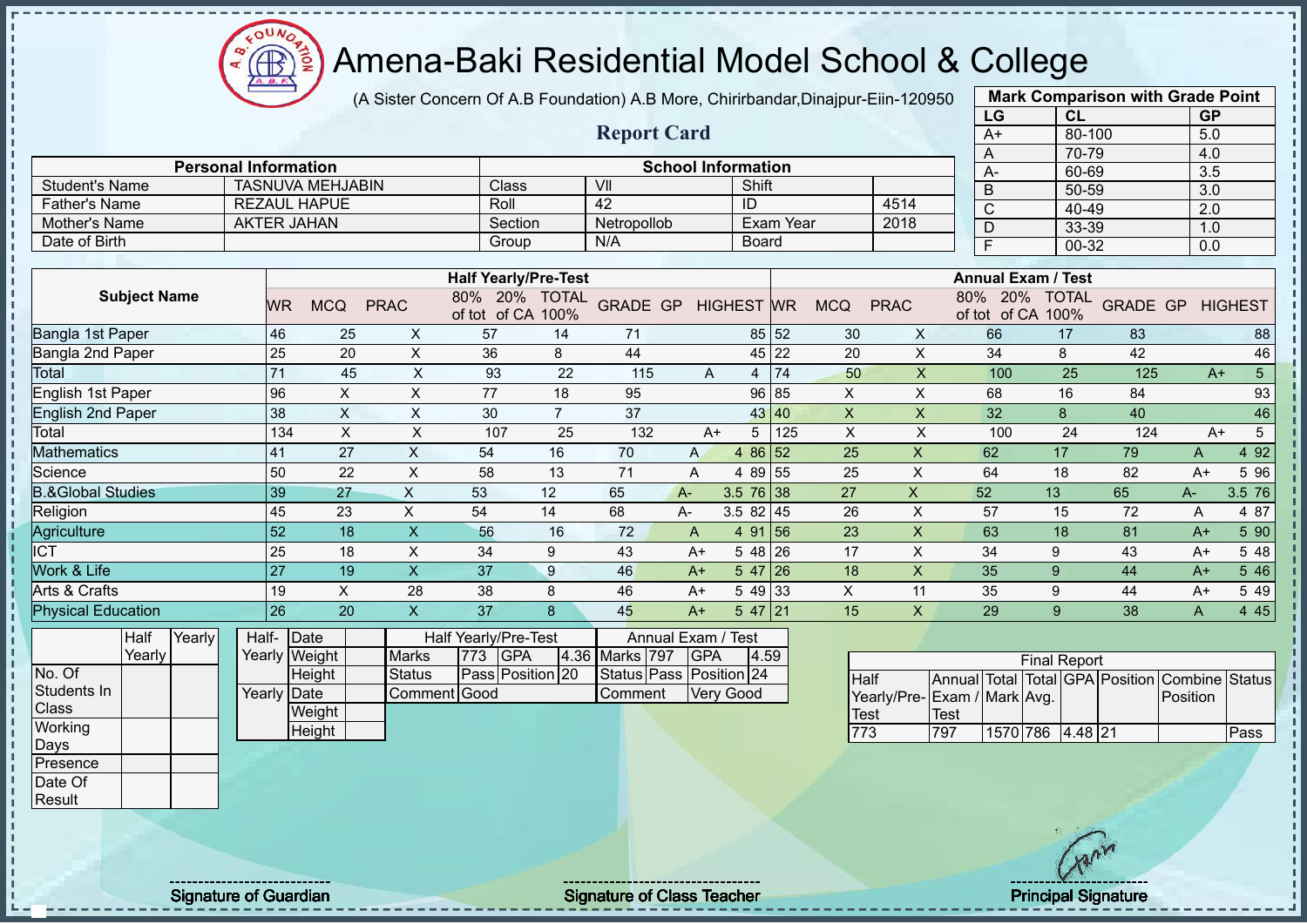# Amena-Baki Residential Model School & College

(A Sister Concern Of A.B Foundation) A.B More, Chirirbandar,Dinajpur-Eiin-120950

## Report Card

| Mark Comparison with Grade Point | | |
|---|---|---|
| LG | CL | GP |
| A+ | 80-100 | 5.0 |
| A | 70-79 | 4.0 |
| A- | 60-69 | 3.5 |
| B | 50-59 | 3.0 |
| C | 40-49 | 2.0 |
| D | 33-39 | 1.0 |
| F | 00-32 | 0.0 |

| Personal Information | | School Information | | | |
|---|---|---|---|---|---|
| Student's Name | TASNUVA MEHJABIN | Class | VII | Shift | |
| Father's Name | REZAUL HAPUE | Roll | 42 | ID | 4514 |
| Mother's Name | AKTER JAHAN | Section | Netropollob | Exam Year | 2018 |
| Date of Birth | | Group | N/A | Board | |

| Subject Name | Half Yearly/Pre-Test | | | | | | | | | Annual Exam / Test | | | | | | | | |
|---|---|---|---|---|---|---|---|---|---|---|---|---|---|---|---|---|---|---|
| | WR | MCQ | PRAC | 80% of tot | 20% of CA | TOTAL 100% | GRADE | GP | HIGHEST | WR | MCQ | PRAC | 80% of tot | 20% of CA | TOTAL 100% | GRADE | GP | HIGHEST |
| Bangla 1st Paper | 46 | 25 | X | 57 | 14 | 71 | | | 85 | 52 | 30 | X | 66 | 17 | 83 | | | 88 |
| Bangla 2nd Paper | 25 | 20 | X | 36 | 8 | 44 | | | 45 | 22 | 20 | X | 34 | 8 | 42 | | | 46 |
| Total | 71 | 45 | X | 93 | 22 | 115 | A | 4 | | 74 | 50 | X | 100 | 25 | 125 | A+ | 5 | |
| English 1st Paper | 96 | X | X | 77 | 18 | 95 | | | 96 | 85 | X | X | 68 | 16 | 84 | | | 93 |
| English 2nd Paper | 38 | X | X | 30 | 7 | 37 | | | 43 | 40 | X | X | 32 | 8 | 40 | | | 46 |
| Total | 134 | X | X | 107 | 25 | 132 | A+ | 5 | | 125 | X | X | 100 | 24 | 124 | A+ | 5 | |
| Mathematics | 41 | 27 | X | 54 | 16 | 70 | A | 4 | 86 | 52 | 25 | X | 62 | 17 | 79 | A | 4 | 92 |
| Science | 50 | 22 | X | 58 | 13 | 71 | A | 4 | 89 | 55 | 25 | X | 64 | 18 | 82 | A+ | 5 | 96 |
| B.&Global Studies | 39 | 27 | X | 53 | 12 | 65 | A- | 3.5 | 76 | 38 | 27 | X | 52 | 13 | 65 | A- | 3.5 | 76 |
| Religion | 45 | 23 | X | 54 | 14 | 68 | A- | 3.5 | 82 | 45 | 26 | X | 57 | 15 | 72 | A | 4 | 87 |
| Agriculture | 52 | 18 | X | 56 | 16 | 72 | A | 4 | 91 | 56 | 23 | X | 63 | 18 | 81 | A+ | 5 | 90 |
| ICT | 25 | 18 | X | 34 | 9 | 43 | A+ | 5 | 48 | 26 | 17 | X | 34 | 9 | 43 | A+ | 5 | 48 |
| Work & Life | 27 | 19 | X | 37 | 9 | 46 | A+ | 5 | 47 | 26 | 18 | X | 35 | 9 | 44 | A+ | 5 | 46 |
| Arts & Crafts | 19 | X | 28 | 38 | 8 | 46 | A+ | 5 | 49 | 33 | X | 11 | 35 | 9 | 44 | A+ | 5 | 49 |
| Physical Education | 26 | 20 | X | 37 | 8 | 45 | A+ | 5 | 47 | 21 | 15 | X | 29 | 9 | 38 | A | 4 | 45 |

| | Half Yearly | Yearly |
|---|---|---|
| No. Of Students In Class | | |
| Working Days | | |
| Presence | | |
| Date Of Result | | |

| | | |
|---|---|---|
| Half-Yearly | Date | |
| | Weight | |
| | Height | |
| Yearly | Date | |
| | Weight | |
| | Height | |

| Half Yearly/Pre-Test | | | | Annual Exam / Test | | | |
|---|---|---|---|---|---|---|---|
| Marks | 773 | GPA | 4.36 | Marks | 797 | GPA | 4.59 |
| Status | Pass | Position | 20 | Status | Pass | Position | 24 |
| Comment | Good | | | Comment | Very Good | | |

| Final Report | | | | | | | |
|---|---|---|---|---|---|---|---|
| Half Yearly/Pre-Test | Annual Exam / Test | Total Mark | Total Avg. | GPA | Position | Combine Position | Status |
| 773 | 797 | 1570 | 786 | 4.48 | 21 | | Pass |

Signature of Guardian

Signature of Class Teacher

Principal Signature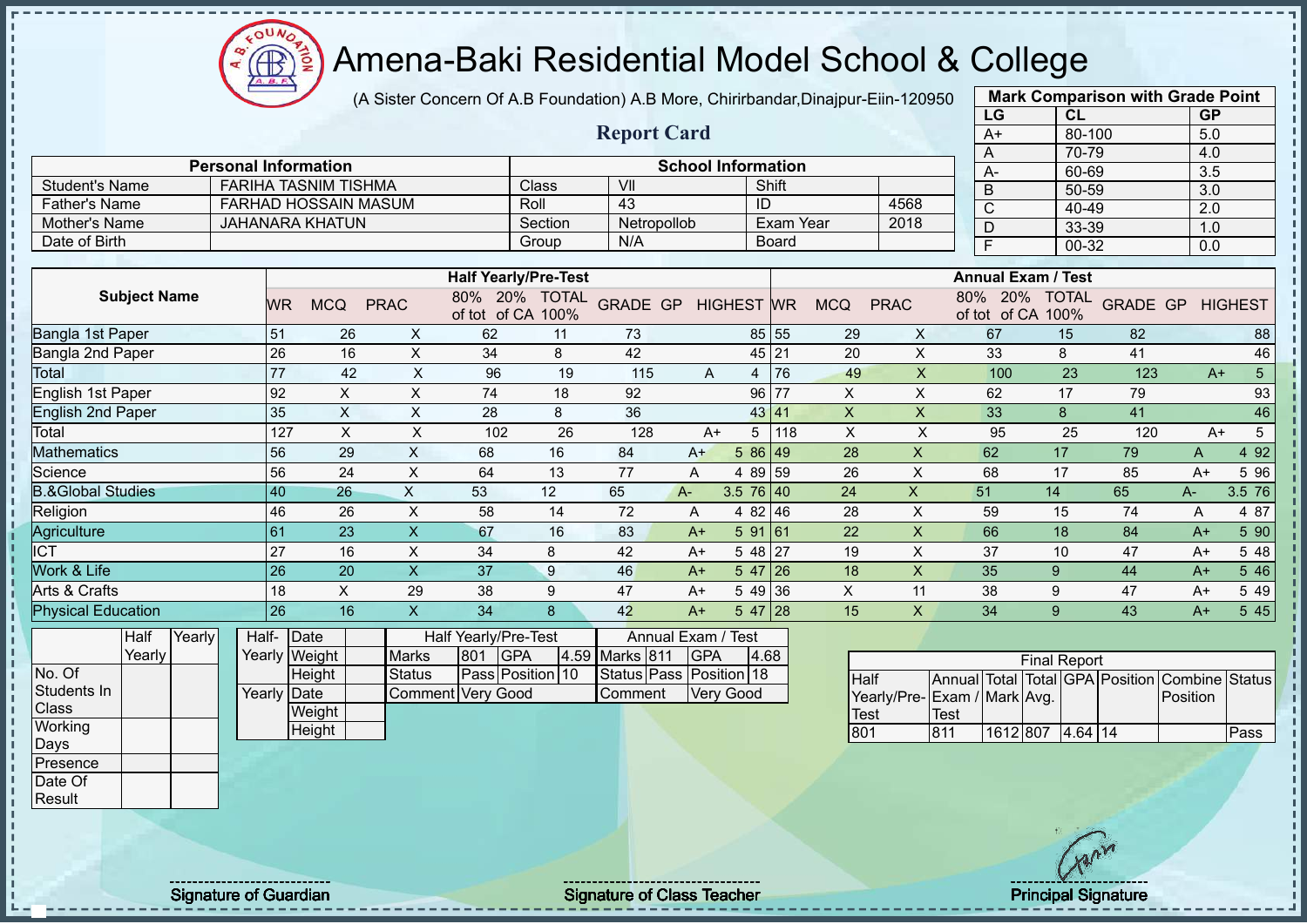# Amena-Baki Residential Model School & College

(A Sister Concern Of A.B Foundation) A.B More, Chirirbandar,Dinajpur-Eiin-120950

## Report Card

| Mark Comparison with Grade Point | | |
|---|---|---|
| LG | CL | GP |
| A+ | 80-100 | 5.0 |
| A | 70-79 | 4.0 |
| A- | 60-69 | 3.5 |
| B | 50-59 | 3.0 |
| C | 40-49 | 2.0 |
| D | 33-39 | 1.0 |
| F | 00-32 | 0.0 |

| Personal Information | | School Information | | | |
|---|---|---|---|---|---|
| Student's Name | FARIHA TASNIM TISHMA | Class | VII | Shift | |
| Father's Name | FARHAD HOSSAIN MASUM | Roll | 43 | ID | 4568 |
| Mother's Name | JAHANARA KHATUN | Section | Netropollob | Exam Year | 2018 |
| Date of Birth | | Group | N/A | Board | |

| Subject Name | Half Yearly/Pre-Test | | | | | | | | | Annual Exam / Test | | | | | | | | |
|---|---|---|---|---|---|---|---|---|---|---|---|---|---|---|---|---|---|---|
| | WR | MCQ | PRAC | 80% of tot | 20% of CA | TOTAL 100% | GRADE | GP | HIGHEST | WR | MCQ | PRAC | 80% of tot | 20% of CA | TOTAL 100% | GRADE | GP | HIGHEST |
| Bangla 1st Paper | 51 | 26 | X | 62 | 11 | 73 | | | 85 | 55 | 29 | X | 67 | 15 | 82 | | | 88 |
| Bangla 2nd Paper | 26 | 16 | X | 34 | 8 | 42 | | | 45 | 21 | 20 | X | 33 | 8 | 41 | | | 46 |
| Total | 77 | 42 | X | 96 | 19 | 115 | A | 4 | | 76 | 49 | X | 100 | 23 | 123 | A+ | 5 | |
| English 1st Paper | 92 | X | X | 74 | 18 | 92 | | | 96 | 77 | X | X | 62 | 17 | 79 | | | 93 |
| English 2nd Paper | 35 | X | X | 28 | 8 | 36 | | | 43 | 41 | X | X | 33 | 8 | 41 | | | 46 |
| Total | 127 | X | X | 102 | 26 | 128 | A+ | 5 | | 118 | X | X | 95 | 25 | 120 | A+ | 5 | |
| Mathematics | 56 | 29 | X | 68 | 16 | 84 | A+ | 5 | 86 | 49 | 28 | X | 62 | 17 | 79 | A | 4 | 92 |
| Science | 56 | 24 | X | 64 | 13 | 77 | A | 4 | 89 | 59 | 26 | X | 68 | 17 | 85 | A+ | 5 | 96 |
| B.&Global Studies | 40 | 26 | X | 53 | 12 | 65 | A- | 3.5 | 76 | 40 | 24 | X | 51 | 14 | 65 | A- | 3.5 | 76 |
| Religion | 46 | 26 | X | 58 | 14 | 72 | A | 4 | 82 | 46 | 28 | X | 59 | 15 | 74 | A | 4 | 87 |
| Agriculture | 61 | 23 | X | 67 | 16 | 83 | A+ | 5 | 91 | 61 | 22 | X | 66 | 18 | 84 | A+ | 5 | 90 |
| ICT | 27 | 16 | X | 34 | 8 | 42 | A+ | 5 | 48 | 27 | 19 | X | 37 | 10 | 47 | A+ | 5 | 48 |
| Work & Life | 26 | 20 | X | 37 | 9 | 46 | A+ | 5 | 47 | 26 | 18 | X | 35 | 9 | 44 | A+ | 5 | 46 |
| Arts & Crafts | 18 | X | 29 | 38 | 9 | 47 | A+ | 5 | 49 | 36 | X | 11 | 38 | 9 | 47 | A+ | 5 | 49 |
| Physical Education | 26 | 16 | X | 34 | 8 | 42 | A+ | 5 | 47 | 28 | 15 | X | 34 | 9 | 43 | A+ | 5 | 45 |

| | Half Yearly | Yearly |
|---|---|---|
| No. Of Students In Class | | |
| Working Days | | |
| Presence | | |
| Date Of Result | | |

| | | |
|---|---|---|
| Half-Yearly | Date | |
| | Weight | |
| | Height | |
| Yearly | Date | |
| | Weight | |
| | Height | |

| Half Yearly/Pre-Test | | | | Annual Exam / Test | | | |
|---|---|---|---|---|---|---|---|
| Marks | 801 | GPA | 4.59 | Marks | 811 | GPA | 4.68 |
| Status | Pass | Position | 10 | Status | Pass | Position | 18 |
| Comment | Very Good | | | Comment | Very Good | | |

| Final Report | | | | | | | |
|---|---|---|---|---|---|---|---|
| Half Yearly/Pre-Test | Annual Exam / Test | Total Mark | Total Avg. | GPA | Position | Combine Position | Status |
| 801 | 811 | 1612 | 807 | 4.64 | 14 | | Pass |

Signature of Guardian

Signature of Class Teacher

Principal Signature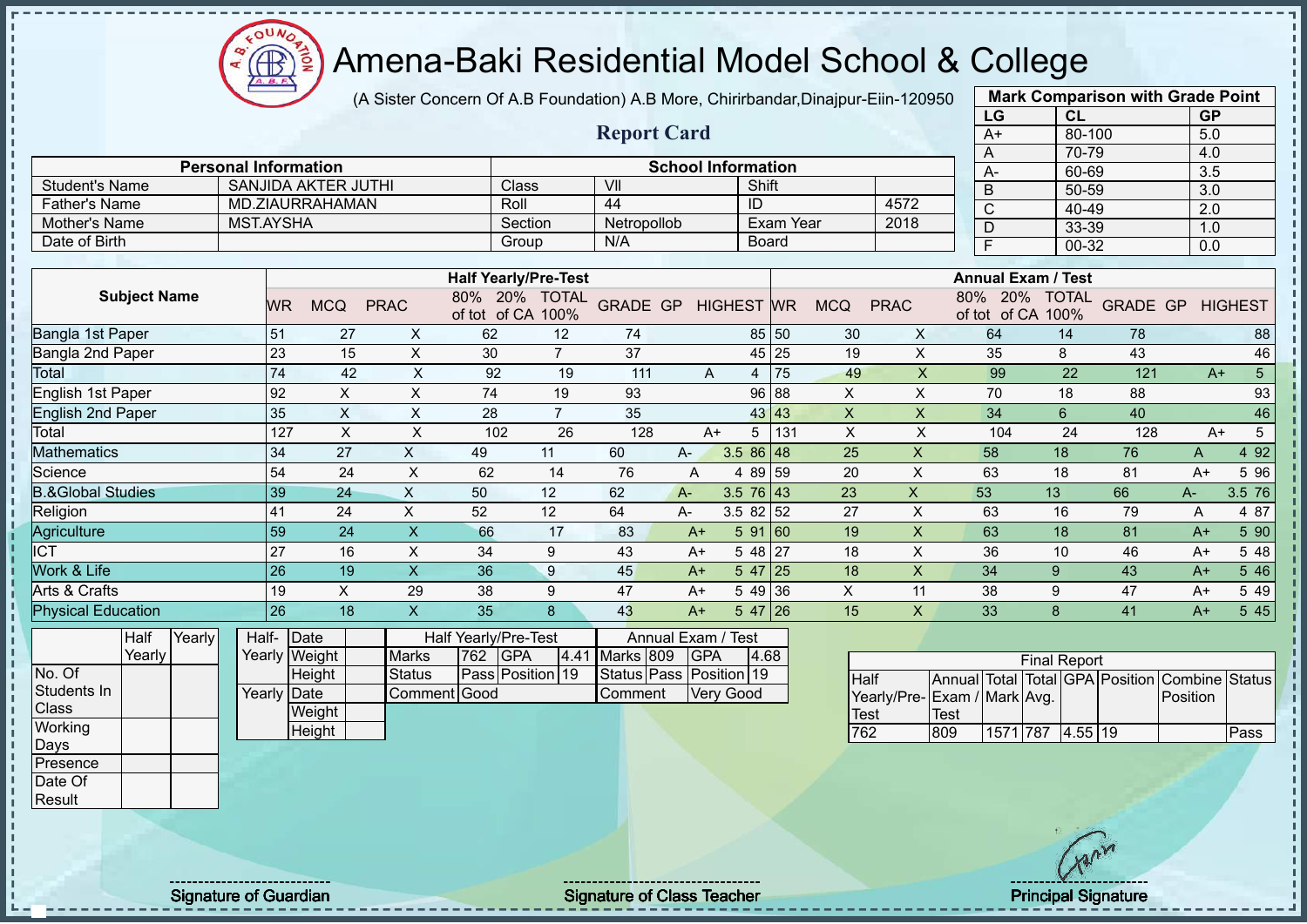# Amena-Baki Residential Model School & College

(A Sister Concern Of A.B Foundation) A.B More, Chirirbandar,Dinajpur-Eiin-120950

## Report Card

| Mark Comparison with Grade Point | | |
|---|---|---|
| LG | CL | GP |
| A+ | 80-100 | 5.0 |
| A | 70-79 | 4.0 |
| A- | 60-69 | 3.5 |
| B | 50-59 | 3.0 |
| C | 40-49 | 2.0 |
| D | 33-39 | 1.0 |
| F | 00-32 | 0.0 |

| Personal Information | | School Information | | | |
|---|---|---|---|---|---|
| Student's Name | SANJIDA AKTER JUTHI | Class | VII | Shift | |
| Father's Name | MD.ZIAURRAHAMAN | Roll | 44 | ID | 4572 |
| Mother's Name | MST.AYSHA | Section | Netropollob | Exam Year | 2018 |
| Date of Birth | | Group | N/A | Board | |

| Subject Name | Half Yearly/Pre-Test | | | | | | | | | | Annual Exam / Test | | | | | | | | | |
|---|---|---|---|---|---|---|---|---|---|---|---|---|---|---|---|---|---|---|---|---|
| | WR | MCQ | PRAC | 80% of tot | 20% of CA | TOTAL 100% | GRADE | GP | HIGHEST | | WR | MCQ | PRAC | 80% of tot | 20% of CA | TOTAL 100% | GRADE | GP | HIGHEST |
| Bangla 1st Paper | 51 | 27 | X | 62 | 12 | 74 | | | 85 | | 50 | 30 | X | 64 | 14 | 78 | | | 88 |
| Bangla 2nd Paper | 23 | 15 | X | 30 | 7 | 37 | | | 45 | | 25 | 19 | X | 35 | 8 | 43 | | | 46 |
| Total | 74 | 42 | X | 92 | 19 | 111 | A | 4 | | | 75 | 49 | X | 99 | 22 | 121 | A+ | 5 | |
| English 1st Paper | 92 | X | X | 74 | 19 | 93 | | | 96 | | 88 | X | X | 70 | 18 | 88 | | | 93 |
| English 2nd Paper | 35 | X | X | 28 | 7 | 35 | | | 43 | | 43 | X | X | 34 | 6 | 40 | | | 46 |
| Total | 127 | X | X | 102 | 26 | 128 | A+ | 5 | | | 131 | X | X | 104 | 24 | 128 | A+ | 5 | |
| Mathematics | 34 | 27 | X | 49 | 11 | 60 | A- | 3.5 | 86 | | 48 | 25 | X | 58 | 18 | 76 | A | 4 | 92 |
| Science | 54 | 24 | X | 62 | 14 | 76 | A | 4 | 89 | | 59 | 20 | X | 63 | 18 | 81 | A+ | 5 | 96 |
| B.&Global Studies | 39 | 24 | X | 50 | 12 | 62 | A- | 3.5 | 76 | | 43 | 23 | X | 53 | 13 | 66 | A- | 3.5 | 76 |
| Religion | 41 | 24 | X | 52 | 12 | 64 | A- | 3.5 | 82 | | 52 | 27 | X | 63 | 16 | 79 | A | 4 | 87 |
| Agriculture | 59 | 24 | X | 66 | 17 | 83 | A+ | 5 | 91 | | 60 | 19 | X | 63 | 18 | 81 | A+ | 5 | 90 |
| ICT | 27 | 16 | X | 34 | 9 | 43 | A+ | 5 | 48 | | 27 | 18 | X | 36 | 10 | 46 | A+ | 5 | 48 |
| Work & Life | 26 | 19 | X | 36 | 9 | 45 | A+ | 5 | 47 | | 25 | 18 | X | 34 | 9 | 43 | A+ | 5 | 46 |
| Arts & Crafts | 19 | X | 29 | 38 | 9 | 47 | A+ | 5 | 49 | | 36 | X | 11 | 38 | 9 | 47 | A+ | 5 | 49 |
| Physical Education | 26 | 18 | X | 35 | 8 | 43 | A+ | 5 | 47 | | 26 | 15 | X | 33 | 8 | 41 | A+ | 5 | 45 |

| | Half Yearly | Yearly |
|---|---|---|
| No. Of Students In Class | | |
| Working Days | | |
| Presence | | |
| Date Of Result | | |

| | | |
|---|---|---|
| Half-Yearly | Date | |
| | Weight | |
| | Height | |
| Yearly | Date | |
| | Weight | |
| | Height | |

| Half Yearly/Pre-Test | | | | Annual Exam / Test | | | |
|---|---|---|---|---|---|---|---|
| Marks | 762 | GPA | 4.41 | Marks | 809 | GPA | 4.68 |
| Status | Pass | Position | 19 | Status | Pass | Position | 19 |
| Comment | Good | | | Comment | Very Good | | |

| Final Report | | | | | | | |
|---|---|---|---|---|---|---|---|
| Half Yearly/Pre-Test | Annual Exam / Test | Total Mark | Total Avg. | GPA | Position | Combine Position | Status |
| 762 | 809 | 1571 | 787 | 4.55 | 19 | | Pass |

Signature of Guardian Signature of Class Teacher Principal Signature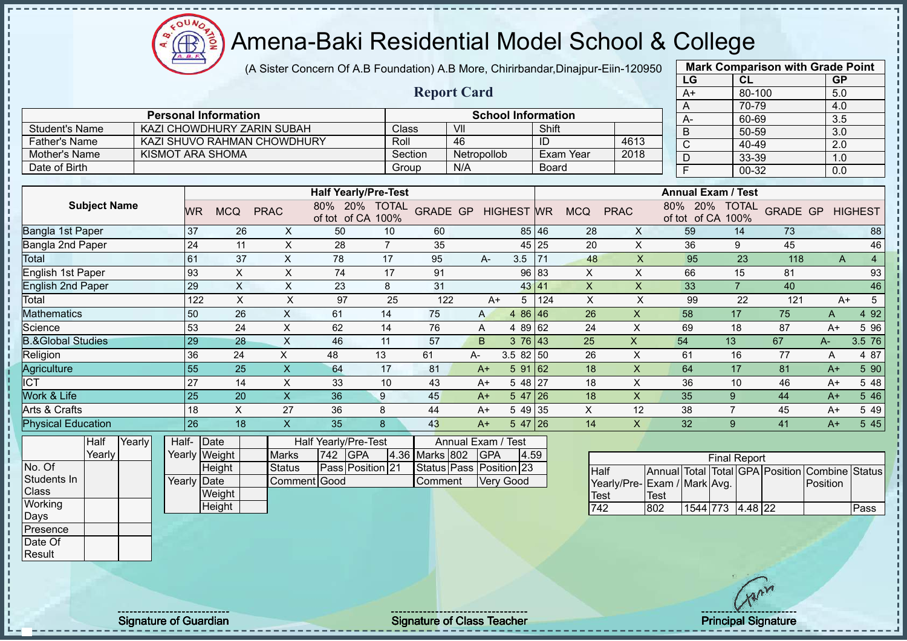# Amena-Baki Residential Model School & College

(A Sister Concern Of A.B Foundation) A.B More, Chirirbandar,Dinajpur-Eiin-120950

## Report Card

| Mark Comparison with Grade Point | | |
|---|---|---|
| LG | CL | GP |
| A+ | 80-100 | 5.0 |
| A | 70-79 | 4.0 |
| A- | 60-69 | 3.5 |
| B | 50-59 | 3.0 |
| C | 40-49 | 2.0 |
| D | 33-39 | 1.0 |
| F | 00-32 | 0.0 |

| Personal Information | | School Information | | | |
|---|---|---|---|---|---|
| Student's Name | KAZI CHOWDHURY ZARIN SUBAH | Class | VII | Shift | |
| Father's Name | KAZI SHUVO RAHMAN CHOWDHURY | Roll | 46 | ID | 4613 |
| Mother's Name | KISMOT ARA SHOMA | Section | Netropollob | Exam Year | 2018 |
| Date of Birth | | Group | N/A | Board | |

| Subject Name | Half Yearly/Pre-Test | | | | | | | | | Annual Exam / Test | | | | | | | | |
|---|---|---|---|---|---|---|---|---|---|---|---|---|---|---|---|---|---|---|
| | WR | MCQ | PRAC | 80% of tot | 20% of CA | TOTAL 100% | GRADE | GP | HIGHEST | WR | MCQ | PRAC | 80% of tot | 20% of CA | TOTAL 100% | GRADE | GP | HIGHEST |
| Bangla 1st Paper | 37 | 26 | X | 50 | 10 | 60 | | | 85 | 46 | 28 | X | 59 | 14 | 73 | | | 88 |
| Bangla 2nd Paper | 24 | 11 | X | 28 | 7 | 35 | | | 45 | 25 | 20 | X | 36 | 9 | 45 | | | 46 |
| Total | 61 | 37 | X | 78 | 17 | 95 | A- | 3.5 | | 71 | 48 | X | 95 | 23 | 118 | A | 4 | |
| English 1st Paper | 93 | X | X | 74 | 17 | 91 | | | 96 | 83 | X | X | 66 | 15 | 81 | | | 93 |
| English 2nd Paper | 29 | X | X | 23 | 8 | 31 | | | 43 | 41 | X | X | 33 | 7 | 40 | | | 46 |
| Total | 122 | X | X | 97 | 25 | 122 | A+ | 5 | | 124 | X | X | 99 | 22 | 121 | A+ | 5 | |
| Mathematics | 50 | 26 | X | 61 | 14 | 75 | A | 4 | 86 | 46 | 26 | X | 58 | 17 | 75 | A | 4 | 92 |
| Science | 53 | 24 | X | 62 | 14 | 76 | A | 4 | 89 | 62 | 24 | X | 69 | 18 | 87 | A+ | 5 | 96 |
| B.&Global Studies | 29 | 28 | X | 46 | 11 | 57 | B | 3 | 76 | 43 | 25 | X | 54 | 13 | 67 | A- | 3.5 | 76 |
| Religion | 36 | 24 | X | 48 | 13 | 61 | A- | 3.5 | 82 | 50 | 26 | X | 61 | 16 | 77 | A | 4 | 87 |
| Agriculture | 55 | 25 | X | 64 | 17 | 81 | A+ | 5 | 91 | 62 | 18 | X | 64 | 17 | 81 | A+ | 5 | 90 |
| ICT | 27 | 14 | X | 33 | 10 | 43 | A+ | 5 | 48 | 27 | 18 | X | 36 | 10 | 46 | A+ | 5 | 48 |
| Work & Life | 25 | 20 | X | 36 | 9 | 45 | A+ | 5 | 47 | 26 | 18 | X | 35 | 9 | 44 | A+ | 5 | 46 |
| Arts & Crafts | 18 | X | 27 | 36 | 8 | 44 | A+ | 5 | 49 | 35 | X | 12 | 38 | 7 | 45 | A+ | 5 | 49 |
| Physical Education | 26 | 18 | X | 35 | 8 | 43 | A+ | 5 | 47 | 26 | 14 | X | 32 | 9 | 41 | A+ | 5 | 45 |

| | Half Yearly | Yearly |
|---|---|---|
| No. Of Students In Class | | |
| Working Days | | |
| Presence | | |
| Date Of Result | | |

| | | |
|---|---|---|
| Half-Yearly | Date | |
| | Weight | |
| | Height | |
| Yearly | Date | |
| | Weight | |
| | Height | |

| Half Yearly/Pre-Test | | | | Annual Exam / Test | | | |
|---|---|---|---|---|---|---|---|
| Marks | 742 | GPA | 4.36 | Marks | 802 | GPA | 4.59 |
| Status | Pass | Position | 21 | Status | Pass | Position | 23 |
| Comment | Good | | | Comment | Very Good | | |

| Final Report | | | | | | | |
|---|---|---|---|---|---|---|---|
| Half Yearly/Pre-Test | Annual Exam / Test | Total Mark | Total Avg. | GPA | Position | Combine Position | Status |
| 742 | 802 | 1544 | 773 | 4.48 | 22 | | Pass |

Signature of Guardian

Signature of Class Teacher

Principal Signature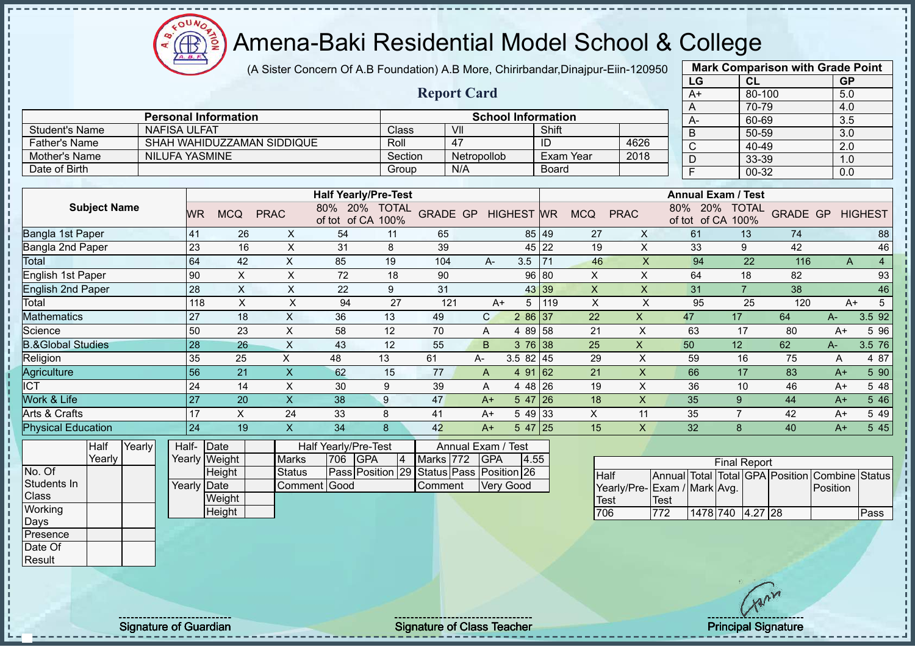# Amena-Baki Residential Model School & College

(A Sister Concern Of A.B Foundation) A.B More, Chirirbandar,Dinajpur-Eiin-120950

## Report Card

| Mark Comparison with Grade Point | | |
|---|---|---|
| LG | CL | GP |
| A+ | 80-100 | 5.0 |
| A | 70-79 | 4.0 |
| A- | 60-69 | 3.5 |
| B | 50-59 | 3.0 |
| C | 40-49 | 2.0 |
| D | 33-39 | 1.0 |
| F | 00-32 | 0.0 |

| Personal Information | | School Information | | | |
|---|---|---|---|---|---|
| Student's Name | NAFISA ULFAT | Class | VII | Shift | |
| Father's Name | SHAH WAHIDUZZAMAN SIDDIQUE | Roll | 47 | ID | 4626 |
| Mother's Name | NILUFA YASMINE | Section | Netropollob | Exam Year | 2018 |
| Date of Birth | | Group | N/A | Board | |

| Subject Name | Half Yearly/Pre-Test | | | | | | | | | Annual Exam / Test | | | | | | | | |
|---|---|---|---|---|---|---|---|---|---|---|---|---|---|---|---|---|---|---|
| | WR | MCQ | PRAC | 80% of tot | 20% of CA | TOTAL 100% | GRADE | GP | HIGHEST | WR | MCQ | PRAC | 80% of tot | 20% of CA | TOTAL 100% | GRADE | GP | HIGHEST |
| Bangla 1st Paper | 41 | 26 | X | 54 | 11 | 65 | | | 85 | 49 | 27 | X | 61 | 13 | 74 | | | 88 |
| Bangla 2nd Paper | 23 | 16 | X | 31 | 8 | 39 | | | 45 | 22 | 19 | X | 33 | 9 | 42 | | | 46 |
| Total | 64 | 42 | X | 85 | 19 | 104 | A- | 3.5 | | 71 | 46 | X | 94 | 22 | 116 | A | 4 | |
| English 1st Paper | 90 | X | X | 72 | 18 | 90 | | | 96 | 80 | X | X | 64 | 18 | 82 | | | 93 |
| English 2nd Paper | 28 | X | X | 22 | 9 | 31 | | | 43 | 39 | X | X | 31 | 7 | 38 | | | 46 |
| Total | 118 | X | X | 94 | 27 | 121 | A+ | 5 | | 119 | X | X | 95 | 25 | 120 | A+ | 5 | |
| Mathematics | 27 | 18 | X | 36 | 13 | 49 | C | 2 | 86 | 37 | 22 | X | 47 | 17 | 64 | A- | 3.5 | 92 |
| Science | 50 | 23 | X | 58 | 12 | 70 | A | 4 | 89 | 58 | 21 | X | 63 | 17 | 80 | A+ | 5 | 96 |
| B.&Global Studies | 28 | 26 | X | 43 | 12 | 55 | B | 3 | 76 | 38 | 25 | X | 50 | 12 | 62 | A- | 3.5 | 76 |
| Religion | 35 | 25 | X | 48 | 13 | 61 | A- | 3.5 | 82 | 45 | 29 | X | 59 | 16 | 75 | A | 4 | 87 |
| Agriculture | 56 | 21 | X | 62 | 15 | 77 | A | 4 | 91 | 62 | 21 | X | 66 | 17 | 83 | A+ | 5 | 90 |
| ICT | 24 | 14 | X | 30 | 9 | 39 | A | 4 | 48 | 26 | 19 | X | 36 | 10 | 46 | A+ | 5 | 48 |
| Work & Life | 27 | 20 | X | 38 | 9 | 47 | A+ | 5 | 47 | 26 | 18 | X | 35 | 9 | 44 | A+ | 5 | 46 |
| Arts & Crafts | 17 | X | 24 | 33 | 8 | 41 | A+ | 5 | 49 | 33 | X | 11 | 35 | 7 | 42 | A+ | 5 | 49 |
| Physical Education | 24 | 19 | X | 34 | 8 | 42 | A+ | 5 | 47 | 25 | 15 | X | 32 | 8 | 40 | A+ | 5 | 45 |

| | Half Yearly | Yearly |
|---|---|---|
| No. Of Students In Class | | |
| Working Days | | |
| Presence | | |
| Date Of Result | | |

| | | |
|---|---|---|
| Half-Yearly | Date | |
| | Weight | |
| | Height | |
| Yearly | Date | |
| | Weight | |
| | Height | |

| Half Yearly/Pre-Test | | | | Annual Exam / Test | | | |
|---|---|---|---|---|---|---|---|
| Marks | 706 | GPA | 4 | Marks | 772 | GPA | 4.55 |
| Status | Pass | Position | 29 | Status | Pass | Position | 26 |
| Comment | Good | | | Comment | Very Good | | |

| Final Report | | | | | | | |
|---|---|---|---|---|---|---|---|
| Half Yearly/Pre-Test | Annual Exam / Test | Total Mark | Total Avg. | GPA | Position | Combine Position | Status |
| 706 | 772 | 1478 | 740 | 4.27 | 28 | | Pass |

Signature of Guardian | Signature of Class Teacher | Principal Signature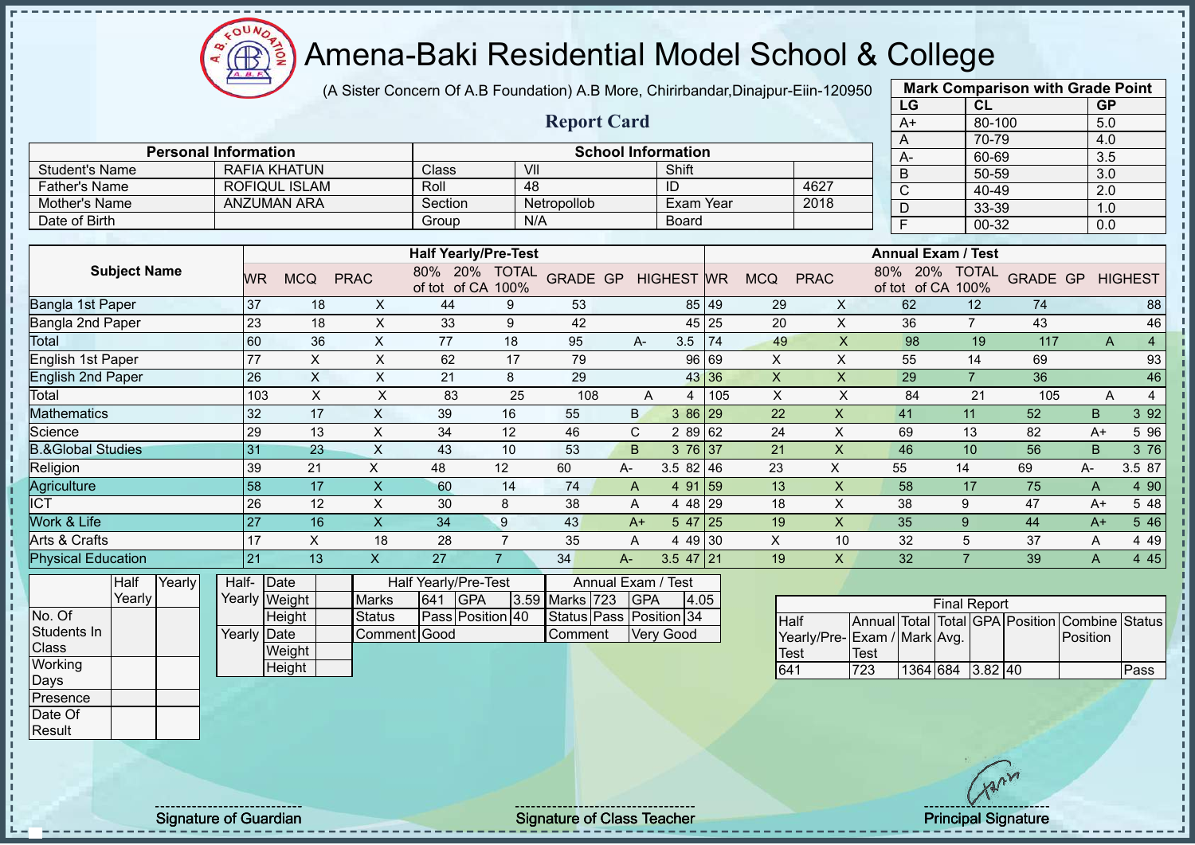# Amena-Baki Residential Model School & College

(A Sister Concern Of A.B Foundation) A.B More, Chirirbandar,Dinajpur-Eiin-120950

## Report Card

| Mark Comparison with Grade Point | | |
|---|---|---|
| LG | CL | GP |
| A+ | 80-100 | 5.0 |
| A | 70-79 | 4.0 |
| A- | 60-69 | 3.5 |
| B | 50-59 | 3.0 |
| C | 40-49 | 2.0 |
| D | 33-39 | 1.0 |
| F | 00-32 | 0.0 |

| Personal Information | | School Information | | | |
|---|---|---|---|---|---|
| Student's Name | RAFIA KHATUN | Class | VII | Shift | |
| Father's Name | ROFIQUL ISLAM | Roll | 48 | ID | 4627 |
| Mother's Name | ANZUMAN ARA | Section | Netropollob | Exam Year | 2018 |
| Date of Birth | | Group | N/A | Board | |

| Subject Name | Half Yearly/Pre-Test | | | | | | | | | Annual Exam / Test | | | | | | | | |
|---|---|---|---|---|---|---|---|---|---|---|---|---|---|---|---|---|---|---|
| | WR | MCQ | PRAC | 80% of tot | 20% of CA | TOTAL 100% | GRADE | GP | HIGHEST | WR | MCQ | PRAC | 80% of tot | 20% of CA | TOTAL 100% | GRADE | GP | HIGHEST |
| Bangla 1st Paper | 37 | 18 | X | 44 | 9 | 53 | | | 85 | 49 | 29 | X | 62 | 12 | 74 | | | 88 |
| Bangla 2nd Paper | 23 | 18 | X | 33 | 9 | 42 | | | 45 | 25 | 20 | X | 36 | 7 | 43 | | | 46 |
| Total | 60 | 36 | X | 77 | 18 | 95 | A- | 3.5 | | 74 | 49 | X | 98 | 19 | 117 | A | 4 | |
| English 1st Paper | 77 | X | X | 62 | 17 | 79 | | | 96 | 69 | X | X | 55 | 14 | 69 | | | 93 |
| English 2nd Paper | 26 | X | X | 21 | 8 | 29 | | | 43 | 36 | X | X | 29 | 7 | 36 | | | 46 |
| Total | 103 | X | X | 83 | 25 | 108 | A | 4 | | 105 | X | X | 84 | 21 | 105 | A | 4 | |
| Mathematics | 32 | 17 | X | 39 | 16 | 55 | B | 3 | 86 | 29 | 22 | X | 41 | 11 | 52 | B | 3 | 92 |
| Science | 29 | 13 | X | 34 | 12 | 46 | C | 2 | 89 | 62 | 24 | X | 69 | 13 | 82 | A+ | 5 | 96 |
| B.&Global Studies | 31 | 23 | X | 43 | 10 | 53 | B | 3 | 76 | 37 | 21 | X | 46 | 10 | 56 | B | 3 | 76 |
| Religion | 39 | 21 | X | 48 | 12 | 60 | A- | 3.5 | 82 | 46 | 23 | X | 55 | 14 | 69 | A- | 3.5 | 87 |
| Agriculture | 58 | 17 | X | 60 | 14 | 74 | A | 4 | 91 | 59 | 13 | X | 58 | 17 | 75 | A | 4 | 90 |
| ICT | 26 | 12 | X | 30 | 8 | 38 | A | 4 | 48 | 29 | 18 | X | 38 | 9 | 47 | A+ | 5 | 48 |
| Work & Life | 27 | 16 | X | 34 | 9 | 43 | A+ | 5 | 47 | 25 | 19 | X | 35 | 9 | 44 | A+ | 5 | 46 |
| Arts & Crafts | 17 | X | 18 | 28 | 7 | 35 | A | 4 | 49 | 30 | X | 10 | 32 | 5 | 37 | A | 4 | 49 |
| Physical Education | 21 | 13 | X | 27 | 7 | 34 | A- | 3.5 | 47 | 21 | 19 | X | 32 | 7 | 39 | A | 4 | 45 |

| | Half Yearly | Yearly |
|---|---|---|
| No. Of Students In Class | | |
| Working Days | | |
| Presence | | |
| Date Of Result | | |

| | | |
|---|---|---|
| Half-Yearly | Date | |
| | Weight | |
| | Height | |
| Yearly | Date | |
| | Weight | |
| | Height | |

| Half Yearly/Pre-Test | | | | Annual Exam / Test | | | |
|---|---|---|---|---|---|---|---|
| Marks | 641 | GPA | 3.59 | Marks | 723 | GPA | 4.05 |
| Status | Pass | Position | 40 | Status | Pass | Position | 34 |
| Comment | Good | | | Comment | Very Good | | |

| Final Report | | | | | | | |
|---|---|---|---|---|---|---|---|
| Half Yearly/Pre-Test | Annual Exam / Test | Total Mark | Total Avg. | GPA | Position | Combine Position | Status |
| 641 | 723 | 1364 | 684 | 3.82 | 40 | | Pass |

Signature of Guardian

Signature of Class Teacher

Principal Signature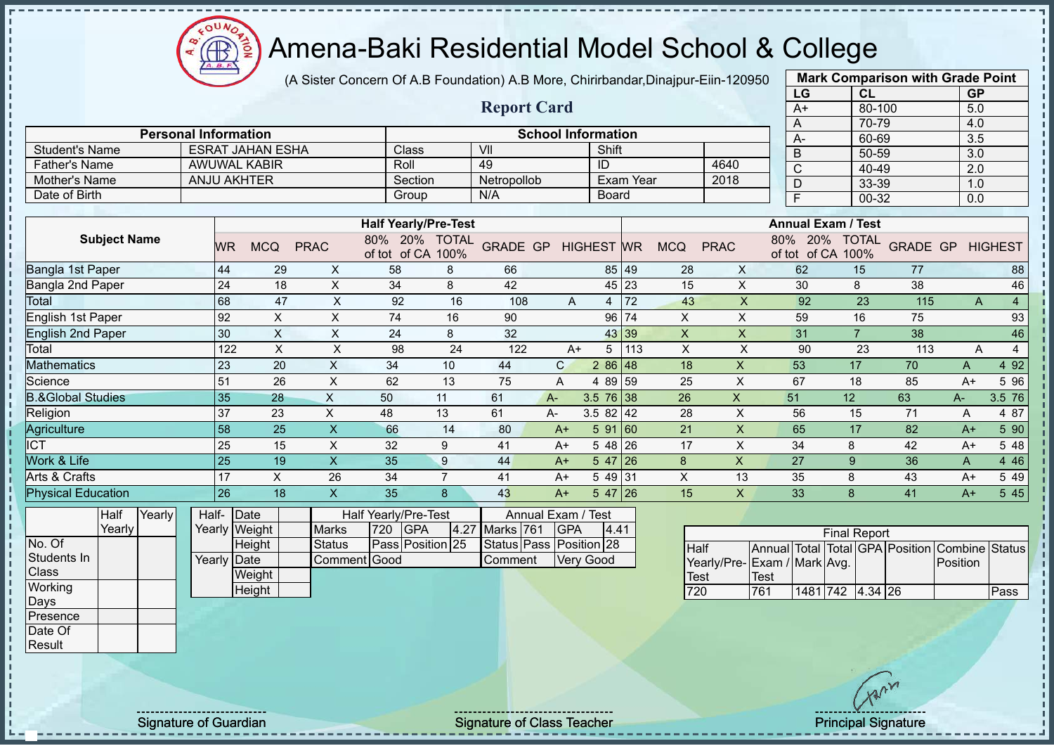# Amena-Baki Residential Model School & College

(A Sister Concern Of A.B Foundation) A.B More, Chirirbandar,Dinajpur-Eiin-120950

## Report Card

| Mark Comparison with Grade Point | | |
|---|---|---|
| LG | CL | GP |
| A+ | 80-100 | 5.0 |
| A | 70-79 | 4.0 |
| A- | 60-69 | 3.5 |
| B | 50-59 | 3.0 |
| C | 40-49 | 2.0 |
| D | 33-39 | 1.0 |
| F | 00-32 | 0.0 |

| Personal Information | | School Information | | | |
|---|---|---|---|---|---|
| Student's Name | ESRAT JAHAN ESHA | Class | VII | Shift | |
| Father's Name | AWUWAL KABIR | Roll | 49 | ID | 4640 |
| Mother's Name | ANJU AKHTER | Section | Netropollob | Exam Year | 2018 |
| Date of Birth | | Group | N/A | Board | |

| Subject Name | Half Yearly/Pre-Test | | | | | | | | | Annual Exam / Test | | | | | | | | |
|---|---|---|---|---|---|---|---|---|---|---|---|---|---|---|---|---|---|---|
| | WR | MCQ | PRAC | 80% of tot | 20% of CA | TOTAL 100% | GRADE | GP | HIGHEST | WR | MCQ | PRAC | 80% of tot | 20% of CA | TOTAL 100% | GRADE | GP | HIGHEST |
| Bangla 1st Paper | 44 | 29 | X | 58 | 8 | 66 | | | 85 | 49 | 28 | X | 62 | 15 | 77 | | | 88 |
| Bangla 2nd Paper | 24 | 18 | X | 34 | 8 | 42 | | | 45 | 23 | 15 | X | 30 | 8 | 38 | | | 46 |
| Total | 68 | 47 | X | 92 | 16 | 108 | A | 4 | | 72 | 43 | X | 92 | 23 | 115 | A | 4 | |
| English 1st Paper | 92 | X | X | 74 | 16 | 90 | | | 96 | 74 | X | X | 59 | 16 | 75 | | | 93 |
| English 2nd Paper | 30 | X | X | 24 | 8 | 32 | | | 43 | 39 | X | X | 31 | 7 | 38 | | | 46 |
| Total | 122 | X | X | 98 | 24 | 122 | A+ | 5 | | 113 | X | X | 90 | 23 | 113 | A | 4 | |
| Mathematics | 23 | 20 | X | 34 | 10 | 44 | C | 2 | 86 | 48 | 18 | X | 53 | 17 | 70 | A | 4 | 92 |
| Science | 51 | 26 | X | 62 | 13 | 75 | A | 4 | 89 | 59 | 25 | X | 67 | 18 | 85 | A+ | 5 | 96 |
| B.&Global Studies | 35 | 28 | X | 50 | 11 | 61 | A- | 3.5 | 76 | 38 | 26 | X | 51 | 12 | 63 | A- | 3.5 | 76 |
| Religion | 37 | 23 | X | 48 | 13 | 61 | A- | 3.5 | 82 | 42 | 28 | X | 56 | 15 | 71 | A | 4 | 87 |
| Agriculture | 58 | 25 | X | 66 | 14 | 80 | A+ | 5 | 91 | 60 | 21 | X | 65 | 17 | 82 | A+ | 5 | 90 |
| ICT | 25 | 15 | X | 32 | 9 | 41 | A+ | 5 | 48 | 26 | 17 | X | 34 | 8 | 42 | A+ | 5 | 48 |
| Work & Life | 25 | 19 | X | 35 | 9 | 44 | A+ | 5 | 47 | 26 | 8 | X | 27 | 9 | 36 | A | 4 | 46 |
| Arts & Crafts | 17 | X | 26 | 34 | 7 | 41 | A+ | 5 | 49 | 31 | X | 13 | 35 | 8 | 43 | A+ | 5 | 49 |
| Physical Education | 26 | 18 | X | 35 | 8 | 43 | A+ | 5 | 47 | 26 | 15 | X | 33 | 8 | 41 | A+ | 5 | 45 |

| | Half Yearly | Yearly |
|---|---|---|
| No. Of Students In Class | | |
| Working Days | | |
| Presence | | |
| Date Of Result | | |

| | | |
|---|---|---|
| Half-Yearly | Date | |
| | Weight | |
| | Height | |
| Yearly | Date | |
| | Weight | |
| | Height | |

| Half Yearly/Pre-Test | | | | Annual Exam / Test | | | |
|---|---|---|---|---|---|---|---|
| Marks | 720 | GPA | 4.27 | Marks | 761 | GPA | 4.41 |
| Status | Pass | Position | 25 | Status | Pass | Position | 28 |
| Comment | Good | | | Comment | Very Good | | |

| Final Report | | | | | | | |
|---|---|---|---|---|---|---|---|
| Half Yearly/Pre-Test | Annual Exam / Test | Total Mark | Total Avg. | GPA | Position | Combine Position | Status |
| 720 | 761 | 1481 | 742 | 4.34 | 26 | | Pass |

Signature of Guardian | Signature of Class Teacher | Principal Signature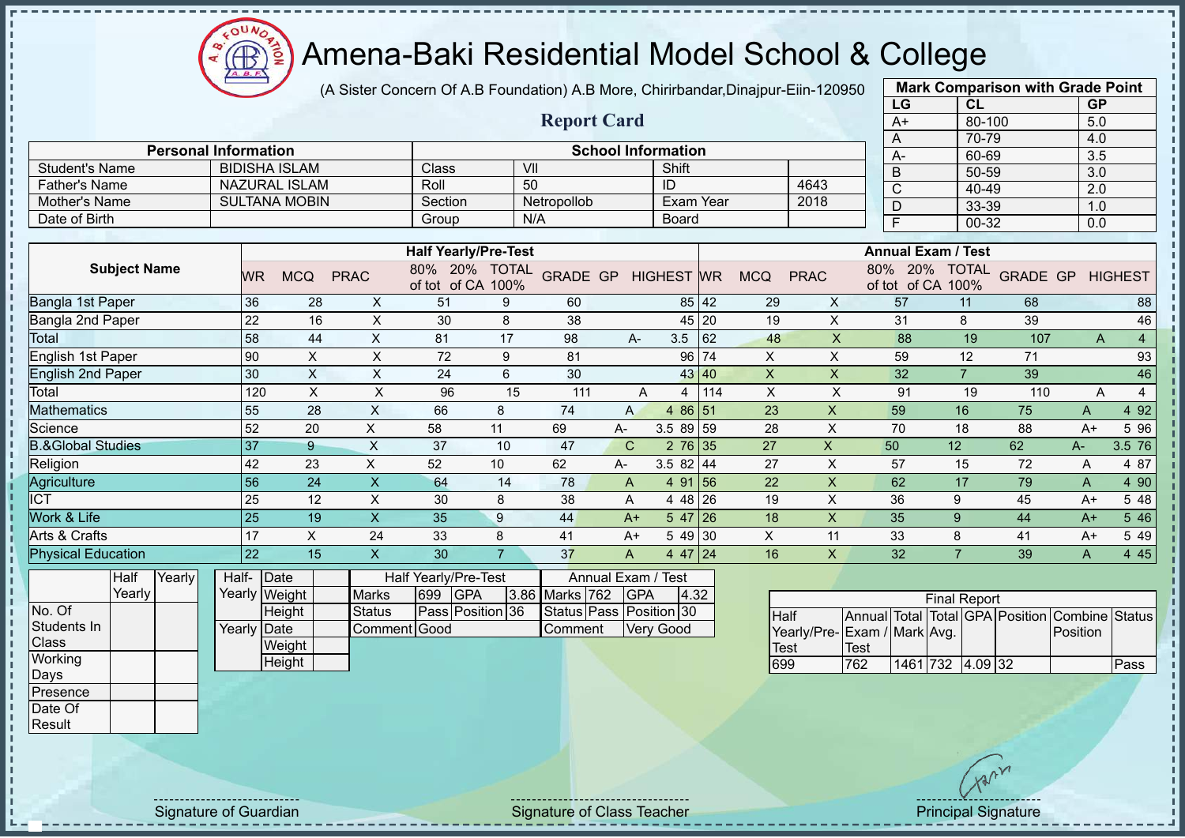# Amena-Baki Residential Model School & College

(A Sister Concern Of A.B Foundation) A.B More, Chirirbandar,Dinajpur-Eiin-120950

## Report Card

**Mark Comparison with Grade Point**

| LG | CL | GP |
|---|---|---|
| A+ | 80-100 | 5.0 |
| A | 70-79 | 4.0 |
| A- | 60-69 | 3.5 |
| B | 50-59 | 3.0 |
| C | 40-49 | 2.0 |
| D | 33-39 | 1.0 |
| F | 00-32 | 0.0 |

| Personal Information | | School Information | | | |
|---|---|---|---|---|---|
| Student's Name | BIDISHA ISLAM | Class | VII | Shift | |
| Father's Name | NAZURAL ISLAM | Roll | 50 | ID | 4643 |
| Mother's Name | SULTANA MOBIN | Section | Netropollob | Exam Year | 2018 |
| Date of Birth | | Group | N/A | Board | |

| Subject Name | Half Yearly/Pre-Test | | | | | | | | | Annual Exam / Test | | | | | | | | |
|---|---|---|---|---|---|---|---|---|---|---|---|---|---|---|---|---|---|---|
| | WR | MCQ | PRAC | 80% of tot | 20% of CA | TOTAL 100% | GRADE | GP | HIGHEST | WR | MCQ | PRAC | 80% of tot | 20% of CA | TOTAL 100% | GRADE | GP | HIGHEST |
| Bangla 1st Paper | 36 | 28 | X | 51 | 9 | 60 | | | 85 | 42 | 29 | X | 57 | 11 | 68 | | | 88 |
| Bangla 2nd Paper | 22 | 16 | X | 30 | 8 | 38 | | | 45 | 20 | 19 | X | 31 | 8 | 39 | | | 46 |
| Total | 58 | 44 | X | 81 | 17 | 98 | A- | 3.5 | | 62 | 48 | X | 88 | 19 | 107 | A | 4 | |
| English 1st Paper | 90 | X | X | 72 | 9 | 81 | | | 96 | 74 | X | X | 59 | 12 | 71 | | | 93 |
| English 2nd Paper | 30 | X | X | 24 | 6 | 30 | | | 43 | 40 | X | X | 32 | 7 | 39 | | | 46 |
| Total | 120 | X | X | 96 | 15 | 111 | A | 4 | | 114 | X | X | 91 | 19 | 110 | A | 4 | |
| Mathematics | 55 | 28 | X | 66 | 8 | 74 | A | 4 | 86 | 51 | 23 | X | 59 | 16 | 75 | A | 4 | 92 |
| Science | 52 | 20 | X | 58 | 11 | 69 | A- | 3.5 | 89 | 59 | 28 | X | 70 | 18 | 88 | A+ | 5 | 96 |
| B.&Global Studies | 37 | 9 | X | 37 | 10 | 47 | C | 2 | 76 | 35 | 27 | X | 50 | 12 | 62 | A- | 3.5 | 76 |
| Religion | 42 | 23 | X | 52 | 10 | 62 | A- | 3.5 | 82 | 44 | 27 | X | 57 | 15 | 72 | A | 4 | 87 |
| Agriculture | 56 | 24 | X | 64 | 14 | 78 | A | 4 | 91 | 56 | 22 | X | 62 | 17 | 79 | A | 4 | 90 |
| ICT | 25 | 12 | X | 30 | 8 | 38 | A | 4 | 48 | 26 | 19 | X | 36 | 9 | 45 | A+ | 5 | 48 |
| Work & Life | 25 | 19 | X | 35 | 9 | 44 | A+ | 5 | 47 | 26 | 18 | X | 35 | 9 | 44 | A+ | 5 | 46 |
| Arts & Crafts | 17 | X | 24 | 33 | 8 | 41 | A+ | 5 | 49 | 30 | X | 11 | 33 | 8 | 41 | A+ | 5 | 49 |
| Physical Education | 22 | 15 | X | 30 | 7 | 37 | A | 4 | 47 | 24 | 16 | X | 32 | 7 | 39 | A | 4 | 45 |

| | Half Yearly | Yearly |
|---|---|---|
| No. Of Students In Class | | |
| Working Days | | |
| Presence | | |
| Date Of Result | | |

| | | |
|---|---|---|
| Half-Yearly | Date | |
| | Weight | |
| | Height | |
| Yearly | Date | |
| | Weight | |
| | Height | |

| Half Yearly/Pre-Test | | | | Annual Exam / Test | | | |
|---|---|---|---|---|---|---|---|
| Marks | 699 | GPA | 3.86 | Marks | 762 | GPA | 4.32 |
| Status | Pass | Position | 36 | Status | Pass | Position | 30 |
| Comment | Good | | | Comment | Very Good | | |

| Final Report | | | | | | | |
|---|---|---|---|---|---|---|---|
| Half Yearly/Pre-Test | Annual Exam / Test | Total Mark | Total Avg. | GPA | Position | Combine Position | Status |
| 699 | 762 | 1461 | 732 | 4.09 | 32 | | Pass |

Signature of Guardian

Signature of Class Teacher

Principal Signature